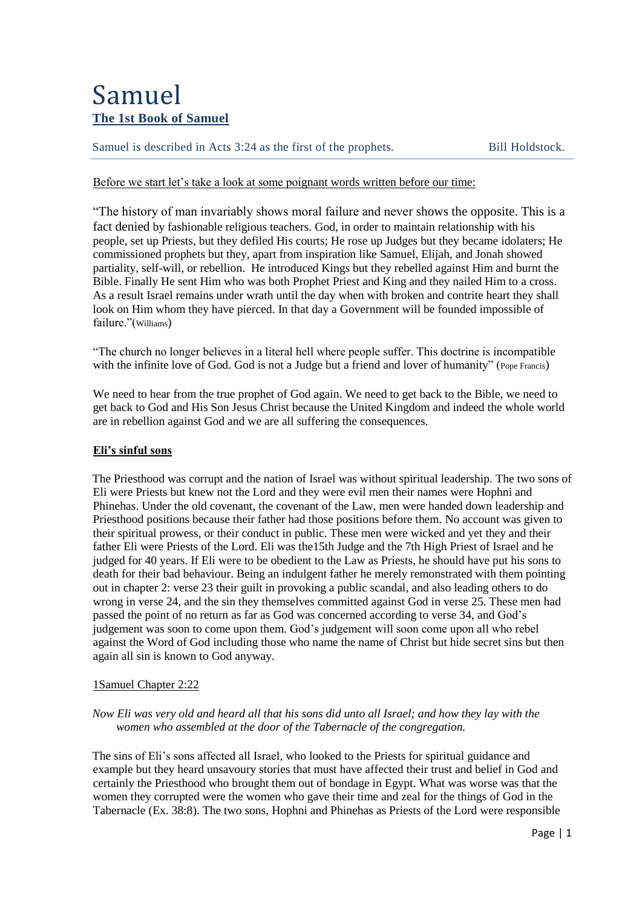# Samuel

## The 1st Book of Samuel

Samuel is described in Acts 3:24 as the first of the prophets. Bill Holdstock.

Before we start let's take a look at some poignant words written before our time:

"The history of man invariably shows moral failure and never shows the opposite. This is a fact denied by fashionable religious teachers. God, in order to maintain relationship with his people, set up Priests, but they defiled His courts; He rose up Judges but they became idolaters; He commissioned prophets but they, apart from inspiration like Samuel, Elijah, and Jonah showed partiality, self-will, or rebellion. He introduced Kings but they rebelled against Him and burnt the Bible. Finally He sent Him who was both Prophet Priest and King and they nailed Him to a cross. As a result Israel remains under wrath until the day when with broken and contrite heart they shall look on Him whom they have pierced. In that day a Government will be founded impossible of failure."(Williams)

"The church no longer believes in a literal hell where people suffer. This doctrine is incompatible with the infinite love of God. God is not a Judge but a friend and lover of humanity" (Pope Francis)

We need to hear from the true prophet of God again. We need to get back to the Bible, we need to get back to God and His Son Jesus Christ because the United Kingdom and indeed the whole world are in rebellion against God and we are all suffering the consequences.

**Eli's sinful sons**

The Priesthood was corrupt and the nation of Israel was without spiritual leadership. The two sons of Eli were Priests but knew not the Lord and they were evil men their names were Hophni and Phinehas. Under the old covenant, the covenant of the Law, men were handed down leadership and Priesthood positions because their father had those positions before them. No account was given to their spiritual prowess, or their conduct in public. These men were wicked and yet they and their father Eli were Priests of the Lord. Eli was the15th Judge and the 7th High Priest of Israel and he judged for 40 years. If Eli were to be obedient to the Law as Priests, he should have put his sons to death for their bad behaviour. Being an indulgent father he merely remonstrated with them pointing out in chapter 2: verse 23 their guilt in provoking a public scandal, and also leading others to do wrong in verse 24, and the sin they themselves committed against God in verse 25. These men had passed the point of no return as far as God was concerned according to verse 34, and God's judgement was soon to come upon them. God's judgement will soon come upon all who rebel against the Word of God including those who name the name of Christ but hide secret sins but then again all sin is known to God anyway.

1Samuel Chapter 2:22

*Now Eli was very old and heard all that his sons did unto all Israel; and how they lay with the women who assembled at the door of the Tabernacle of the congregation.*

The sins of Eli's sons affected all Israel, who looked to the Priests for spiritual guidance and example but they heard unsavoury stories that must have affected their trust and belief in God and certainly the Priesthood who brought them out of bondage in Egypt. What was worse was that the women they corrupted were the women who gave their time and zeal for the things of God in the Tabernacle (Ex. 38:8). The two sons, Hophni and Phinehas as Priests of the Lord were responsible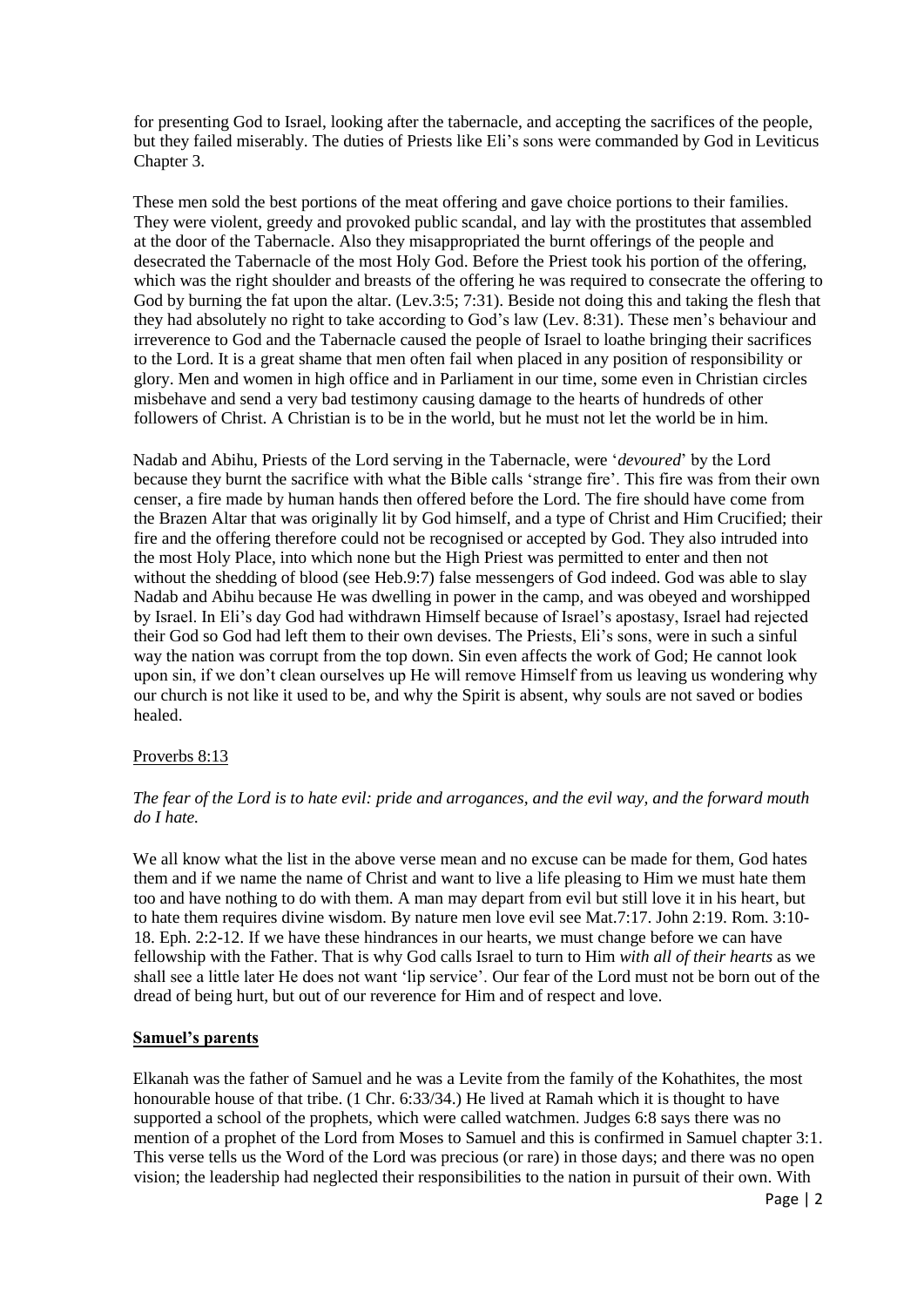for presenting God to Israel, looking after the tabernacle, and accepting the sacrifices of the people, but they failed miserably. The duties of Priests like Eli's sons were commanded by God in Leviticus Chapter 3.

These men sold the best portions of the meat offering and gave choice portions to their families. They were violent, greedy and provoked public scandal, and lay with the prostitutes that assembled at the door of the Tabernacle. Also they misappropriated the burnt offerings of the people and desecrated the Tabernacle of the most Holy God. Before the Priest took his portion of the offering, which was the right shoulder and breasts of the offering he was required to consecrate the offering to God by burning the fat upon the altar. (Lev.3:5; 7:31). Beside not doing this and taking the flesh that they had absolutely no right to take according to God's law (Lev. 8:31). These men's behaviour and irreverence to God and the Tabernacle caused the people of Israel to loathe bringing their sacrifices to the Lord. It is a great shame that men often fail when placed in any position of responsibility or glory. Men and women in high office and in Parliament in our time, some even in Christian circles misbehave and send a very bad testimony causing damage to the hearts of hundreds of other followers of Christ. A Christian is to be in the world, but he must not let the world be in him.

Nadab and Abihu, Priests of the Lord serving in the Tabernacle, were '*devoured*' by the Lord because they burnt the sacrifice with what the Bible calls 'strange fire'. This fire was from their own censer, a fire made by human hands then offered before the Lord. The fire should have come from the Brazen Altar that was originally lit by God himself, and a type of Christ and Him Crucified; their fire and the offering therefore could not be recognised or accepted by God. They also intruded into the most Holy Place, into which none but the High Priest was permitted to enter and then not without the shedding of blood (see Heb.9:7) false messengers of God indeed. God was able to slay Nadab and Abihu because He was dwelling in power in the camp, and was obeyed and worshipped by Israel. In Eli's day God had withdrawn Himself because of Israel's apostasy, Israel had rejected their God so God had left them to their own devises. The Priests, Eli's sons, were in such a sinful way the nation was corrupt from the top down. Sin even affects the work of God; He cannot look upon sin, if we don't clean ourselves up He will remove Himself from us leaving us wondering why our church is not like it used to be, and why the Spirit is absent, why souls are not saved or bodies healed.

Proverbs 8:13

*The fear of the Lord is to hate evil: pride and arrogances, and the evil way, and the forward mouth do I hate.*

We all know what the list in the above verse mean and no excuse can be made for them, God hates them and if we name the name of Christ and want to live a life pleasing to Him we must hate them too and have nothing to do with them. A man may depart from evil but still love it in his heart, but to hate them requires divine wisdom. By nature men love evil see Mat.7:17. John 2:19. Rom. 3:10-18. Eph. 2:2-12. If we have these hindrances in our hearts, we must change before we can have fellowship with the Father. That is why God calls Israel to turn to Him *with all of their hearts* as we shall see a little later He does not want 'lip service'. Our fear of the Lord must not be born out of the dread of being hurt, but out of our reverence for Him and of respect and love.

## Samuel's parents

Elkanah was the father of Samuel and he was a Levite from the family of the Kohathites, the most honourable house of that tribe. (1 Chr. 6:33/34.) He lived at Ramah which it is thought to have supported a school of the prophets, which were called watchmen. Judges 6:8 says there was no mention of a prophet of the Lord from Moses to Samuel and this is confirmed in Samuel chapter 3:1. This verse tells us the Word of the Lord was precious (or rare) in those days; and there was no open vision; the leadership had neglected their responsibilities to the nation in pursuit of their own. With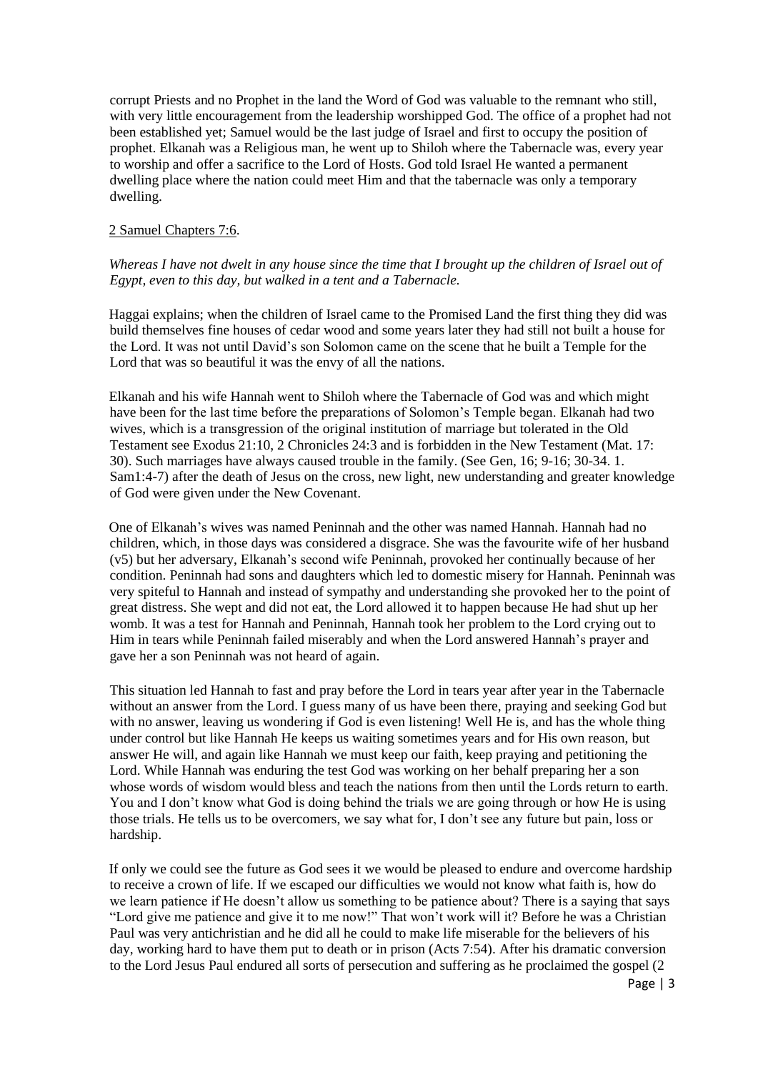corrupt Priests and no Prophet in the land the Word of God was valuable to the remnant who still, with very little encouragement from the leadership worshipped God. The office of a prophet had not been established yet; Samuel would be the last judge of Israel and first to occupy the position of prophet. Elkanah was a Religious man, he went up to Shiloh where the Tabernacle was, every year to worship and offer a sacrifice to the Lord of Hosts. God told Israel He wanted a permanent dwelling place where the nation could meet Him and that the tabernacle was only a temporary dwelling.

2 Samuel Chapters 7:6.

*Whereas I have not dwelt in any house since the time that I brought up the children of Israel out of Egypt, even to this day, but walked in a tent and a Tabernacle.*

Haggai explains; when the children of Israel came to the Promised Land the first thing they did was build themselves fine houses of cedar wood and some years later they had still not built a house for the Lord. It was not until David's son Solomon came on the scene that he built a Temple for the Lord that was so beautiful it was the envy of all the nations.

Elkanah and his wife Hannah went to Shiloh where the Tabernacle of God was and which might have been for the last time before the preparations of Solomon's Temple began. Elkanah had two wives, which is a transgression of the original institution of marriage but tolerated in the Old Testament see Exodus 21:10, 2 Chronicles 24:3 and is forbidden in the New Testament (Mat. 17: 30). Such marriages have always caused trouble in the family. (See Gen, 16; 9-16; 30-34. 1. Sam1:4-7) after the death of Jesus on the cross, new light, new understanding and greater knowledge of God were given under the New Covenant.

One of Elkanah's wives was named Peninnah and the other was named Hannah. Hannah had no children, which, in those days was considered a disgrace. She was the favourite wife of her husband (v5) but her adversary, Elkanah's second wife Peninnah, provoked her continually because of her condition. Peninnah had sons and daughters which led to domestic misery for Hannah. Peninnah was very spiteful to Hannah and instead of sympathy and understanding she provoked her to the point of great distress. She wept and did not eat, the Lord allowed it to happen because He had shut up her womb. It was a test for Hannah and Peninnah, Hannah took her problem to the Lord crying out to Him in tears while Peninnah failed miserably and when the Lord answered Hannah's prayer and gave her a son Peninnah was not heard of again.

This situation led Hannah to fast and pray before the Lord in tears year after year in the Tabernacle without an answer from the Lord. I guess many of us have been there, praying and seeking God but with no answer, leaving us wondering if God is even listening! Well He is, and has the whole thing under control but like Hannah He keeps us waiting sometimes years and for His own reason, but answer He will, and again like Hannah we must keep our faith, keep praying and petitioning the Lord. While Hannah was enduring the test God was working on her behalf preparing her a son whose words of wisdom would bless and teach the nations from then until the Lords return to earth. You and I don't know what God is doing behind the trials we are going through or how He is using those trials. He tells us to be overcomers, we say what for, I don't see any future but pain, loss or hardship.

If only we could see the future as God sees it we would be pleased to endure and overcome hardship to receive a crown of life. If we escaped our difficulties we would not know what faith is, how do we learn patience if He doesn't allow us something to be patience about? There is a saying that says "Lord give me patience and give it to me now!" That won't work will it? Before he was a Christian Paul was very antichristian and he did all he could to make life miserable for the believers of his day, working hard to have them put to death or in prison (Acts 7:54). After his dramatic conversion to the Lord Jesus Paul endured all sorts of persecution and suffering as he proclaimed the gospel (2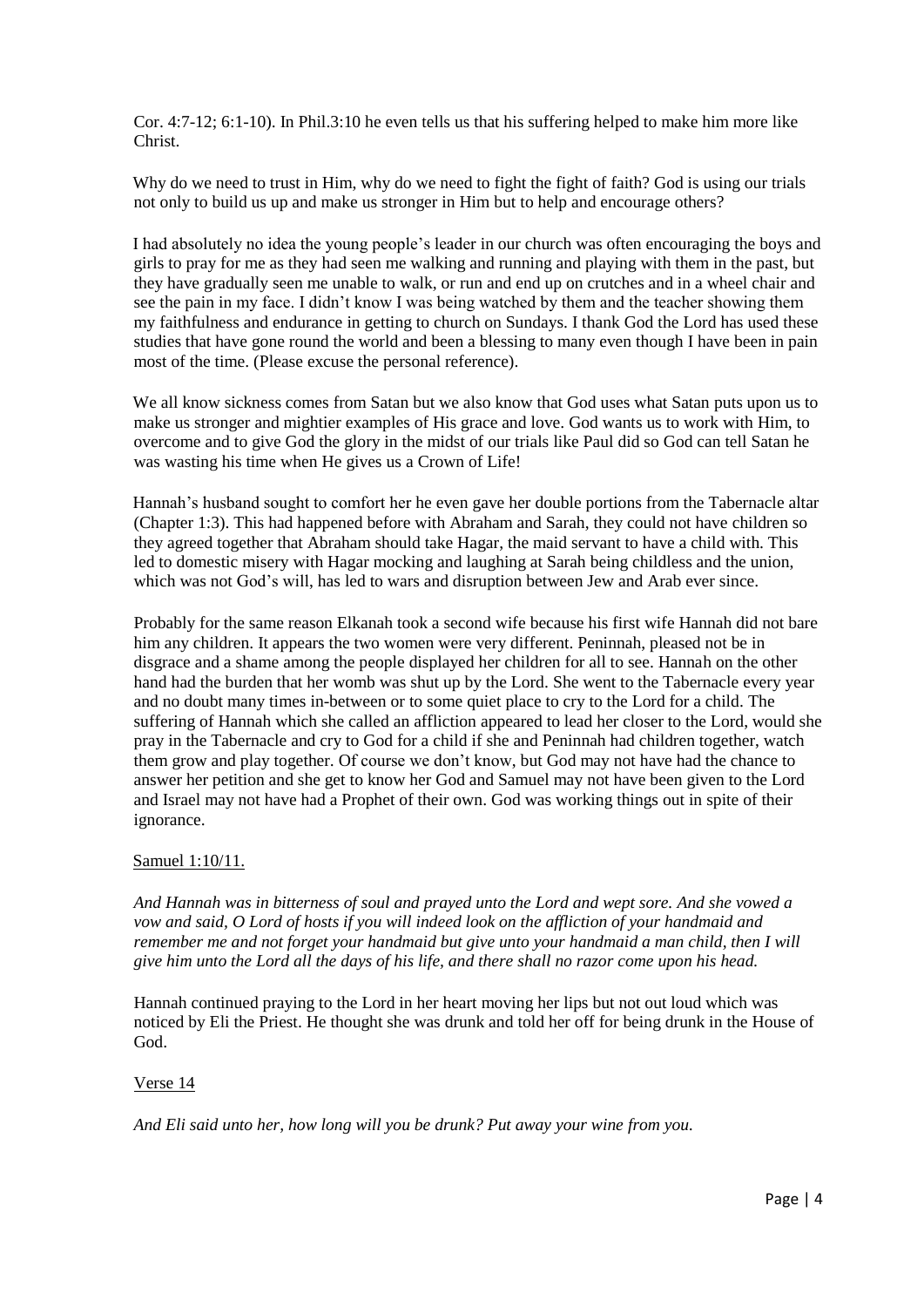Cor. 4:7-12; 6:1-10). In Phil.3:10 he even tells us that his suffering helped to make him more like Christ.

Why do we need to trust in Him, why do we need to fight the fight of faith? God is using our trials not only to build us up and make us stronger in Him but to help and encourage others?

I had absolutely no idea the young people's leader in our church was often encouraging the boys and girls to pray for me as they had seen me walking and running and playing with them in the past, but they have gradually seen me unable to walk, or run and end up on crutches and in a wheel chair and see the pain in my face. I didn't know I was being watched by them and the teacher showing them my faithfulness and endurance in getting to church on Sundays. I thank God the Lord has used these studies that have gone round the world and been a blessing to many even though I have been in pain most of the time. (Please excuse the personal reference).

We all know sickness comes from Satan but we also know that God uses what Satan puts upon us to make us stronger and mightier examples of His grace and love. God wants us to work with Him, to overcome and to give God the glory in the midst of our trials like Paul did so God can tell Satan he was wasting his time when He gives us a Crown of Life!

Hannah's husband sought to comfort her he even gave her double portions from the Tabernacle altar (Chapter 1:3). This had happened before with Abraham and Sarah, they could not have children so they agreed together that Abraham should take Hagar, the maid servant to have a child with. This led to domestic misery with Hagar mocking and laughing at Sarah being childless and the union, which was not God's will, has led to wars and disruption between Jew and Arab ever since.

Probably for the same reason Elkanah took a second wife because his first wife Hannah did not bare him any children. It appears the two women were very different. Peninnah, pleased not be in disgrace and a shame among the people displayed her children for all to see. Hannah on the other hand had the burden that her womb was shut up by the Lord. She went to the Tabernacle every year and no doubt many times in-between or to some quiet place to cry to the Lord for a child. The suffering of Hannah which she called an affliction appeared to lead her closer to the Lord, would she pray in the Tabernacle and cry to God for a child if she and Peninnah had children together, watch them grow and play together. Of course we don't know, but God may not have had the chance to answer her petition and she get to know her God and Samuel may not have been given to the Lord and Israel may not have had a Prophet of their own. God was working things out in spite of their ignorance.

<u>Samuel 1:10/11.</u>

*And Hannah was in bitterness of soul and prayed unto the Lord and wept sore. And she vowed a vow and said, O Lord of hosts if you will indeed look on the affliction of your handmaid and remember me and not forget your handmaid but give unto your handmaid a man child, then I will give him unto the Lord all the days of his life, and there shall no razor come upon his head.*

Hannah continued praying to the Lord in her heart moving her lips but not out loud which was noticed by Eli the Priest. He thought she was drunk and told her off for being drunk in the House of God.

<u>Verse 14</u>

*And Eli said unto her, how long will you be drunk? Put away your wine from you.*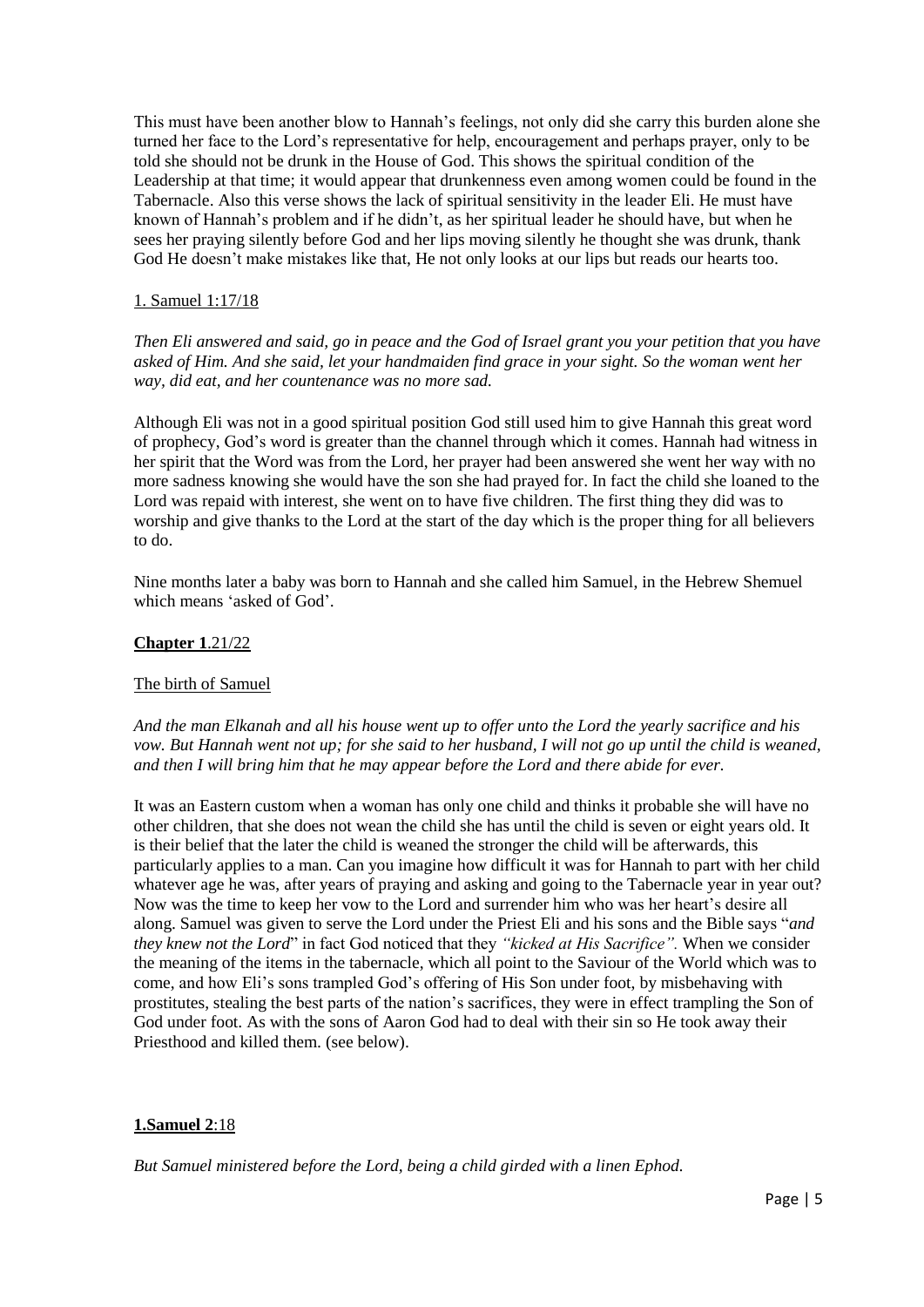This must have been another blow to Hannah's feelings, not only did she carry this burden alone she turned her face to the Lord's representative for help, encouragement and perhaps prayer, only to be told she should not be drunk in the House of God. This shows the spiritual condition of the Leadership at that time; it would appear that drunkenness even among women could be found in the Tabernacle. Also this verse shows the lack of spiritual sensitivity in the leader Eli. He must have known of Hannah's problem and if he didn't, as her spiritual leader he should have, but when he sees her praying silently before God and her lips moving silently he thought she was drunk, thank God He doesn't make mistakes like that, He not only looks at our lips but reads our hearts too.

1. Samuel 1:17/18

*Then Eli answered and said, go in peace and the God of Israel grant you your petition that you have asked of Him. And she said, let your handmaiden find grace in your sight. So the woman went her way, did eat, and her countenance was no more sad.*

Although Eli was not in a good spiritual position God still used him to give Hannah this great word of prophecy, God's word is greater than the channel through which it comes. Hannah had witness in her spirit that the Word was from the Lord, her prayer had been answered she went her way with no more sadness knowing she would have the son she had prayed for. In fact the child she loaned to the Lord was repaid with interest, she went on to have five children. The first thing they did was to worship and give thanks to the Lord at the start of the day which is the proper thing for all believers to do.

Nine months later a baby was born to Hannah and she called him Samuel, in the Hebrew Shemuel which means 'asked of God'.

**Chapter 1**.21/22

The birth of Samuel

*And the man Elkanah and all his house went up to offer unto the Lord the yearly sacrifice and his vow. But Hannah went not up; for she said to her husband, I will not go up until the child is weaned, and then I will bring him that he may appear before the Lord and there abide for ever.*

It was an Eastern custom when a woman has only one child and thinks it probable she will have no other children, that she does not wean the child she has until the child is seven or eight years old. It is their belief that the later the child is weaned the stronger the child will be afterwards, this particularly applies to a man. Can you imagine how difficult it was for Hannah to part with her child whatever age he was, after years of praying and asking and going to the Tabernacle year in year out? Now was the time to keep her vow to the Lord and surrender him who was her heart's desire all along. Samuel was given to serve the Lord under the Priest Eli and his sons and the Bible says "*and they knew not the Lord*" in fact God noticed that they *"kicked at His Sacrifice".* When we consider the meaning of the items in the tabernacle, which all point to the Saviour of the World which was to come, and how Eli's sons trampled God's offering of His Son under foot, by misbehaving with prostitutes, stealing the best parts of the nation's sacrifices, they were in effect trampling the Son of God under foot. As with the sons of Aaron God had to deal with their sin so He took away their Priesthood and killed them. (see below).

**1.Samuel 2**:18

*But Samuel ministered before the Lord, being a child girded with a linen Ephod.*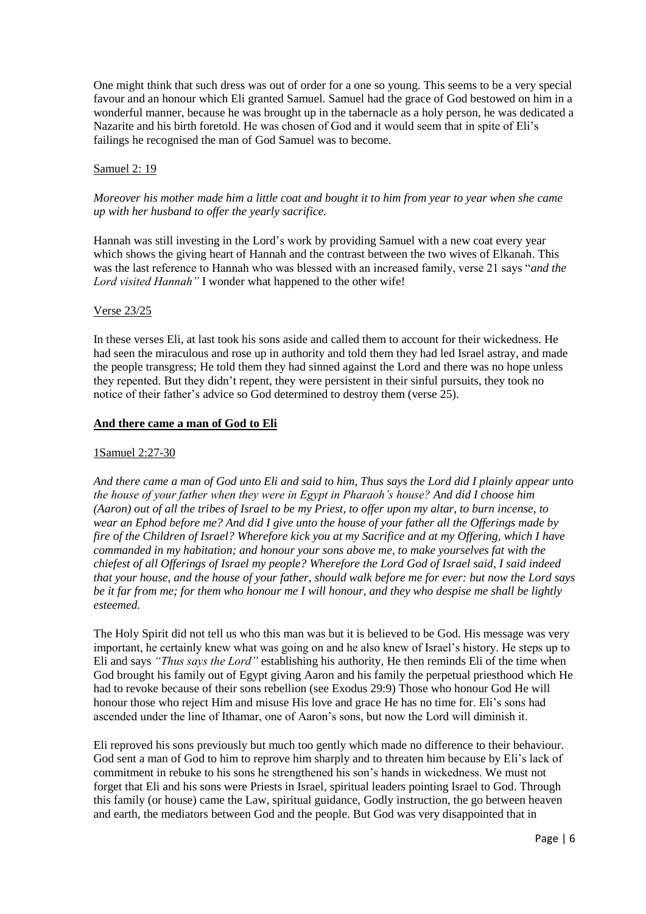One might think that such dress was out of order for a one so young. This seems to be a very special favour and an honour which Eli granted Samuel. Samuel had the grace of God bestowed on him in a wonderful manner, because he was brought up in the tabernacle as a holy person, he was dedicated a Nazarite and his birth foretold. He was chosen of God and it would seem that in spite of Eli's failings he recognised the man of God Samuel was to become.

Samuel 2: 19

*Moreover his mother made him a little coat and bought it to him from year to year when she came up with her husband to offer the yearly sacrifice.*

Hannah was still investing in the Lord's work by providing Samuel with a new coat every year which shows the giving heart of Hannah and the contrast between the two wives of Elkanah. This was the last reference to Hannah who was blessed with an increased family, verse 21 says "*and the Lord visited Hannah"* I wonder what happened to the other wife!

Verse 23/25

In these verses Eli, at last took his sons aside and called them to account for their wickedness. He had seen the miraculous and rose up in authority and told them they had led Israel astray, and made the people transgress; He told them they had sinned against the Lord and there was no hope unless they repented. But they didn't repent, they were persistent in their sinful pursuits, they took no notice of their father's advice so God determined to destroy them (verse 25).

**And there came a man of God to Eli**

1Samuel 2:27-30

*And there came a man of God unto Eli and said to him, Thus says the Lord did I plainly appear unto the house of your father when they were in Egypt in Pharaoh's house? And did I choose him (Aaron) out of all the tribes of Israel to be my Priest, to offer upon my altar, to burn incense, to wear an Ephod before me? And did I give unto the house of your father all the Offerings made by fire of the Children of Israel? Wherefore kick you at my Sacrifice and at my Offering, which I have commanded in my habitation; and honour your sons above me, to make yourselves fat with the chiefest of all Offerings of Israel my people? Wherefore the Lord God of Israel said, I said indeed that your house, and the house of your father, should walk before me for ever: but now the Lord says be it far from me; for them who honour me I will honour, and they who despise me shall be lightly esteemed.*

The Holy Spirit did not tell us who this man was but it is believed to be God. His message was very important, he certainly knew what was going on and he also knew of Israel's history. He steps up to Eli and says *"Thus says the Lord"* establishing his authority, He then reminds Eli of the time when God brought his family out of Egypt giving Aaron and his family the perpetual priesthood which He had to revoke because of their sons rebellion (see Exodus 29:9) Those who honour God He will honour those who reject Him and misuse His love and grace He has no time for. Eli's sons had ascended under the line of Ithamar, one of Aaron's sons, but now the Lord will diminish it.

Eli reproved his sons previously but much too gently which made no difference to their behaviour. God sent a man of God to him to reprove him sharply and to threaten him because by Eli's lack of commitment in rebuke to his sons he strengthened his son's hands in wickedness. We must not forget that Eli and his sons were Priests in Israel, spiritual leaders pointing Israel to God. Through this family (or house) came the Law, spiritual guidance, Godly instruction, the go between heaven and earth, the mediators between God and the people. But God was very disappointed that in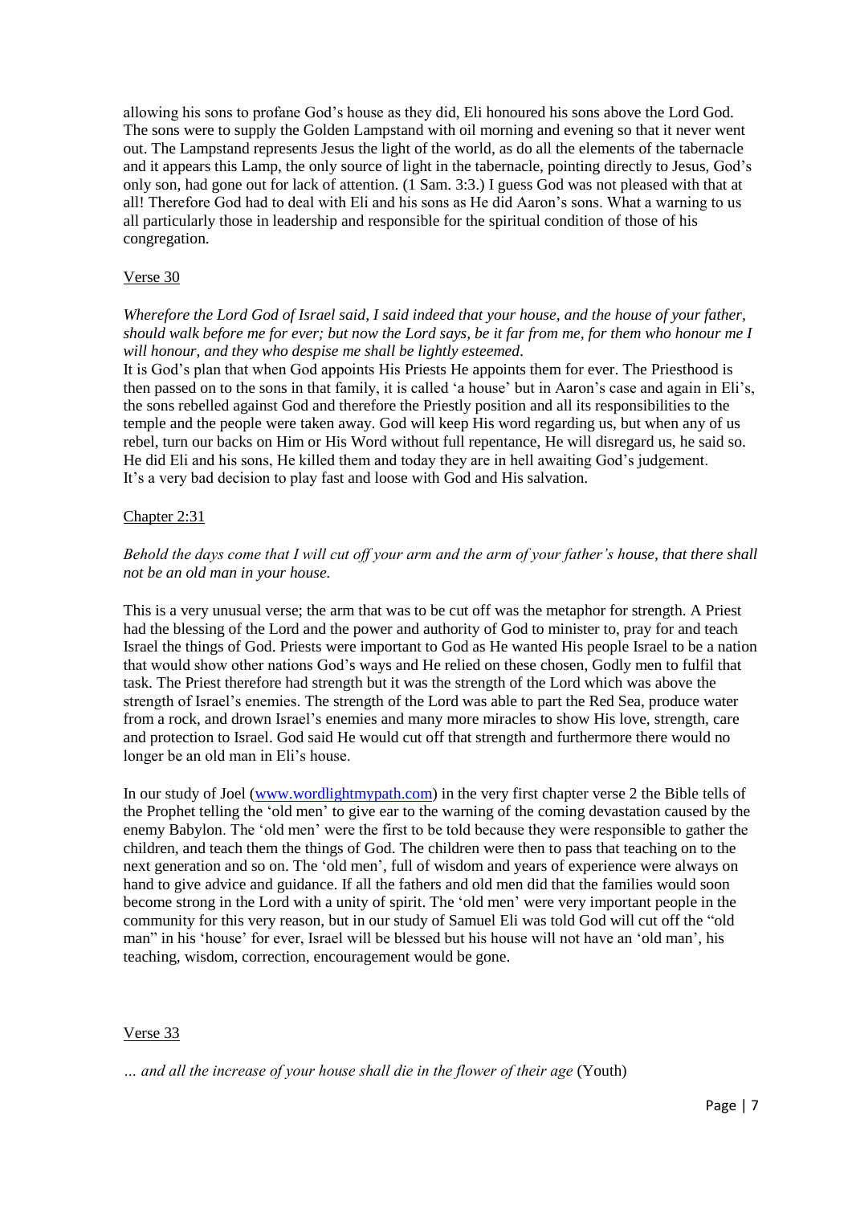allowing his sons to profane God's house as they did, Eli honoured his sons above the Lord God. The sons were to supply the Golden Lampstand with oil morning and evening so that it never went out. The Lampstand represents Jesus the light of the world, as do all the elements of the tabernacle and it appears this Lamp, the only source of light in the tabernacle, pointing directly to Jesus, God's only son, had gone out for lack of attention. (1 Sam. 3:3.) I guess God was not pleased with that at all! Therefore God had to deal with Eli and his sons as He did Aaron's sons. What a warning to us all particularly those in leadership and responsible for the spiritual condition of those of his congregation.

Verse 30

*Wherefore the Lord God of Israel said, I said indeed that your house, and the house of your father, should walk before me for ever; but now the Lord says, be it far from me, for them who honour me I will honour, and they who despise me shall be lightly esteemed.*

It is God's plan that when God appoints His Priests He appoints them for ever. The Priesthood is then passed on to the sons in that family, it is called 'a house' but in Aaron's case and again in Eli's, the sons rebelled against God and therefore the Priestly position and all its responsibilities to the temple and the people were taken away. God will keep His word regarding us, but when any of us rebel, turn our backs on Him or His Word without full repentance, He will disregard us, he said so. He did Eli and his sons, He killed them and today they are in hell awaiting God's judgement. It's a very bad decision to play fast and loose with God and His salvation.

Chapter 2:31

*Behold the days come that I will cut off your arm and the arm of your father's house, that there shall not be an old man in your house.*

This is a very unusual verse; the arm that was to be cut off was the metaphor for strength. A Priest had the blessing of the Lord and the power and authority of God to minister to, pray for and teach Israel the things of God. Priests were important to God as He wanted His people Israel to be a nation that would show other nations God's ways and He relied on these chosen, Godly men to fulfil that task. The Priest therefore had strength but it was the strength of the Lord which was above the strength of Israel's enemies. The strength of the Lord was able to part the Red Sea, produce water from a rock, and drown Israel's enemies and many more miracles to show His love, strength, care and protection to Israel. God said He would cut off that strength and furthermore there would no longer be an old man in Eli's house.

In our study of Joel (www.wordlightmypath.com) in the very first chapter verse 2 the Bible tells of the Prophet telling the 'old men' to give ear to the warning of the coming devastation caused by the enemy Babylon. The 'old men' were the first to be told because they were responsible to gather the children, and teach them the things of God. The children were then to pass that teaching on to the next generation and so on. The 'old men', full of wisdom and years of experience were always on hand to give advice and guidance. If all the fathers and old men did that the families would soon become strong in the Lord with a unity of spirit. The 'old men' were very important people in the community for this very reason, but in our study of Samuel Eli was told God will cut off the "old man" in his 'house' for ever, Israel will be blessed but his house will not have an 'old man', his teaching, wisdom, correction, encouragement would be gone.

Verse 33

*… and all the increase of your house shall die in the flower of their age* (Youth)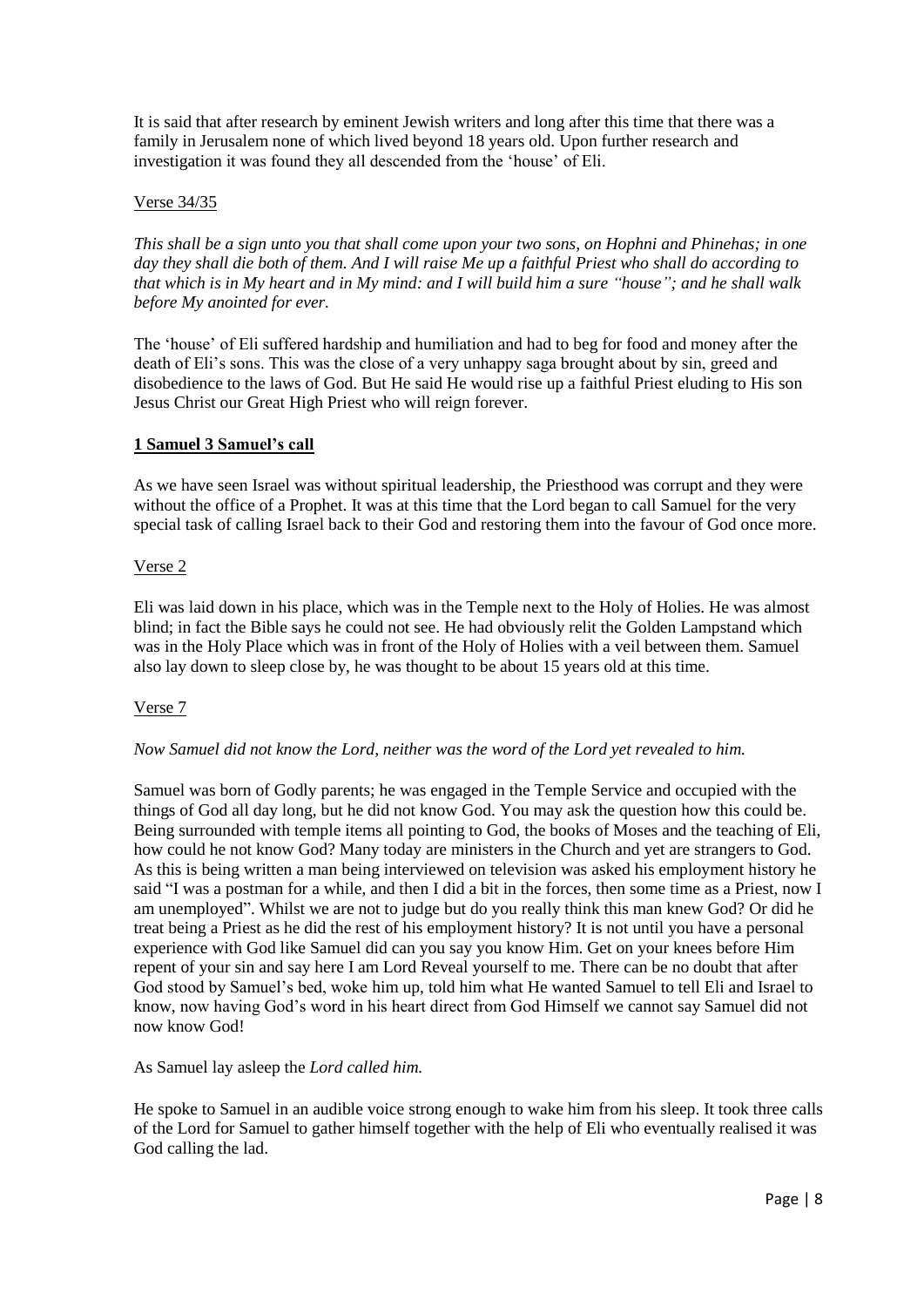It is said that after research by eminent Jewish writers and long after this time that there was a family in Jerusalem none of which lived beyond 18 years old. Upon further research and investigation it was found they all descended from the 'house' of Eli.

Verse 34/35

*This shall be a sign unto you that shall come upon your two sons, on Hophni and Phinehas; in one day they shall die both of them. And I will raise Me up a faithful Priest who shall do according to that which is in My heart and in My mind: and I will build him a sure "house"; and he shall walk before My anointed for ever.*

The 'house' of Eli suffered hardship and humiliation and had to beg for food and money after the death of Eli's sons. This was the close of a very unhappy saga brought about by sin, greed and disobedience to the laws of God. But He said He would rise up a faithful Priest eluding to His son Jesus Christ our Great High Priest who will reign forever.

**1 Samuel 3 Samuel's call**

As we have seen Israel was without spiritual leadership, the Priesthood was corrupt and they were without the office of a Prophet. It was at this time that the Lord began to call Samuel for the very special task of calling Israel back to their God and restoring them into the favour of God once more.

Verse 2

Eli was laid down in his place, which was in the Temple next to the Holy of Holies. He was almost blind; in fact the Bible says he could not see. He had obviously relit the Golden Lampstand which was in the Holy Place which was in front of the Holy of Holies with a veil between them. Samuel also lay down to sleep close by, he was thought to be about 15 years old at this time.

Verse 7

*Now Samuel did not know the Lord, neither was the word of the Lord yet revealed to him.*

Samuel was born of Godly parents; he was engaged in the Temple Service and occupied with the things of God all day long, but he did not know God. You may ask the question how this could be. Being surrounded with temple items all pointing to God, the books of Moses and the teaching of Eli, how could he not know God? Many today are ministers in the Church and yet are strangers to God. As this is being written a man being interviewed on television was asked his employment history he said "I was a postman for a while, and then I did a bit in the forces, then some time as a Priest, now I am unemployed". Whilst we are not to judge but do you really think this man knew God? Or did he treat being a Priest as he did the rest of his employment history? It is not until you have a personal experience with God like Samuel did can you say you know Him. Get on your knees before Him repent of your sin and say here I am Lord Reveal yourself to me. There can be no doubt that after God stood by Samuel's bed, woke him up, told him what He wanted Samuel to tell Eli and Israel to know, now having God's word in his heart direct from God Himself we cannot say Samuel did not now know God!

As Samuel lay asleep the *Lord called him.*

He spoke to Samuel in an audible voice strong enough to wake him from his sleep. It took three calls of the Lord for Samuel to gather himself together with the help of Eli who eventually realised it was God calling the lad.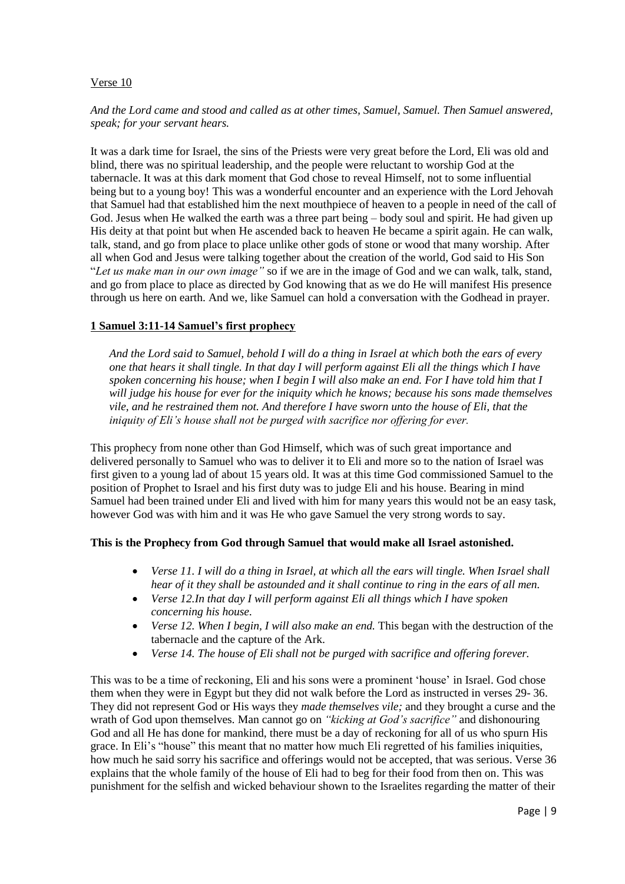Verse 10

*And the Lord came and stood and called as at other times, Samuel, Samuel. Then Samuel answered, speak; for your servant hears.*

It was a dark time for Israel, the sins of the Priests were very great before the Lord, Eli was old and blind, there was no spiritual leadership, and the people were reluctant to worship God at the tabernacle. It was at this dark moment that God chose to reveal Himself, not to some influential being but to a young boy! This was a wonderful encounter and an experience with the Lord Jehovah that Samuel had that established him the next mouthpiece of heaven to a people in need of the call of God. Jesus when He walked the earth was a three part being – body soul and spirit. He had given up His deity at that point but when He ascended back to heaven He became a spirit again. He can walk, talk, stand, and go from place to place unlike other gods of stone or wood that many worship. After all when God and Jesus were talking together about the creation of the world, God said to His Son "*Let us make man in our own image"* so if we are in the image of God and we can walk, talk, stand, and go from place to place as directed by God knowing that as we do He will manifest His presence through us here on earth. And we, like Samuel can hold a conversation with the Godhead in prayer.

**1 Samuel 3:11-14 Samuel's first prophecy**

> *And the Lord said to Samuel, behold I will do a thing in Israel at which both the ears of every one that hears it shall tingle. In that day I will perform against Eli all the things which I have spoken concerning his house; when I begin I will also make an end. For I have told him that I will judge his house for ever for the iniquity which he knows; because his sons made themselves vile, and he restrained them not. And therefore I have sworn unto the house of Eli, that the iniquity of Eli's house shall not be purged with sacrifice nor offering for ever.*

This prophecy from none other than God Himself, which was of such great importance and delivered personally to Samuel who was to deliver it to Eli and more so to the nation of Israel was first given to a young lad of about 15 years old. It was at this time God commissioned Samuel to the position of Prophet to Israel and his first duty was to judge Eli and his house. Bearing in mind Samuel had been trained under Eli and lived with him for many years this would not be an easy task, however God was with him and it was He who gave Samuel the very strong words to say.

**This is the Prophecy from God through Samuel that would make all Israel astonished.**

- *Verse 11. I will do a thing in Israel, at which all the ears will tingle. When Israel shall hear of it they shall be astounded and it shall continue to ring in the ears of all men.*
- *Verse 12.In that day I will perform against Eli all things which I have spoken concerning his house.*
- *Verse 12. When I begin, I will also make an end.* This began with the destruction of the tabernacle and the capture of the Ark.
- *Verse 14. The house of Eli shall not be purged with sacrifice and offering forever.*

This was to be a time of reckoning, Eli and his sons were a prominent 'house' in Israel. God chose them when they were in Egypt but they did not walk before the Lord as instructed in verses 29- 36. They did not represent God or His ways they *made themselves vile;* and they brought a curse and the wrath of God upon themselves. Man cannot go on *"kicking at God's sacrifice"* and dishonouring God and all He has done for mankind, there must be a day of reckoning for all of us who spurn His grace. In Eli's "house" this meant that no matter how much Eli regretted of his families iniquities, how much he said sorry his sacrifice and offerings would not be accepted, that was serious. Verse 36 explains that the whole family of the house of Eli had to beg for their food from then on. This was punishment for the selfish and wicked behaviour shown to the Israelites regarding the matter of their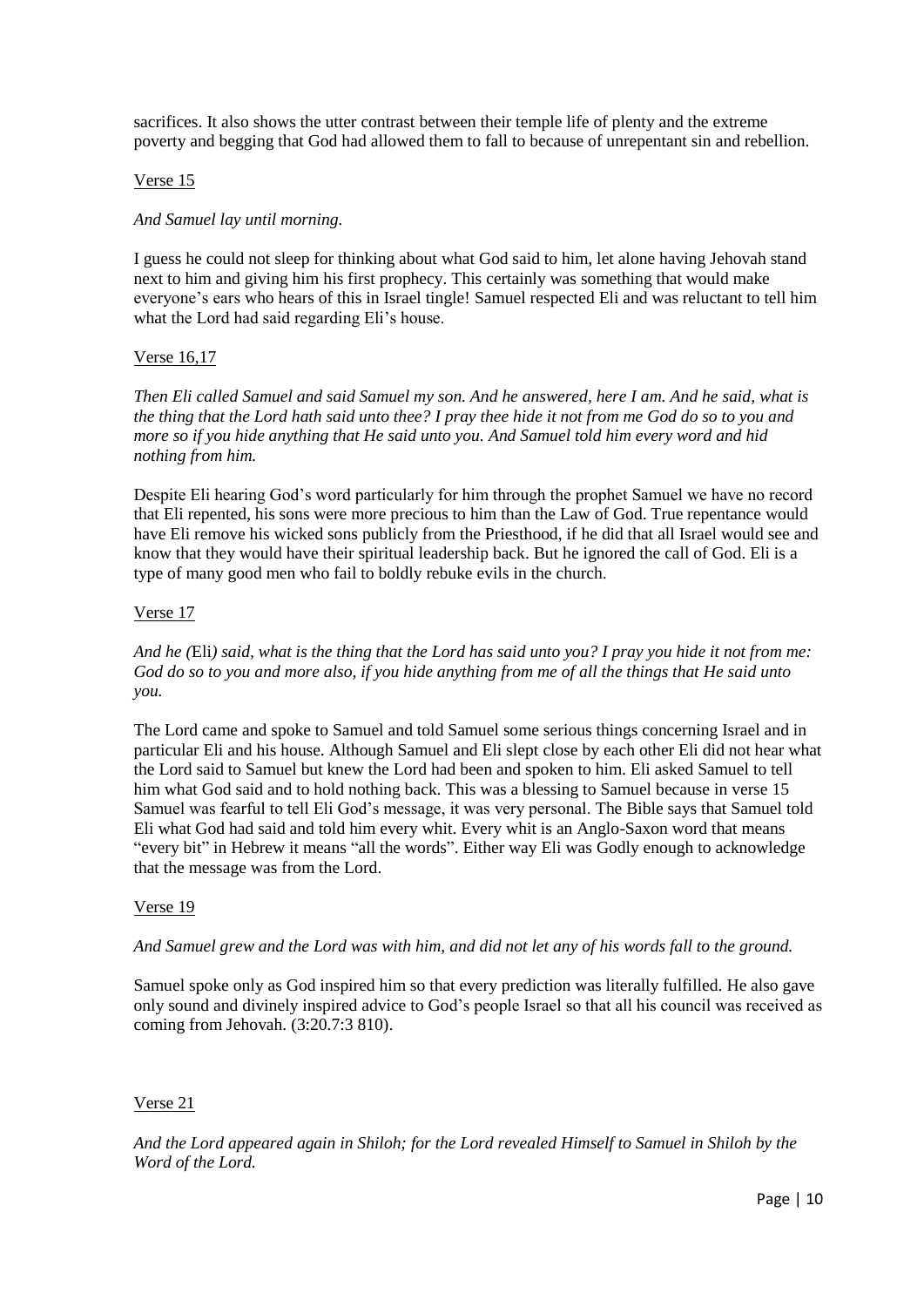sacrifices. It also shows the utter contrast between their temple life of plenty and the extreme poverty and begging that God had allowed them to fall to because of unrepentant sin and rebellion.

Verse 15

*And Samuel lay until morning.*

I guess he could not sleep for thinking about what God said to him, let alone having Jehovah stand next to him and giving him his first prophecy. This certainly was something that would make everyone's ears who hears of this in Israel tingle! Samuel respected Eli and was reluctant to tell him what the Lord had said regarding Eli's house.

Verse 16,17

*Then Eli called Samuel and said Samuel my son. And he answered, here I am. And he said, what is the thing that the Lord hath said unto thee? I pray thee hide it not from me God do so to you and more so if you hide anything that He said unto you. And Samuel told him every word and hid nothing from him.*

Despite Eli hearing God's word particularly for him through the prophet Samuel we have no record that Eli repented, his sons were more precious to him than the Law of God. True repentance would have Eli remove his wicked sons publicly from the Priesthood, if he did that all Israel would see and know that they would have their spiritual leadership back. But he ignored the call of God. Eli is a type of many good men who fail to boldly rebuke evils in the church.

Verse 17

*And he (*Eli*) said, what is the thing that the Lord has said unto you? I pray you hide it not from me: God do so to you and more also, if you hide anything from me of all the things that He said unto you.*

The Lord came and spoke to Samuel and told Samuel some serious things concerning Israel and in particular Eli and his house. Although Samuel and Eli slept close by each other Eli did not hear what the Lord said to Samuel but knew the Lord had been and spoken to him. Eli asked Samuel to tell him what God said and to hold nothing back. This was a blessing to Samuel because in verse 15 Samuel was fearful to tell Eli God's message, it was very personal. The Bible says that Samuel told Eli what God had said and told him every whit. Every whit is an Anglo-Saxon word that means "every bit" in Hebrew it means "all the words". Either way Eli was Godly enough to acknowledge that the message was from the Lord.

Verse 19

*And Samuel grew and the Lord was with him, and did not let any of his words fall to the ground.*

Samuel spoke only as God inspired him so that every prediction was literally fulfilled. He also gave only sound and divinely inspired advice to God's people Israel so that all his council was received as coming from Jehovah. (3:20.7:3 810).

Verse 21

*And the Lord appeared again in Shiloh; for the Lord revealed Himself to Samuel in Shiloh by the Word of the Lord.*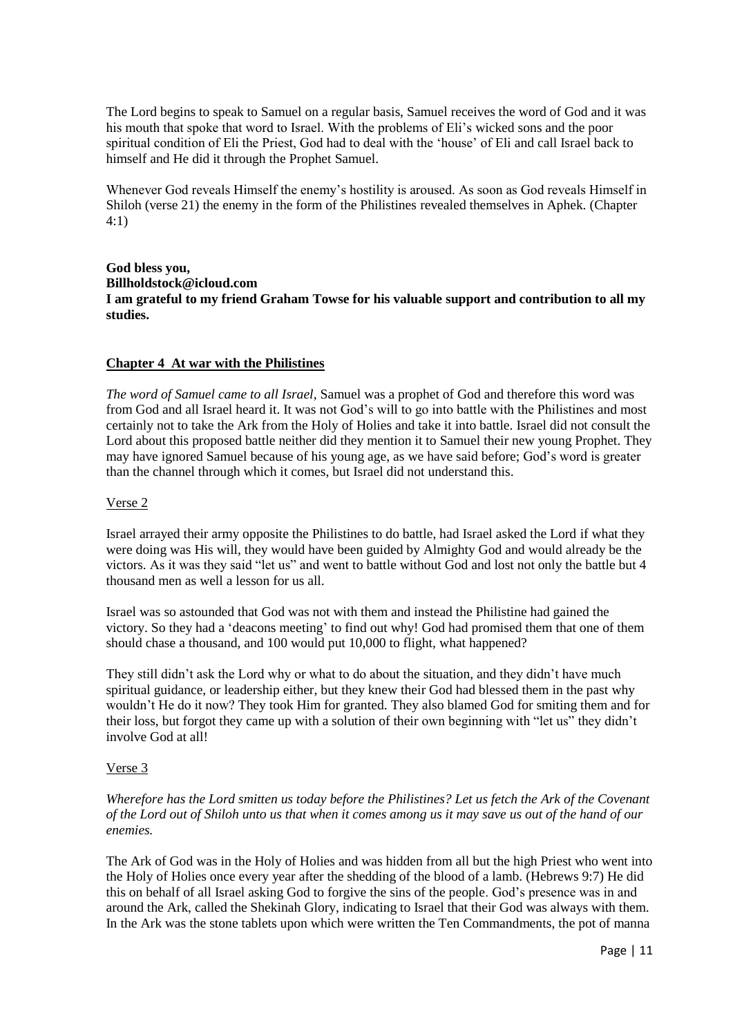The Lord begins to speak to Samuel on a regular basis, Samuel receives the word of God and it was his mouth that spoke that word to Israel. With the problems of Eli's wicked sons and the poor spiritual condition of Eli the Priest, God had to deal with the 'house' of Eli and call Israel back to himself and He did it through the Prophet Samuel.

Whenever God reveals Himself the enemy's hostility is aroused. As soon as God reveals Himself in Shiloh (verse 21) the enemy in the form of the Philistines revealed themselves in Aphek. (Chapter 4:1)

**God bless you,**
**Billholdstock@icloud.com**
**I am grateful to my friend Graham Towse for his valuable support and contribution to all my studies.**

## Chapter 4 At war with the Philistines

*The word of Samuel came to all Israel*, Samuel was a prophet of God and therefore this word was from God and all Israel heard it. It was not God's will to go into battle with the Philistines and most certainly not to take the Ark from the Holy of Holies and take it into battle. Israel did not consult the Lord about this proposed battle neither did they mention it to Samuel their new young Prophet. They may have ignored Samuel because of his young age, as we have said before; God's word is greater than the channel through which it comes, but Israel did not understand this.

### Verse 2

Israel arrayed their army opposite the Philistines to do battle, had Israel asked the Lord if what they were doing was His will, they would have been guided by Almighty God and would already be the victors. As it was they said "let us" and went to battle without God and lost not only the battle but 4 thousand men as well a lesson for us all.

Israel was so astounded that God was not with them and instead the Philistine had gained the victory. So they had a 'deacons meeting' to find out why! God had promised them that one of them should chase a thousand, and 100 would put 10,000 to flight, what happened?

They still didn't ask the Lord why or what to do about the situation, and they didn't have much spiritual guidance, or leadership either, but they knew their God had blessed them in the past why wouldn't He do it now? They took Him for granted. They also blamed God for smiting them and for their loss, but forgot they came up with a solution of their own beginning with "let us" they didn't involve God at all!

### Verse 3

*Wherefore has the Lord smitten us today before the Philistines? Let us fetch the Ark of the Covenant of the Lord out of Shiloh unto us that when it comes among us it may save us out of the hand of our enemies.*

The Ark of God was in the Holy of Holies and was hidden from all but the high Priest who went into the Holy of Holies once every year after the shedding of the blood of a lamb. (Hebrews 9:7) He did this on behalf of all Israel asking God to forgive the sins of the people. God's presence was in and around the Ark, called the Shekinah Glory, indicating to Israel that their God was always with them. In the Ark was the stone tablets upon which were written the Ten Commandments, the pot of manna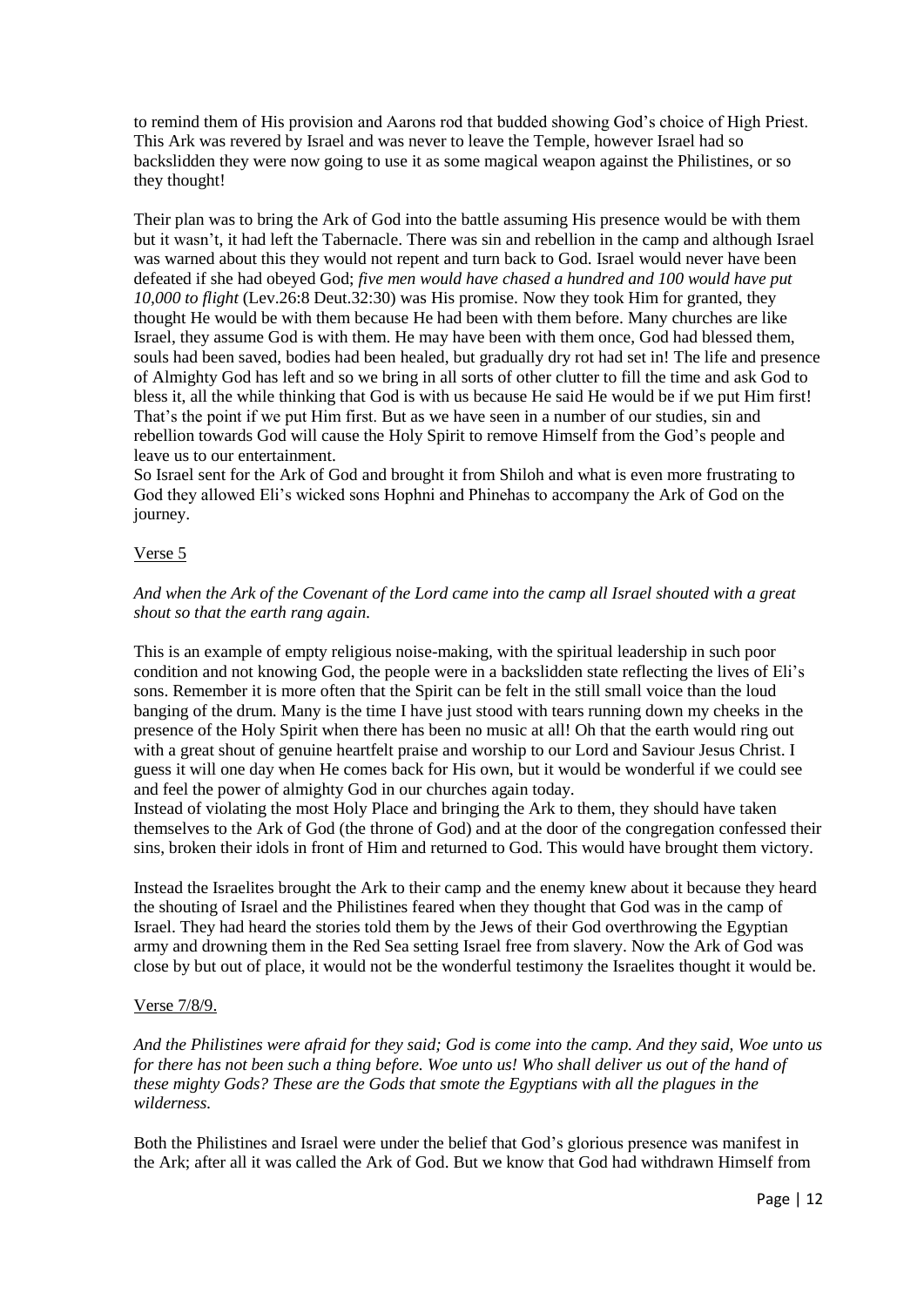to remind them of His provision and Aarons rod that budded showing God's choice of High Priest. This Ark was revered by Israel and was never to leave the Temple, however Israel had so backslidden they were now going to use it as some magical weapon against the Philistines, or so they thought!

Their plan was to bring the Ark of God into the battle assuming His presence would be with them but it wasn't, it had left the Tabernacle. There was sin and rebellion in the camp and although Israel was warned about this they would not repent and turn back to God. Israel would never have been defeated if she had obeyed God; *five men would have chased a hundred and 100 would have put 10,000 to flight* (Lev.26:8 Deut.32:30) was His promise. Now they took Him for granted, they thought He would be with them because He had been with them before. Many churches are like Israel, they assume God is with them. He may have been with them once, God had blessed them, souls had been saved, bodies had been healed, but gradually dry rot had set in! The life and presence of Almighty God has left and so we bring in all sorts of other clutter to fill the time and ask God to bless it, all the while thinking that God is with us because He said He would be if we put Him first! That's the point if we put Him first. But as we have seen in a number of our studies, sin and rebellion towards God will cause the Holy Spirit to remove Himself from the God's people and leave us to our entertainment.

So Israel sent for the Ark of God and brought it from Shiloh and what is even more frustrating to God they allowed Eli's wicked sons Hophni and Phinehas to accompany the Ark of God on the journey.

Verse 5

*And when the Ark of the Covenant of the Lord came into the camp all Israel shouted with a great shout so that the earth rang again.*

This is an example of empty religious noise-making, with the spiritual leadership in such poor condition and not knowing God, the people were in a backslidden state reflecting the lives of Eli's sons. Remember it is more often that the Spirit can be felt in the still small voice than the loud banging of the drum. Many is the time I have just stood with tears running down my cheeks in the presence of the Holy Spirit when there has been no music at all! Oh that the earth would ring out with a great shout of genuine heartfelt praise and worship to our Lord and Saviour Jesus Christ. I guess it will one day when He comes back for His own, but it would be wonderful if we could see and feel the power of almighty God in our churches again today.

Instead of violating the most Holy Place and bringing the Ark to them, they should have taken themselves to the Ark of God (the throne of God) and at the door of the congregation confessed their sins, broken their idols in front of Him and returned to God. This would have brought them victory.

Instead the Israelites brought the Ark to their camp and the enemy knew about it because they heard the shouting of Israel and the Philistines feared when they thought that God was in the camp of Israel. They had heard the stories told them by the Jews of their God overthrowing the Egyptian army and drowning them in the Red Sea setting Israel free from slavery. Now the Ark of God was close by but out of place, it would not be the wonderful testimony the Israelites thought it would be.

Verse 7/8/9.

*And the Philistines were afraid for they said; God is come into the camp. And they said, Woe unto us for there has not been such a thing before. Woe unto us! Who shall deliver us out of the hand of these mighty Gods? These are the Gods that smote the Egyptians with all the plagues in the wilderness.*

Both the Philistines and Israel were under the belief that God's glorious presence was manifest in the Ark; after all it was called the Ark of God. But we know that God had withdrawn Himself from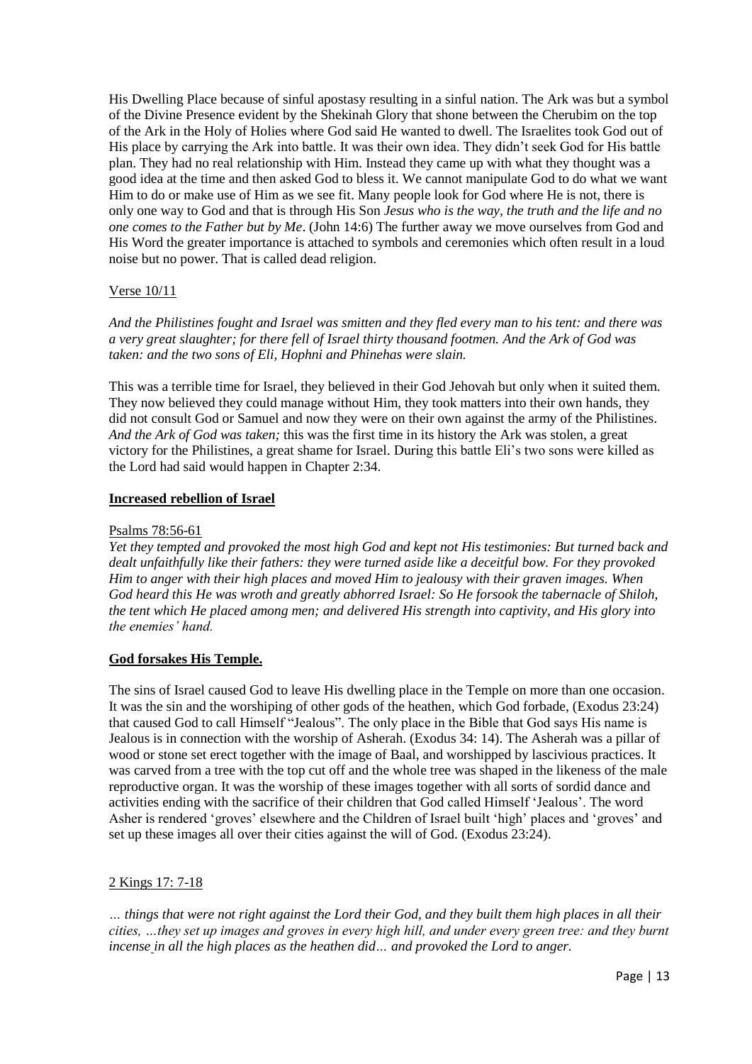His Dwelling Place because of sinful apostasy resulting in a sinful nation. The Ark was but a symbol of the Divine Presence evident by the Shekinah Glory that shone between the Cherubim on the top of the Ark in the Holy of Holies where God said He wanted to dwell. The Israelites took God out of His place by carrying the Ark into battle. It was their own idea. They didn't seek God for His battle plan. They had no real relationship with Him. Instead they came up with what they thought was a good idea at the time and then asked God to bless it. We cannot manipulate God to do what we want Him to do or make use of Him as we see fit. Many people look for God where He is not, there is only one way to God and that is through His Son *Jesus who is the way, the truth and the life and no one comes to the Father but by Me*. (John 14:6) The further away we move ourselves from God and His Word the greater importance is attached to symbols and ceremonies which often result in a loud noise but no power. That is called dead religion.

<u>Verse 10/11</u>

*And the Philistines fought and Israel was smitten and they fled every man to his tent: and there was a very great slaughter; for there fell of Israel thirty thousand footmen. And the Ark of God was taken: and the two sons of Eli, Hophni and Phinehas were slain.*

This was a terrible time for Israel, they believed in their God Jehovah but only when it suited them. They now believed they could manage without Him, they took matters into their own hands, they did not consult God or Samuel and now they were on their own against the army of the Philistines. *And the Ark of God was taken;* this was the first time in its history the Ark was stolen, a great victory for the Philistines, a great shame for Israel. During this battle Eli's two sons were killed as the Lord had said would happen in Chapter 2:34.

**<u>Increased rebellion of Israel</u>**

<u>Psalms 78:56-61</u>

*Yet they tempted and provoked the most high God and kept not His testimonies: But turned back and dealt unfaithfully like their fathers: they were turned aside like a deceitful bow. For they provoked Him to anger with their high places and moved Him to jealousy with their graven images. When God heard this He was wroth and greatly abhorred Israel: So He forsook the tabernacle of Shiloh, the tent which He placed among men; and delivered His strength into captivity, and His glory into the enemies' hand.*

**<u>God forsakes His Temple.</u>**

The sins of Israel caused God to leave His dwelling place in the Temple on more than one occasion. It was the sin and the worshiping of other gods of the heathen, which God forbade, (Exodus 23:24) that caused God to call Himself "Jealous". The only place in the Bible that God says His name is Jealous is in connection with the worship of Asherah. (Exodus 34: 14). The Asherah was a pillar of wood or stone set erect together with the image of Baal, and worshipped by lascivious practices. It was carved from a tree with the top cut off and the whole tree was shaped in the likeness of the male reproductive organ. It was the worship of these images together with all sorts of sordid dance and activities ending with the sacrifice of their children that God called Himself 'Jealous'. The word Asher is rendered 'groves' elsewhere and the Children of Israel built 'high' places and 'groves' and set up these images all over their cities against the will of God. (Exodus 23:24).

<u>2 Kings 17: 7-18</u>

*… things that were not right against the Lord their God, and they built them high places in all their cities, …they set up images and groves in every high hill, and under every green tree: and they burnt incense in all the high places as the heathen did… and provoked the Lord to anger.*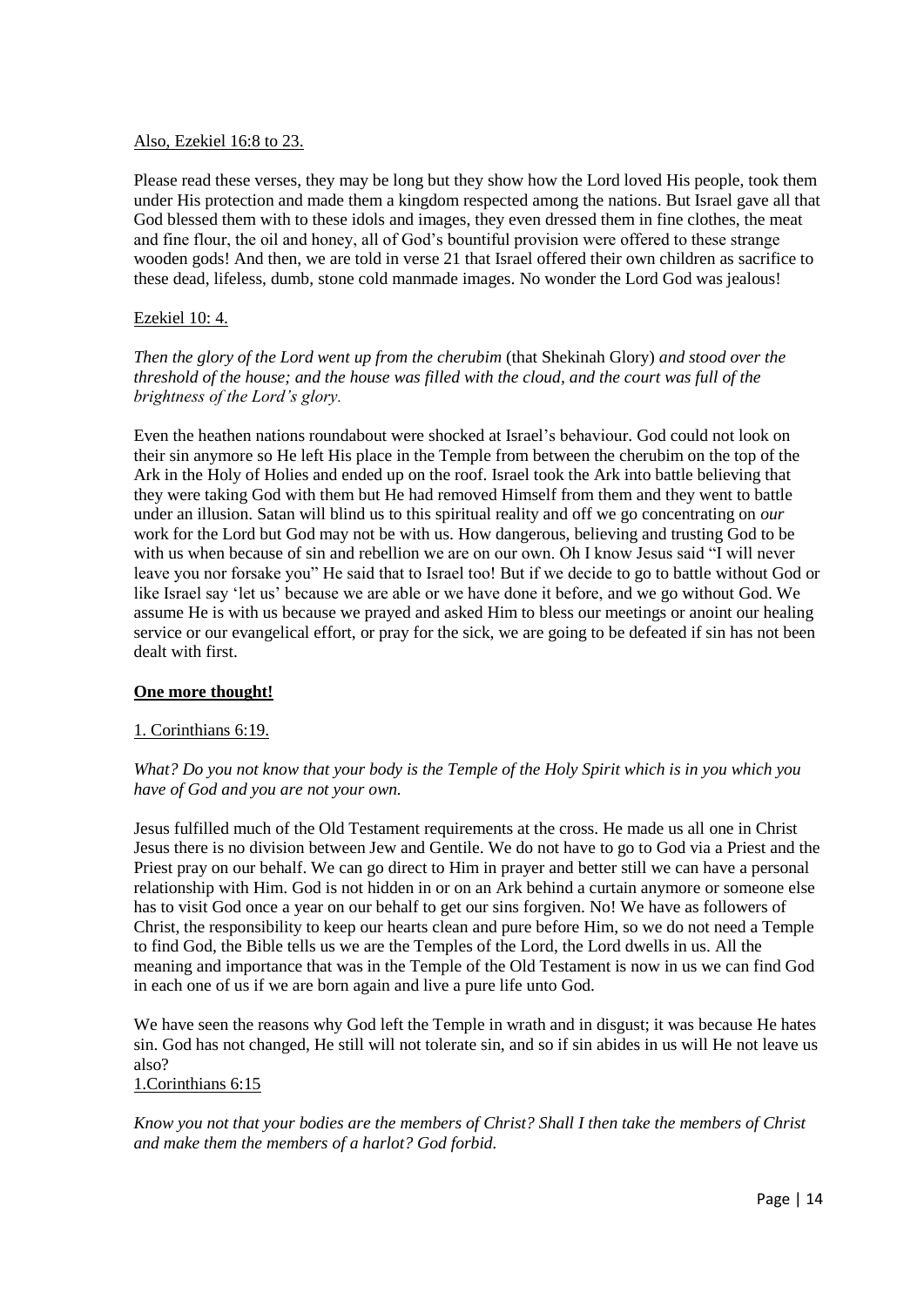Also, Ezekiel 16:8 to 23.

Please read these verses, they may be long but they show how the Lord loved His people, took them under His protection and made them a kingdom respected among the nations. But Israel gave all that God blessed them with to these idols and images, they even dressed them in fine clothes, the meat and fine flour, the oil and honey, all of God's bountiful provision were offered to these strange wooden gods! And then, we are told in verse 21 that Israel offered their own children as sacrifice to these dead, lifeless, dumb, stone cold manmade images. No wonder the Lord God was jealous!

Ezekiel 10: 4.

*Then the glory of the Lord went up from the cherubim* (that Shekinah Glory) *and stood over the threshold of the house; and the house was filled with the cloud, and the court was full of the brightness of the Lord's glory.*

Even the heathen nations roundabout were shocked at Israel's behaviour. God could not look on their sin anymore so He left His place in the Temple from between the cherubim on the top of the Ark in the Holy of Holies and ended up on the roof. Israel took the Ark into battle believing that they were taking God with them but He had removed Himself from them and they went to battle under an illusion. Satan will blind us to this spiritual reality and off we go concentrating on *our* work for the Lord but God may not be with us. How dangerous, believing and trusting God to be with us when because of sin and rebellion we are on our own. Oh I know Jesus said "I will never leave you nor forsake you" He said that to Israel too! But if we decide to go to battle without God or like Israel say 'let us' because we are able or we have done it before, and we go without God. We assume He is with us because we prayed and asked Him to bless our meetings or anoint our healing service or our evangelical effort, or pray for the sick, we are going to be defeated if sin has not been dealt with first.

**One more thought!**

1. Corinthians 6:19.

*What? Do you not know that your body is the Temple of the Holy Spirit which is in you which you have of God and you are not your own.*

Jesus fulfilled much of the Old Testament requirements at the cross. He made us all one in Christ Jesus there is no division between Jew and Gentile. We do not have to go to God via a Priest and the Priest pray on our behalf. We can go direct to Him in prayer and better still we can have a personal relationship with Him. God is not hidden in or on an Ark behind a curtain anymore or someone else has to visit God once a year on our behalf to get our sins forgiven. No! We have as followers of Christ, the responsibility to keep our hearts clean and pure before Him, so we do not need a Temple to find God, the Bible tells us we are the Temples of the Lord, the Lord dwells in us. All the meaning and importance that was in the Temple of the Old Testament is now in us we can find God in each one of us if we are born again and live a pure life unto God.

We have seen the reasons why God left the Temple in wrath and in disgust; it was because He hates sin. God has not changed, He still will not tolerate sin, and so if sin abides in us will He not leave us also?

1.Corinthians 6:15

*Know you not that your bodies are the members of Christ? Shall I then take the members of Christ and make them the members of a harlot? God forbid.*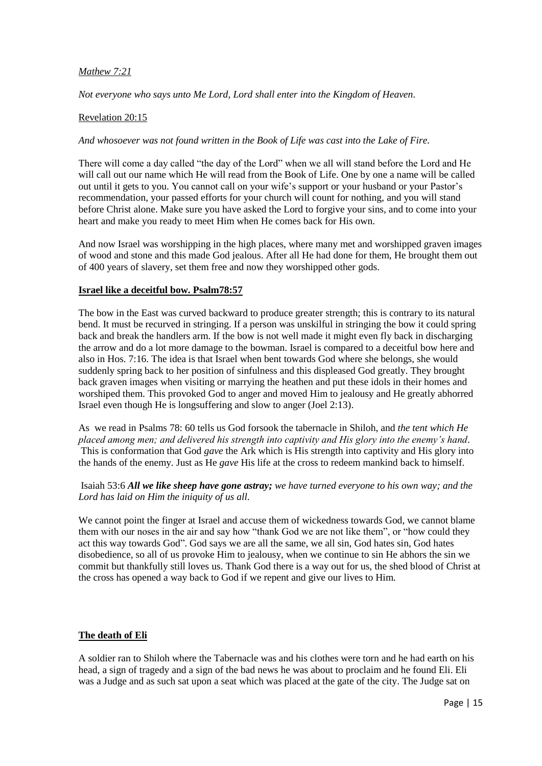*Mathew 7:21*

*Not everyone who says unto Me Lord, Lord shall enter into the Kingdom of Heaven.*

Revelation 20:15

*And whosoever was not found written in the Book of Life was cast into the Lake of Fire.*

There will come a day called "the day of the Lord" when we all will stand before the Lord and He will call out our name which He will read from the Book of Life. One by one a name will be called out until it gets to you. You cannot call on your wife's support or your husband or your Pastor's recommendation, your passed efforts for your church will count for nothing, and you will stand before Christ alone. Make sure you have asked the Lord to forgive your sins, and to come into your heart and make you ready to meet Him when He comes back for His own.

And now Israel was worshipping in the high places, where many met and worshipped graven images of wood and stone and this made God jealous. After all He had done for them, He brought them out of 400 years of slavery, set them free and now they worshipped other gods.

**Israel like a deceitful bow. Psalm78:57**

The bow in the East was curved backward to produce greater strength; this is contrary to its natural bend. It must be recurved in stringing. If a person was unskilful in stringing the bow it could spring back and break the handlers arm. If the bow is not well made it might even fly back in discharging the arrow and do a lot more damage to the bowman. Israel is compared to a deceitful bow here and also in Hos. 7:16. The idea is that Israel when bent towards God where she belongs, she would suddenly spring back to her position of sinfulness and this displeased God greatly. They brought back graven images when visiting or marrying the heathen and put these idols in their homes and worshiped them. This provoked God to anger and moved Him to jealousy and He greatly abhorred Israel even though He is longsuffering and slow to anger (Joel 2:13).

As we read in Psalms 78: 60 tells us God forsook the tabernacle in Shiloh, and *the tent which He placed among men; and delivered his strength into captivity and His glory into the enemy's hand*. This is conformation that God *gave* the Ark which is His strength into captivity and His glory into the hands of the enemy. Just as He *gave* His life at the cross to redeem mankind back to himself.

Isaiah 53:6 ***All we like sheep have gone astray;*** *we have turned everyone to his own way; and the Lord has laid on Him the iniquity of us all.*

We cannot point the finger at Israel and accuse them of wickedness towards God, we cannot blame them with our noses in the air and say how "thank God we are not like them", or "how could they act this way towards God". God says we are all the same, we all sin, God hates sin, God hates disobedience, so all of us provoke Him to jealousy, when we continue to sin He abhors the sin we commit but thankfully still loves us. Thank God there is a way out for us, the shed blood of Christ at the cross has opened a way back to God if we repent and give our lives to Him.

**The death of Eli**

A soldier ran to Shiloh where the Tabernacle was and his clothes were torn and he had earth on his head, a sign of tragedy and a sign of the bad news he was about to proclaim and he found Eli. Eli was a Judge and as such sat upon a seat which was placed at the gate of the city. The Judge sat on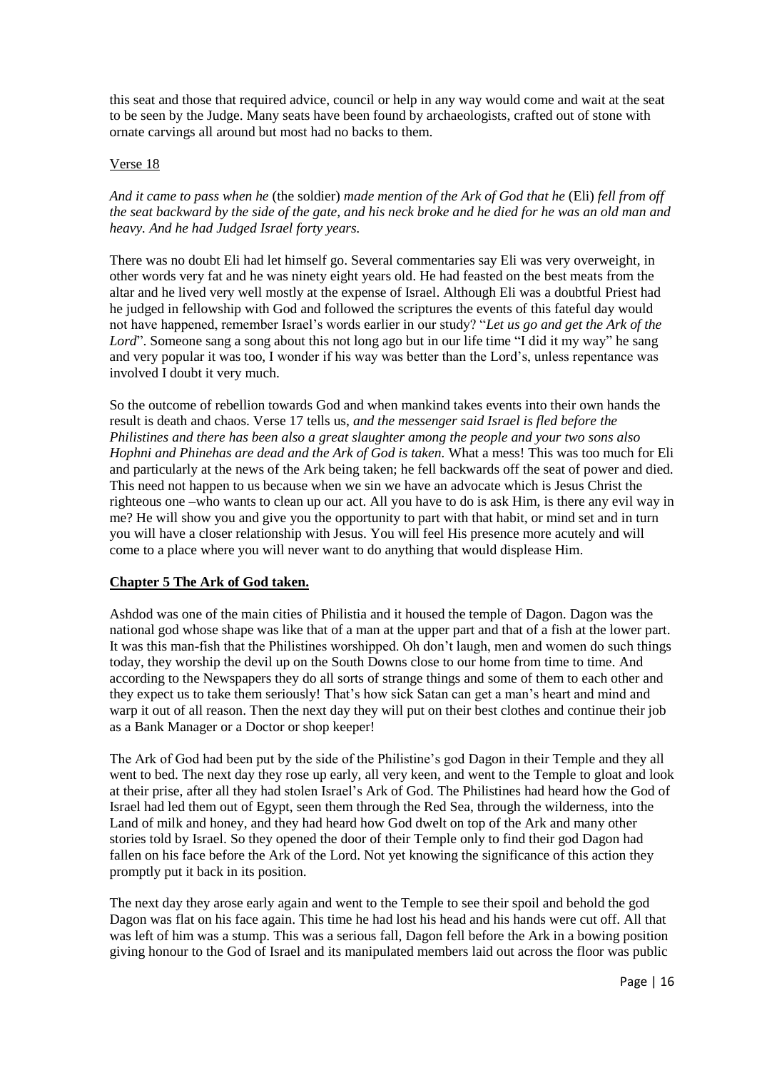this seat and those that required advice, council or help in any way would come and wait at the seat to be seen by the Judge. Many seats have been found by archaeologists, crafted out of stone with ornate carvings all around but most had no backs to them.

Verse 18

*And it came to pass when he* (the soldier) *made mention of the Ark of God that he* (Eli) *fell from off the seat backward by the side of the gate, and his neck broke and he died for he was an old man and heavy. And he had Judged Israel forty years.*

There was no doubt Eli had let himself go. Several commentaries say Eli was very overweight, in other words very fat and he was ninety eight years old. He had feasted on the best meats from the altar and he lived very well mostly at the expense of Israel. Although Eli was a doubtful Priest had he judged in fellowship with God and followed the scriptures the events of this fateful day would not have happened, remember Israel's words earlier in our study? "*Let us go and get the Ark of the Lord*". Someone sang a song about this not long ago but in our life time "I did it my way" he sang and very popular it was too, I wonder if his way was better than the Lord's, unless repentance was involved I doubt it very much.

So the outcome of rebellion towards God and when mankind takes events into their own hands the result is death and chaos. Verse 17 tells us, *and the messenger said Israel is fled before the Philistines and there has been also a great slaughter among the people and your two sons also Hophni and Phinehas are dead and the Ark of God is taken.* What a mess! This was too much for Eli and particularly at the news of the Ark being taken; he fell backwards off the seat of power and died. This need not happen to us because when we sin we have an advocate which is Jesus Christ the righteous one –who wants to clean up our act. All you have to do is ask Him, is there any evil way in me? He will show you and give you the opportunity to part with that habit, or mind set and in turn you will have a closer relationship with Jesus. You will feel His presence more acutely and will come to a place where you will never want to do anything that would displease Him.

## Chapter 5 The Ark of God taken.

Ashdod was one of the main cities of Philistia and it housed the temple of Dagon. Dagon was the national god whose shape was like that of a man at the upper part and that of a fish at the lower part. It was this man-fish that the Philistines worshipped. Oh don't laugh, men and women do such things today, they worship the devil up on the South Downs close to our home from time to time. And according to the Newspapers they do all sorts of strange things and some of them to each other and they expect us to take them seriously! That's how sick Satan can get a man's heart and mind and warp it out of all reason. Then the next day they will put on their best clothes and continue their job as a Bank Manager or a Doctor or shop keeper!

The Ark of God had been put by the side of the Philistine's god Dagon in their Temple and they all went to bed. The next day they rose up early, all very keen, and went to the Temple to gloat and look at their prise, after all they had stolen Israel's Ark of God. The Philistines had heard how the God of Israel had led them out of Egypt, seen them through the Red Sea, through the wilderness, into the Land of milk and honey, and they had heard how God dwelt on top of the Ark and many other stories told by Israel. So they opened the door of their Temple only to find their god Dagon had fallen on his face before the Ark of the Lord. Not yet knowing the significance of this action they promptly put it back in its position.

The next day they arose early again and went to the Temple to see their spoil and behold the god Dagon was flat on his face again. This time he had lost his head and his hands were cut off. All that was left of him was a stump. This was a serious fall, Dagon fell before the Ark in a bowing position giving honour to the God of Israel and its manipulated members laid out across the floor was public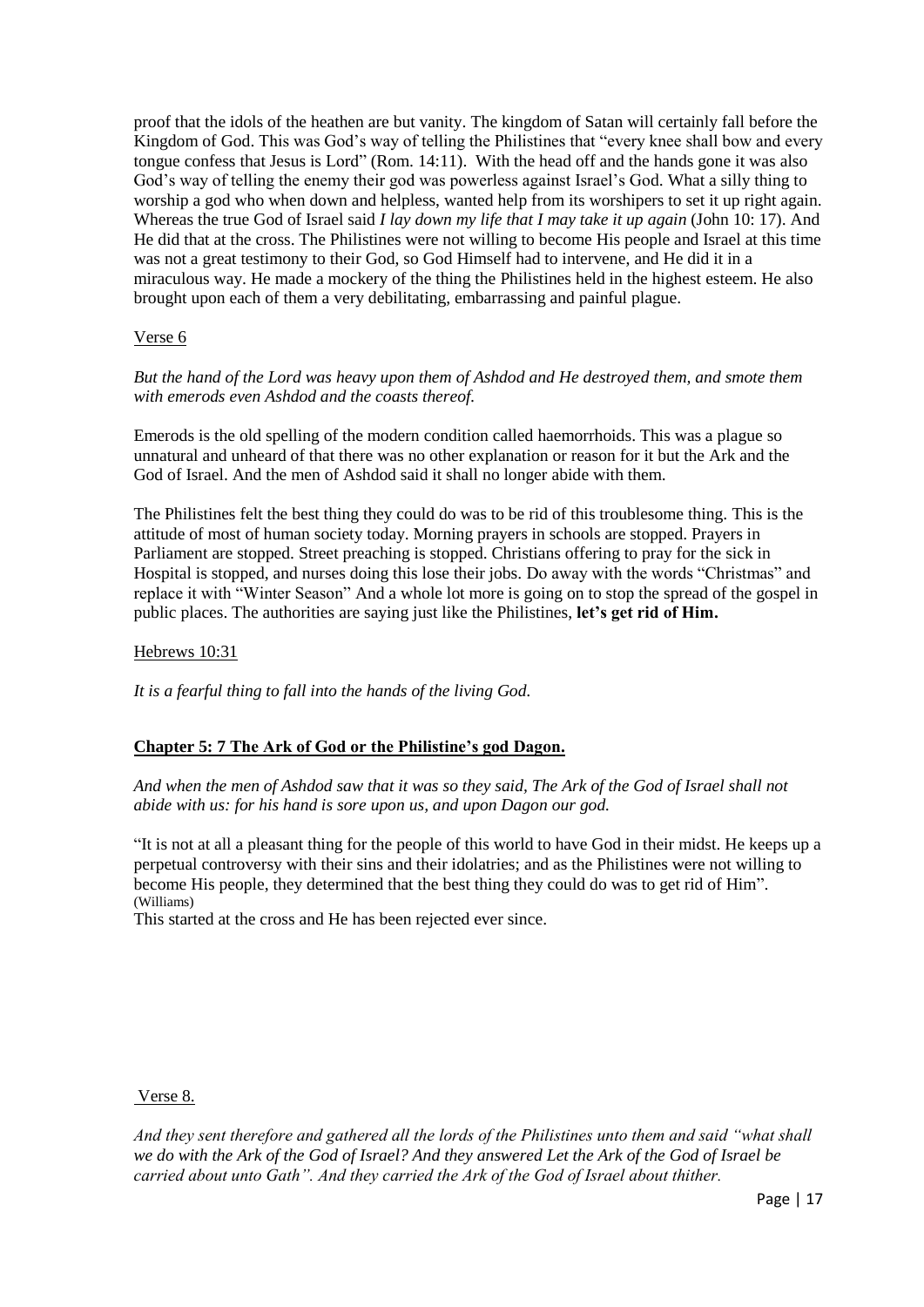proof that the idols of the heathen are but vanity. The kingdom of Satan will certainly fall before the Kingdom of God. This was God's way of telling the Philistines that "every knee shall bow and every tongue confess that Jesus is Lord" (Rom. 14:11). With the head off and the hands gone it was also God's way of telling the enemy their god was powerless against Israel's God. What a silly thing to worship a god who when down and helpless, wanted help from its worshipers to set it up right again. Whereas the true God of Israel said *I lay down my life that I may take it up again* (John 10: 17). And He did that at the cross. The Philistines were not willing to become His people and Israel at this time was not a great testimony to their God, so God Himself had to intervene, and He did it in a miraculous way. He made a mockery of the thing the Philistines held in the highest esteem. He also brought upon each of them a very debilitating, embarrassing and painful plague.

Verse 6

*But the hand of the Lord was heavy upon them of Ashdod and He destroyed them, and smote them with emerods even Ashdod and the coasts thereof.*

Emerods is the old spelling of the modern condition called haemorrhoids. This was a plague so unnatural and unheard of that there was no other explanation or reason for it but the Ark and the God of Israel. And the men of Ashdod said it shall no longer abide with them.

The Philistines felt the best thing they could do was to be rid of this troublesome thing. This is the attitude of most of human society today. Morning prayers in schools are stopped. Prayers in Parliament are stopped. Street preaching is stopped. Christians offering to pray for the sick in Hospital is stopped, and nurses doing this lose their jobs. Do away with the words "Christmas" and replace it with "Winter Season" And a whole lot more is going on to stop the spread of the gospel in public places. The authorities are saying just like the Philistines, **let's get rid of Him.**

Hebrews 10:31

*It is a fearful thing to fall into the hands of the living God.*

**Chapter 5: 7 The Ark of God or the Philistine's god Dagon.**

*And when the men of Ashdod saw that it was so they said, The Ark of the God of Israel shall not abide with us: for his hand is sore upon us, and upon Dagon our god.*

"It is not at all a pleasant thing for the people of this world to have God in their midst. He keeps up a perpetual controversy with their sins and their idolatries; and as the Philistines were not willing to become His people, they determined that the best thing they could do was to get rid of Him". (Williams)

This started at the cross and He has been rejected ever since.

Verse 8.

*And they sent therefore and gathered all the lords of the Philistines unto them and said "what shall we do with the Ark of the God of Israel? And they answered Let the Ark of the God of Israel be carried about unto Gath". And they carried the Ark of the God of Israel about thither.*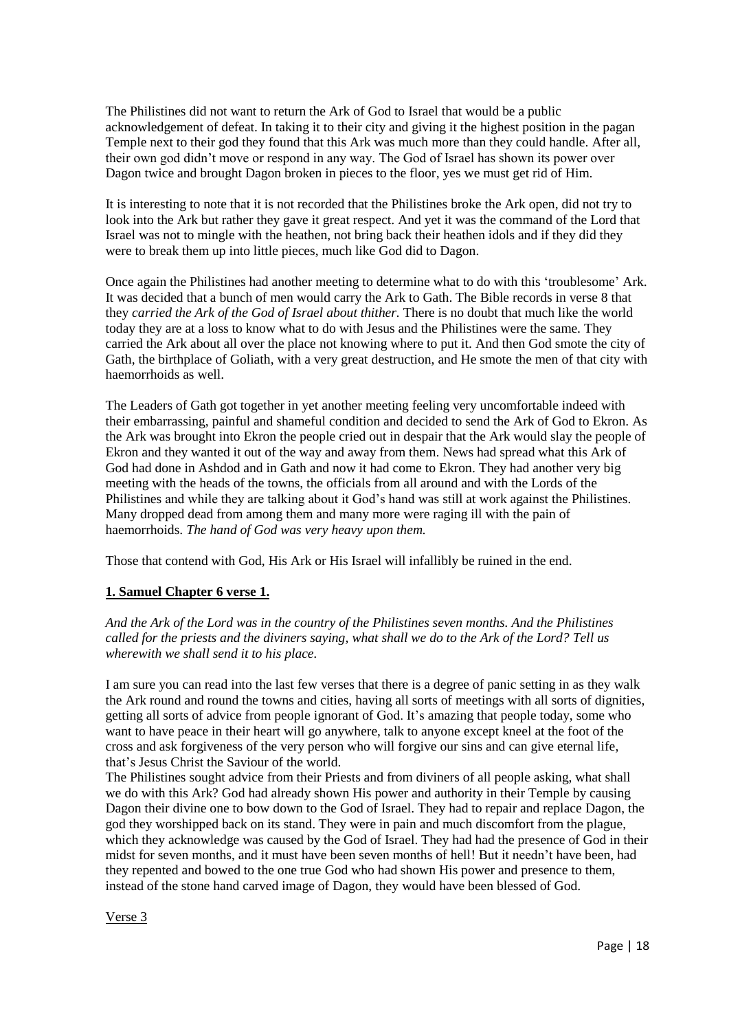The Philistines did not want to return the Ark of God to Israel that would be a public acknowledgement of defeat. In taking it to their city and giving it the highest position in the pagan Temple next to their god they found that this Ark was much more than they could handle. After all, their own god didn't move or respond in any way. The God of Israel has shown its power over Dagon twice and brought Dagon broken in pieces to the floor, yes we must get rid of Him.

It is interesting to note that it is not recorded that the Philistines broke the Ark open, did not try to look into the Ark but rather they gave it great respect. And yet it was the command of the Lord that Israel was not to mingle with the heathen, not bring back their heathen idols and if they did they were to break them up into little pieces, much like God did to Dagon.

Once again the Philistines had another meeting to determine what to do with this 'troublesome' Ark. It was decided that a bunch of men would carry the Ark to Gath. The Bible records in verse 8 that they *carried the Ark of the God of Israel about thither.* There is no doubt that much like the world today they are at a loss to know what to do with Jesus and the Philistines were the same. They carried the Ark about all over the place not knowing where to put it. And then God smote the city of Gath, the birthplace of Goliath, with a very great destruction, and He smote the men of that city with haemorrhoids as well.

The Leaders of Gath got together in yet another meeting feeling very uncomfortable indeed with their embarrassing, painful and shameful condition and decided to send the Ark of God to Ekron. As the Ark was brought into Ekron the people cried out in despair that the Ark would slay the people of Ekron and they wanted it out of the way and away from them. News had spread what this Ark of God had done in Ashdod and in Gath and now it had come to Ekron. They had another very big meeting with the heads of the towns, the officials from all around and with the Lords of the Philistines and while they are talking about it God's hand was still at work against the Philistines. Many dropped dead from among them and many more were raging ill with the pain of haemorrhoids. *The hand of God was very heavy upon them.*

Those that contend with God, His Ark or His Israel will infallibly be ruined in the end.

**<u>1. Samuel Chapter 6 verse 1.</u>**

*And the Ark of the Lord was in the country of the Philistines seven months. And the Philistines called for the priests and the diviners saying, what shall we do to the Ark of the Lord? Tell us wherewith we shall send it to his place.*

I am sure you can read into the last few verses that there is a degree of panic setting in as they walk the Ark round and round the towns and cities, having all sorts of meetings with all sorts of dignities, getting all sorts of advice from people ignorant of God. It's amazing that people today, some who want to have peace in their heart will go anywhere, talk to anyone except kneel at the foot of the cross and ask forgiveness of the very person who will forgive our sins and can give eternal life, that's Jesus Christ the Saviour of the world.

The Philistines sought advice from their Priests and from diviners of all people asking, what shall we do with this Ark? God had already shown His power and authority in their Temple by causing Dagon their divine one to bow down to the God of Israel. They had to repair and replace Dagon, the god they worshipped back on its stand. They were in pain and much discomfort from the plague, which they acknowledge was caused by the God of Israel. They had had the presence of God in their midst for seven months, and it must have been seven months of hell! But it needn't have been, had they repented and bowed to the one true God who had shown His power and presence to them, instead of the stone hand carved image of Dagon, they would have been blessed of God.

<u>Verse 3</u>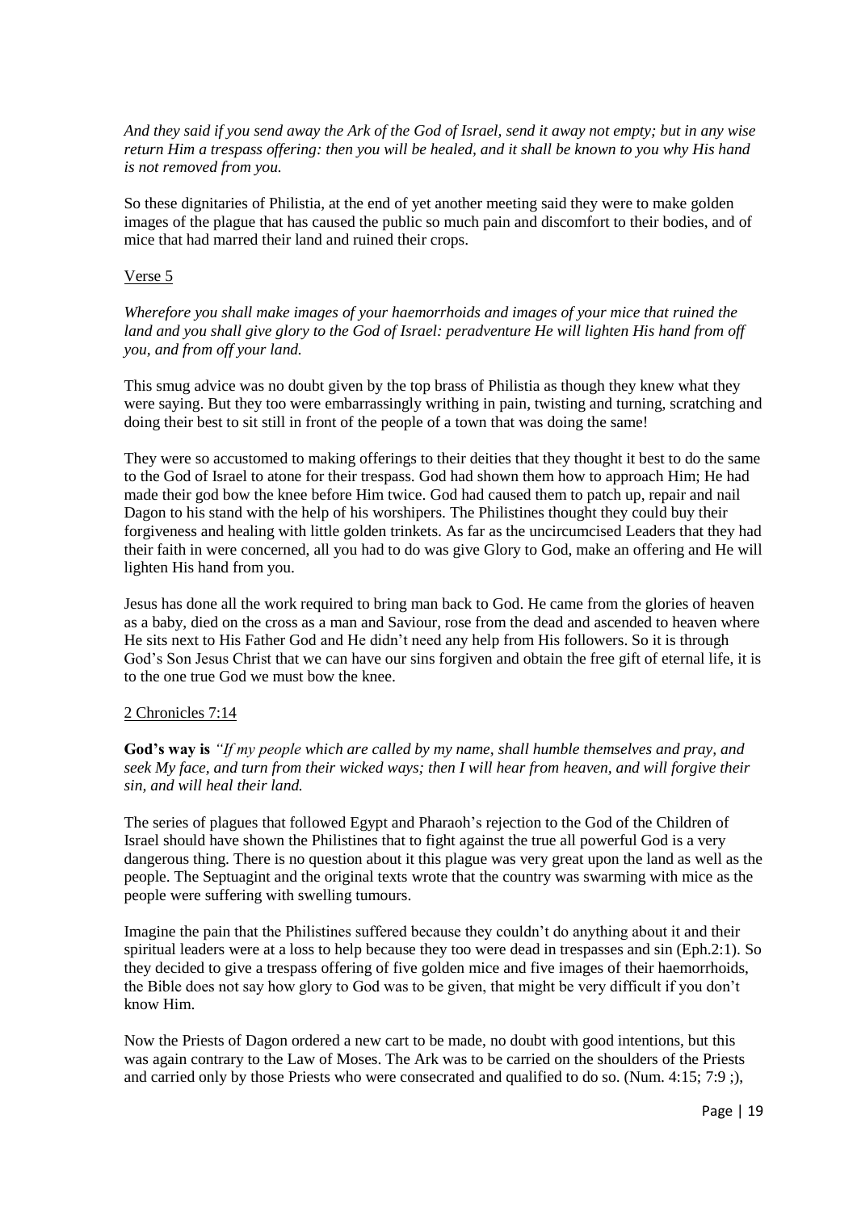*And they said if you send away the Ark of the God of Israel, send it away not empty; but in any wise return Him a trespass offering: then you will be healed, and it shall be known to you why His hand is not removed from you.*

So these dignitaries of Philistia, at the end of yet another meeting said they were to make golden images of the plague that has caused the public so much pain and discomfort to their bodies, and of mice that had marred their land and ruined their crops.

Verse 5

*Wherefore you shall make images of your haemorrhoids and images of your mice that ruined the land and you shall give glory to the God of Israel: peradventure He will lighten His hand from off you, and from off your land.*

This smug advice was no doubt given by the top brass of Philistia as though they knew what they were saying. But they too were embarrassingly writhing in pain, twisting and turning, scratching and doing their best to sit still in front of the people of a town that was doing the same!

They were so accustomed to making offerings to their deities that they thought it best to do the same to the God of Israel to atone for their trespass. God had shown them how to approach Him; He had made their god bow the knee before Him twice. God had caused them to patch up, repair and nail Dagon to his stand with the help of his worshipers. The Philistines thought they could buy their forgiveness and healing with little golden trinkets. As far as the uncircumcised Leaders that they had their faith in were concerned, all you had to do was give Glory to God, make an offering and He will lighten His hand from you.

Jesus has done all the work required to bring man back to God. He came from the glories of heaven as a baby, died on the cross as a man and Saviour, rose from the dead and ascended to heaven where He sits next to His Father God and He didn't need any help from His followers. So it is through God's Son Jesus Christ that we can have our sins forgiven and obtain the free gift of eternal life, it is to the one true God we must bow the knee.

2 Chronicles 7:14

**God's way is** *"If my people which are called by my name, shall humble themselves and pray, and seek My face, and turn from their wicked ways; then I will hear from heaven, and will forgive their sin, and will heal their land.*

The series of plagues that followed Egypt and Pharaoh's rejection to the God of the Children of Israel should have shown the Philistines that to fight against the true all powerful God is a very dangerous thing. There is no question about it this plague was very great upon the land as well as the people. The Septuagint and the original texts wrote that the country was swarming with mice as the people were suffering with swelling tumours.

Imagine the pain that the Philistines suffered because they couldn't do anything about it and their spiritual leaders were at a loss to help because they too were dead in trespasses and sin (Eph.2:1). So they decided to give a trespass offering of five golden mice and five images of their haemorrhoids, the Bible does not say how glory to God was to be given, that might be very difficult if you don't know Him.

Now the Priests of Dagon ordered a new cart to be made, no doubt with good intentions, but this was again contrary to the Law of Moses. The Ark was to be carried on the shoulders of the Priests and carried only by those Priests who were consecrated and qualified to do so. (Num. 4:15; 7:9 ;),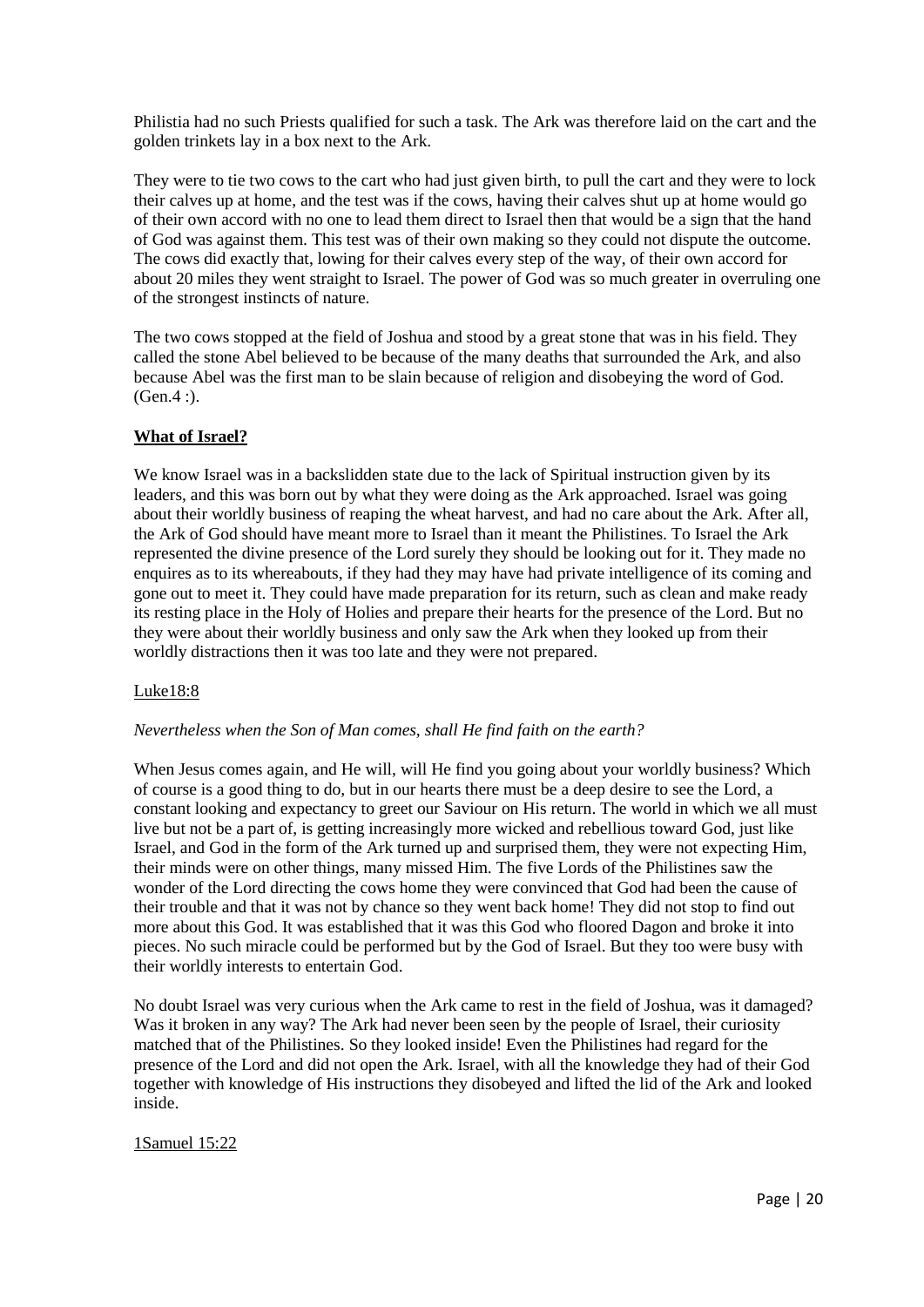Philistia had no such Priests qualified for such a task. The Ark was therefore laid on the cart and the golden trinkets lay in a box next to the Ark.

They were to tie two cows to the cart who had just given birth, to pull the cart and they were to lock their calves up at home, and the test was if the cows, having their calves shut up at home would go of their own accord with no one to lead them direct to Israel then that would be a sign that the hand of God was against them. This test was of their own making so they could not dispute the outcome. The cows did exactly that, lowing for their calves every step of the way, of their own accord for about 20 miles they went straight to Israel. The power of God was so much greater in overruling one of the strongest instincts of nature.

The two cows stopped at the field of Joshua and stood by a great stone that was in his field. They called the stone Abel believed to be because of the many deaths that surrounded the Ark, and also because Abel was the first man to be slain because of religion and disobeying the word of God. (Gen.4 :).

**What of Israel?**

We know Israel was in a backslidden state due to the lack of Spiritual instruction given by its leaders, and this was born out by what they were doing as the Ark approached. Israel was going about their worldly business of reaping the wheat harvest, and had no care about the Ark. After all, the Ark of God should have meant more to Israel than it meant the Philistines. To Israel the Ark represented the divine presence of the Lord surely they should be looking out for it. They made no enquires as to its whereabouts, if they had they may have had private intelligence of its coming and gone out to meet it. They could have made preparation for its return, such as clean and make ready its resting place in the Holy of Holies and prepare their hearts for the presence of the Lord. But no they were about their worldly business and only saw the Ark when they looked up from their worldly distractions then it was too late and they were not prepared.

Luke18:8

*Nevertheless when the Son of Man comes, shall He find faith on the earth?*

When Jesus comes again, and He will, will He find you going about your worldly business? Which of course is a good thing to do, but in our hearts there must be a deep desire to see the Lord, a constant looking and expectancy to greet our Saviour on His return. The world in which we all must live but not be a part of, is getting increasingly more wicked and rebellious toward God, just like Israel, and God in the form of the Ark turned up and surprised them, they were not expecting Him, their minds were on other things, many missed Him. The five Lords of the Philistines saw the wonder of the Lord directing the cows home they were convinced that God had been the cause of their trouble and that it was not by chance so they went back home! They did not stop to find out more about this God. It was established that it was this God who floored Dagon and broke it into pieces. No such miracle could be performed but by the God of Israel. But they too were busy with their worldly interests to entertain God.

No doubt Israel was very curious when the Ark came to rest in the field of Joshua, was it damaged? Was it broken in any way? The Ark had never been seen by the people of Israel, their curiosity matched that of the Philistines. So they looked inside! Even the Philistines had regard for the presence of the Lord and did not open the Ark. Israel, with all the knowledge they had of their God together with knowledge of His instructions they disobeyed and lifted the lid of the Ark and looked inside.

1Samuel 15:22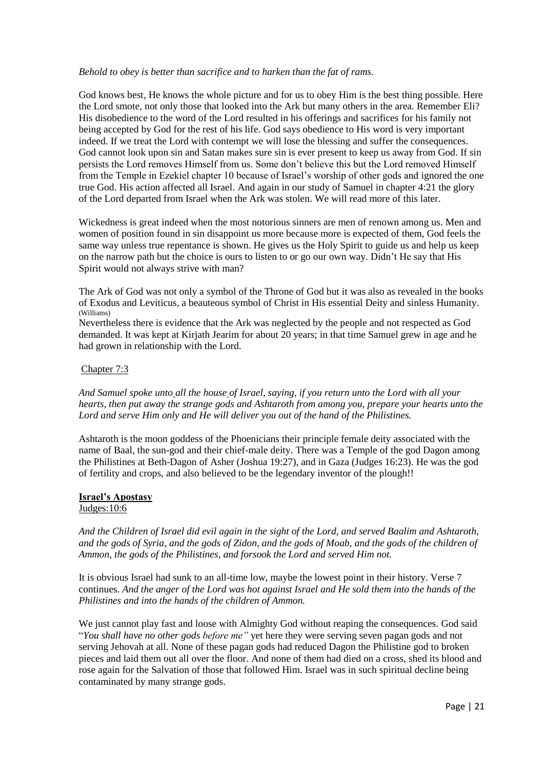*Behold to obey is better than sacrifice and to harken than the fat of rams.*

God knows best, He knows the whole picture and for us to obey Him is the best thing possible. Here the Lord smote, not only those that looked into the Ark but many others in the area. Remember Eli? His disobedience to the word of the Lord resulted in his offerings and sacrifices for his family not being accepted by God for the rest of his life. God says obedience to His word is very important indeed. If we treat the Lord with contempt we will lose the blessing and suffer the consequences. God cannot look upon sin and Satan makes sure sin is ever present to keep us away from God. If sin persists the Lord removes Himself from us. Some don't believe this but the Lord removed Himself from the Temple in Ezekiel chapter 10 because of Israel's worship of other gods and ignored the one true God. His action affected all Israel. And again in our study of Samuel in chapter 4:21 the glory of the Lord departed from Israel when the Ark was stolen. We will read more of this later.

Wickedness is great indeed when the most notorious sinners are men of renown among us. Men and women of position found in sin disappoint us more because more is expected of them, God feels the same way unless true repentance is shown. He gives us the Holy Spirit to guide us and help us keep on the narrow path but the choice is ours to listen to or go our own way. Didn't He say that His Spirit would not always strive with man?

The Ark of God was not only a symbol of the Throne of God but it was also as revealed in the books of Exodus and Leviticus, a beauteous symbol of Christ in His essential Deity and sinless Humanity. (Williams)
Nevertheless there is evidence that the Ark was neglected by the people and not respected as God demanded. It was kept at Kirjath Jearim for about 20 years; in that time Samuel grew in age and he had grown in relationship with the Lord.

Chapter 7:3

*And Samuel spoke unto all the house of Israel, saying, if you return unto the Lord with all your hearts, then put away the strange gods and Ashtaroth from among you, prepare your hearts unto the Lord and serve Him only and He will deliver you out of the hand of the Philistines.*

Ashtaroth is the moon goddess of the Phoenicians their principle female deity associated with the name of Baal, the sun-god and their chief-male deity. There was a Temple of the god Dagon among the Philistines at Beth-Dagon of Asher (Joshua 19:27), and in Gaza (Judges 16:23). He was the god of fertility and crops, and also believed to be the legendary inventor of the plough!!

**Israel's Apostasy**
Judges:10:6

*And the Children of Israel did evil again in the sight of the Lord, and served Baalim and Ashtaroth, and the gods of Syria, and the gods of Zidon, and the gods of Moab, and the gods of the children of Ammon, the gods of the Philistines, and forsook the Lord and served Him not.*

It is obvious Israel had sunk to an all-time low, maybe the lowest point in their history. Verse 7 continues. *And the anger of the Lord was hot against Israel and He sold them into the hands of the Philistines and into the hands of the children of Ammon.*

We just cannot play fast and loose with Almighty God without reaping the consequences. God said "*You shall have no other gods before me"* yet here they were serving seven pagan gods and not serving Jehovah at all. None of these pagan gods had reduced Dagon the Philistine god to broken pieces and laid them out all over the floor. And none of them had died on a cross, shed its blood and rose again for the Salvation of those that followed Him. Israel was in such spiritual decline being contaminated by many strange gods.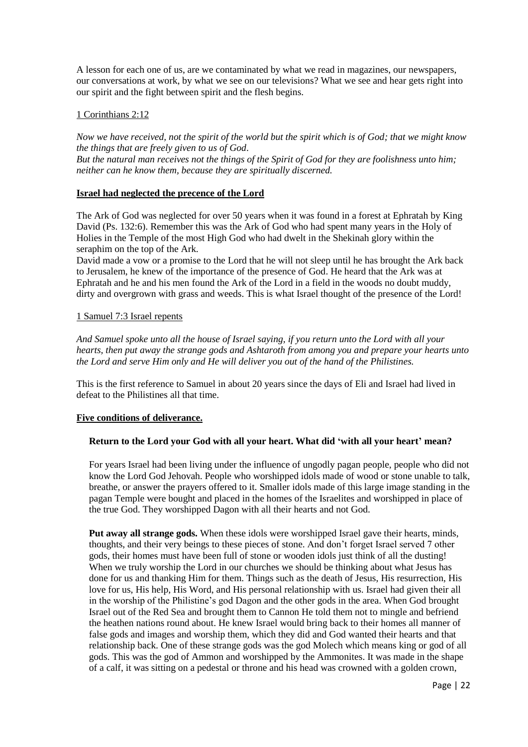A lesson for each one of us, are we contaminated by what we read in magazines, our newspapers, our conversations at work, by what we see on our televisions? What we see and hear gets right into our spirit and the fight between spirit and the flesh begins.

1 Corinthians 2:12

*Now we have received, not the spirit of the world but the spirit which is of God; that we might know the things that are freely given to us of God.*
*But the natural man receives not the things of the Spirit of God for they are foolishness unto him; neither can he know them, because they are spiritually discerned.*

**Israel had neglected the precence of the Lord**

The Ark of God was neglected for over 50 years when it was found in a forest at Ephratah by King David (Ps. 132:6). Remember this was the Ark of God who had spent many years in the Holy of Holies in the Temple of the most High God who had dwelt in the Shekinah glory within the seraphim on the top of the Ark.
David made a vow or a promise to the Lord that he will not sleep until he has brought the Ark back to Jerusalem, he knew of the importance of the presence of God. He heard that the Ark was at Ephratah and he and his men found the Ark of the Lord in a field in the woods no doubt muddy, dirty and overgrown with grass and weeds. This is what Israel thought of the presence of the Lord!

1 Samuel 7:3 Israel repents

*And Samuel spoke unto all the house of Israel saying, if you return unto the Lord with all your hearts, then put away the strange gods and Ashtaroth from among you and prepare your hearts unto the Lord and serve Him only and He will deliver you out of the hand of the Philistines.*

This is the first reference to Samuel in about 20 years since the days of Eli and Israel had lived in defeat to the Philistines all that time.

**Five conditions of deliverance.**

**Return to the Lord your God with all your heart. What did 'with all your heart' mean?**

For years Israel had been living under the influence of ungodly pagan people, people who did not know the Lord God Jehovah. People who worshipped idols made of wood or stone unable to talk, breathe, or answer the prayers offered to it. Smaller idols made of this large image standing in the pagan Temple were bought and placed in the homes of the Israelites and worshipped in place of the true God. They worshipped Dagon with all their hearts and not God.

**Put away all strange gods.** When these idols were worshipped Israel gave their hearts, minds, thoughts, and their very beings to these pieces of stone. And don't forget Israel served 7 other gods, their homes must have been full of stone or wooden idols just think of all the dusting! When we truly worship the Lord in our churches we should be thinking about what Jesus has done for us and thanking Him for them. Things such as the death of Jesus, His resurrection, His love for us, His help, His Word, and His personal relationship with us. Israel had given their all in the worship of the Philistine's god Dagon and the other gods in the area. When God brought Israel out of the Red Sea and brought them to Cannon He told them not to mingle and befriend the heathen nations round about. He knew Israel would bring back to their homes all manner of false gods and images and worship them, which they did and God wanted their hearts and that relationship back. One of these strange gods was the god Molech which means king or god of all gods. This was the god of Ammon and worshipped by the Ammonites. It was made in the shape of a calf, it was sitting on a pedestal or throne and his head was crowned with a golden crown,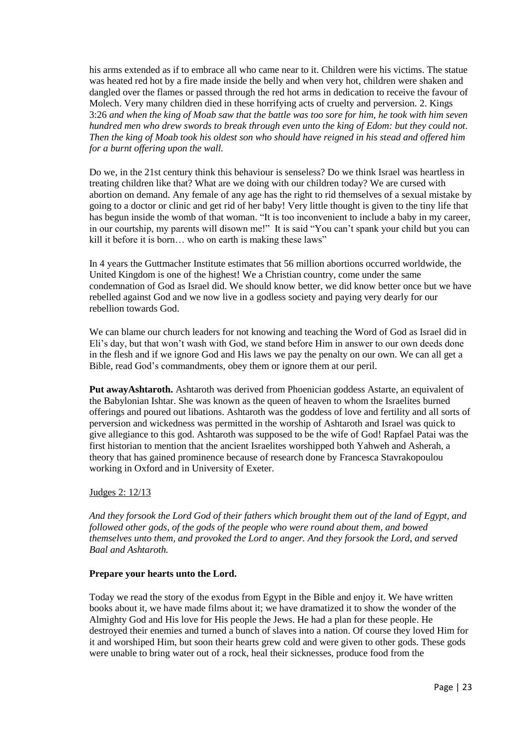his arms extended as if to embrace all who came near to it. Children were his victims. The statue was heated red hot by a fire made inside the belly and when very hot, children were shaken and dangled over the flames or passed through the red hot arms in dedication to receive the favour of Molech. Very many children died in these horrifying acts of cruelty and perversion. 2. Kings 3:26 *and when the king of Moab saw that the battle was too sore for him, he took with him seven hundred men who drew swords to break through even unto the king of Edom: but they could not. Then the king of Moab took his oldest son who should have reigned in his stead and offered him for a burnt offering upon the wall.*

Do we, in the 21st century think this behaviour is senseless? Do we think Israel was heartless in treating children like that? What are we doing with our children today? We are cursed with abortion on demand. Any female of any age has the right to rid themselves of a sexual mistake by going to a doctor or clinic and get rid of her baby! Very little thought is given to the tiny life that has begun inside the womb of that woman. "It is too inconvenient to include a baby in my career, in our courtship, my parents will disown me!" It is said "You can't spank your child but you can kill it before it is born… who on earth is making these laws"

In 4 years the Guttmacher Institute estimates that 56 million abortions occurred worldwide, the United Kingdom is one of the highest! We a Christian country, come under the same condemnation of God as Israel did. We should know better, we did know better once but we have rebelled against God and we now live in a godless society and paying very dearly for our rebellion towards God.

We can blame our church leaders for not knowing and teaching the Word of God as Israel did in Eli's day, but that won't wash with God, we stand before Him in answer to our own deeds done in the flesh and if we ignore God and His laws we pay the penalty on our own. We can all get a Bible, read God's commandments, obey them or ignore them at our peril.

**Put awayAshtaroth.** Ashtaroth was derived from Phoenician goddess Astarte, an equivalent of the Babylonian Ishtar. She was known as the queen of heaven to whom the Israelites burned offerings and poured out libations. Ashtaroth was the goddess of love and fertility and all sorts of perversion and wickedness was permitted in the worship of Ashtaroth and Israel was quick to give allegiance to this god. Ashtaroth was supposed to be the wife of God! Rapfael Patai was the first historian to mention that the ancient Israelites worshipped both Yahweh and Asherah, a theory that has gained prominence because of research done by Francesca Stavrakopoulou working in Oxford and in University of Exeter.

Judges 2: 12/13

*And they forsook the Lord God of their fathers which brought them out of the land of Egypt, and followed other gods, of the gods of the people who were round about them, and bowed themselves unto them, and provoked the Lord to anger. And they forsook the Lord, and served Baal and Ashtaroth.*

**Prepare your hearts unto the Lord.**

Today we read the story of the exodus from Egypt in the Bible and enjoy it. We have written books about it, we have made films about it; we have dramatized it to show the wonder of the Almighty God and His love for His people the Jews. He had a plan for these people. He destroyed their enemies and turned a bunch of slaves into a nation. Of course they loved Him for it and worshiped Him, but soon their hearts grew cold and were given to other gods. These gods were unable to bring water out of a rock, heal their sicknesses, produce food from the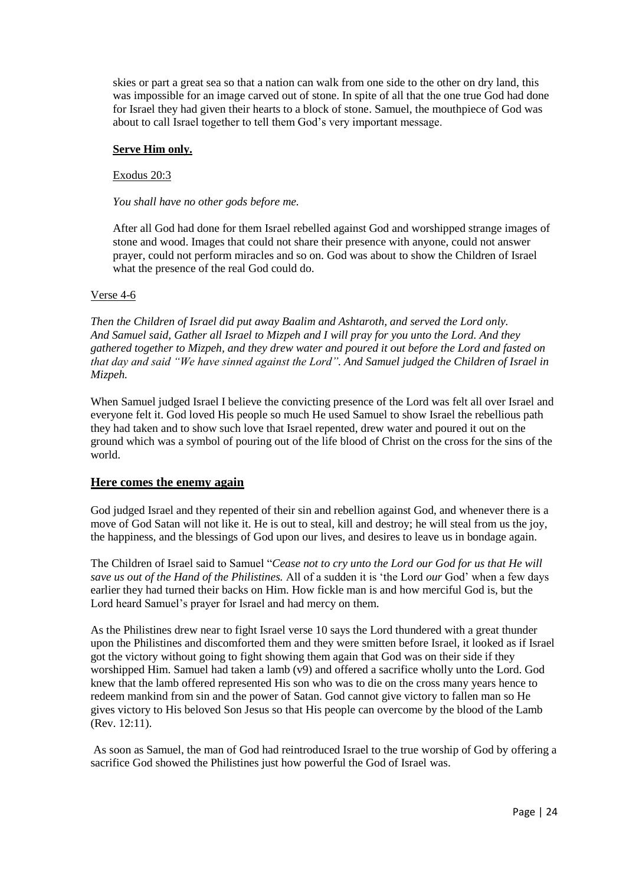skies or part a great sea so that a nation can walk from one side to the other on dry land, this was impossible for an image carved out of stone. In spite of all that the one true God had done for Israel they had given their hearts to a block of stone. Samuel, the mouthpiece of God was about to call Israel together to tell them God's very important message.

**Serve Him only.**

Exodus 20:3

*You shall have no other gods before me.*

After all God had done for them Israel rebelled against God and worshipped strange images of stone and wood. Images that could not share their presence with anyone, could not answer prayer, could not perform miracles and so on. God was about to show the Children of Israel what the presence of the real God could do.

Verse 4-6

*Then the Children of Israel did put away Baalim and Ashtaroth, and served the Lord only. And Samuel said, Gather all Israel to Mizpeh and I will pray for you unto the Lord. And they gathered together to Mizpeh, and they drew water and poured it out before the Lord and fasted on that day and said "We have sinned against the Lord". And Samuel judged the Children of Israel in Mizpeh.*

When Samuel judged Israel I believe the convicting presence of the Lord was felt all over Israel and everyone felt it. God loved His people so much He used Samuel to show Israel the rebellious path they had taken and to show such love that Israel repented, drew water and poured it out on the ground which was a symbol of pouring out of the life blood of Christ on the cross for the sins of the world.

## Here comes the enemy again

God judged Israel and they repented of their sin and rebellion against God, and whenever there is a move of God Satan will not like it. He is out to steal, kill and destroy; he will steal from us the joy, the happiness, and the blessings of God upon our lives, and desires to leave us in bondage again.

The Children of Israel said to Samuel "*Cease not to cry unto the Lord our God for us that He will save us out of the Hand of the Philistines.* All of a sudden it is 'the Lord *our* God' when a few days earlier they had turned their backs on Him. How fickle man is and how merciful God is, but the Lord heard Samuel's prayer for Israel and had mercy on them.

As the Philistines drew near to fight Israel verse 10 says the Lord thundered with a great thunder upon the Philistines and discomforted them and they were smitten before Israel, it looked as if Israel got the victory without going to fight showing them again that God was on their side if they worshipped Him. Samuel had taken a lamb (v9) and offered a sacrifice wholly unto the Lord. God knew that the lamb offered represented His son who was to die on the cross many years hence to redeem mankind from sin and the power of Satan. God cannot give victory to fallen man so He gives victory to His beloved Son Jesus so that His people can overcome by the blood of the Lamb (Rev. 12:11).

As soon as Samuel, the man of God had reintroduced Israel to the true worship of God by offering a sacrifice God showed the Philistines just how powerful the God of Israel was.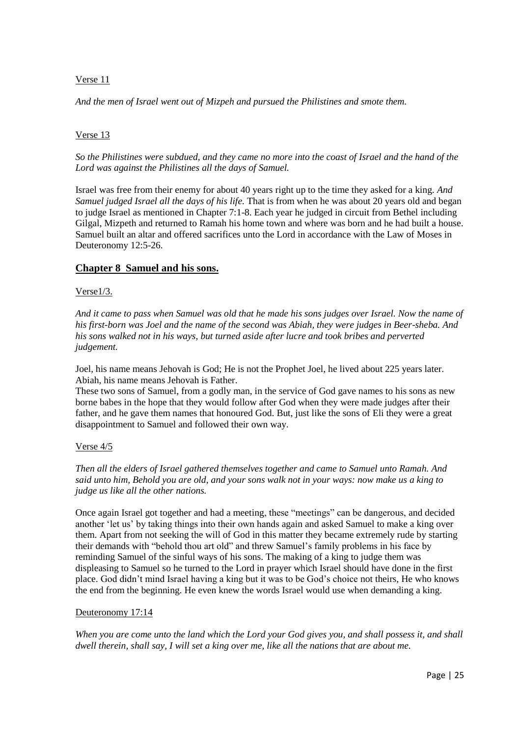Verse 11

*And the men of Israel went out of Mizpeh and pursued the Philistines and smote them.*

Verse 13

*So the Philistines were subdued, and they came no more into the coast of Israel and the hand of the Lord was against the Philistines all the days of Samuel.*

Israel was free from their enemy for about 40 years right up to the time they asked for a king. *And Samuel judged Israel all the days of his life.* That is from when he was about 20 years old and began to judge Israel as mentioned in Chapter 7:1-8. Each year he judged in circuit from Bethel including Gilgal, Mizpeth and returned to Ramah his home town and where was born and he had built a house. Samuel built an altar and offered sacrifices unto the Lord in accordance with the Law of Moses in Deuteronomy 12:5-26.

## Chapter 8 Samuel and his sons.

Verse1/3.

*And it came to pass when Samuel was old that he made his sons judges over Israel. Now the name of his first-born was Joel and the name of the second was Abiah, they were judges in Beer-sheba. And his sons walked not in his ways, but turned aside after lucre and took bribes and perverted judgement.*

Joel, his name means Jehovah is God; He is not the Prophet Joel, he lived about 225 years later. Abiah, his name means Jehovah is Father.
These two sons of Samuel, from a godly man, in the service of God gave names to his sons as new borne babes in the hope that they would follow after God when they were made judges after their father, and he gave them names that honoured God. But, just like the sons of Eli they were a great disappointment to Samuel and followed their own way.

Verse 4/5

*Then all the elders of Israel gathered themselves together and came to Samuel unto Ramah. And said unto him, Behold you are old, and your sons walk not in your ways: now make us a king to judge us like all the other nations.*

Once again Israel got together and had a meeting, these "meetings" can be dangerous, and decided another 'let us' by taking things into their own hands again and asked Samuel to make a king over them. Apart from not seeking the will of God in this matter they became extremely rude by starting their demands with "behold thou art old" and threw Samuel's family problems in his face by reminding Samuel of the sinful ways of his sons. The making of a king to judge them was displeasing to Samuel so he turned to the Lord in prayer which Israel should have done in the first place. God didn't mind Israel having a king but it was to be God's choice not theirs, He who knows the end from the beginning. He even knew the words Israel would use when demanding a king.

Deuteronomy 17:14

*When you are come unto the land which the Lord your God gives you, and shall possess it, and shall dwell therein, shall say, I will set a king over me, like all the nations that are about me.*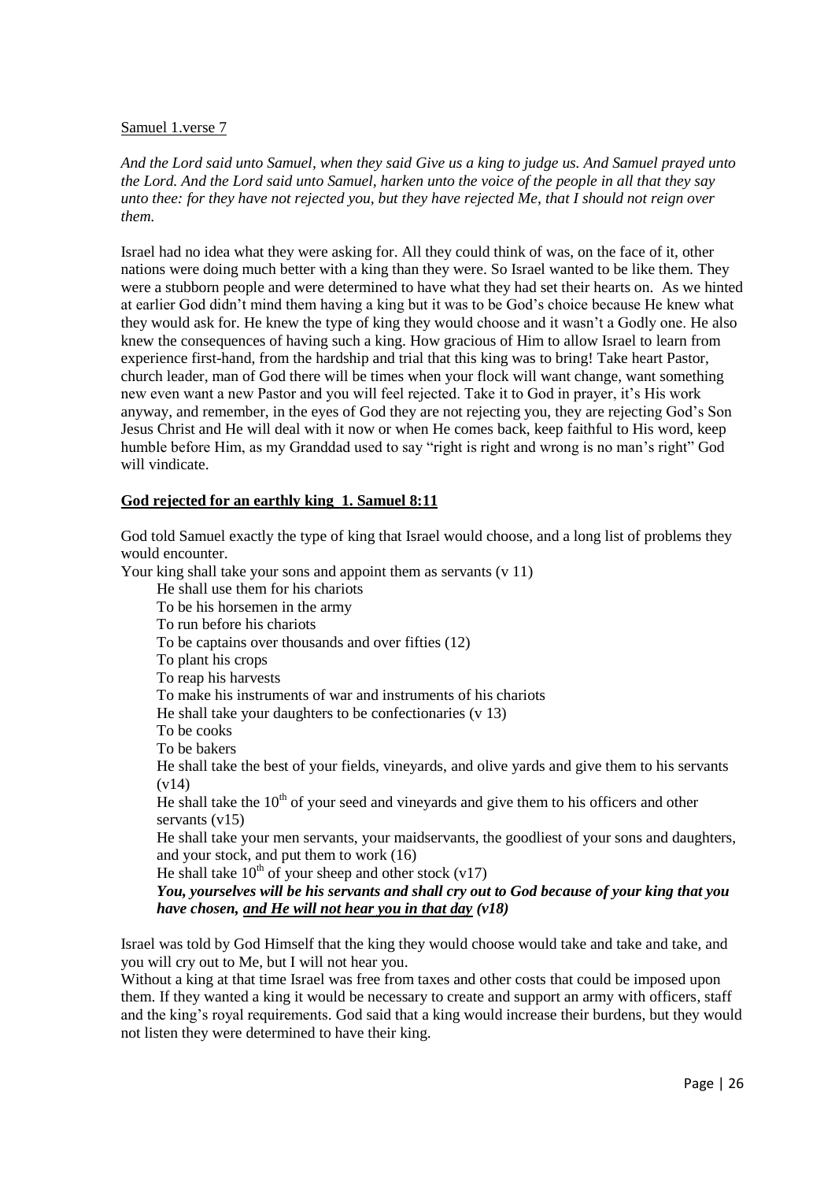Samuel 1.verse 7

*And the Lord said unto Samuel, when they said Give us a king to judge us. And Samuel prayed unto the Lord. And the Lord said unto Samuel, harken unto the voice of the people in all that they say unto thee: for they have not rejected you, but they have rejected Me, that I should not reign over them.*

Israel had no idea what they were asking for. All they could think of was, on the face of it, other nations were doing much better with a king than they were. So Israel wanted to be like them. They were a stubborn people and were determined to have what they had set their hearts on. As we hinted at earlier God didn't mind them having a king but it was to be God's choice because He knew what they would ask for. He knew the type of king they would choose and it wasn't a Godly one. He also knew the consequences of having such a king. How gracious of Him to allow Israel to learn from experience first-hand, from the hardship and trial that this king was to bring! Take heart Pastor, church leader, man of God there will be times when your flock will want change, want something new even want a new Pastor and you will feel rejected. Take it to God in prayer, it's His work anyway, and remember, in the eyes of God they are not rejecting you, they are rejecting God's Son Jesus Christ and He will deal with it now or when He comes back, keep faithful to His word, keep humble before Him, as my Granddad used to say "right is right and wrong is no man's right" God will vindicate.

**God rejected for an earthly king 1. Samuel 8:11**

God told Samuel exactly the type of king that Israel would choose, and a long list of problems they would encounter.

Your king shall take your sons and appoint them as servants (v 11)

He shall use them for his chariots
To be his horsemen in the army
To run before his chariots
To be captains over thousands and over fifties (12)
To plant his crops
To reap his harvests
To make his instruments of war and instruments of his chariots
He shall take your daughters to be confectionaries (v 13)
To be cooks
To be bakers
He shall take the best of your fields, vineyards, and olive yards and give them to his servants (v14)
He shall take the 10th of your seed and vineyards and give them to his officers and other servants (v15)
He shall take your men servants, your maidservants, the goodliest of your sons and daughters, and your stock, and put them to work (16)
He shall take 10th of your sheep and other stock (v17)
***You, yourselves will be his servants and shall cry out to God because of your king that you have chosen, and He will not hear you in that day (v18)***

Israel was told by God Himself that the king they would choose would take and take and take, and you will cry out to Me, but I will not hear you.

Without a king at that time Israel was free from taxes and other costs that could be imposed upon them. If they wanted a king it would be necessary to create and support an army with officers, staff and the king's royal requirements. God said that a king would increase their burdens, but they would not listen they were determined to have their king.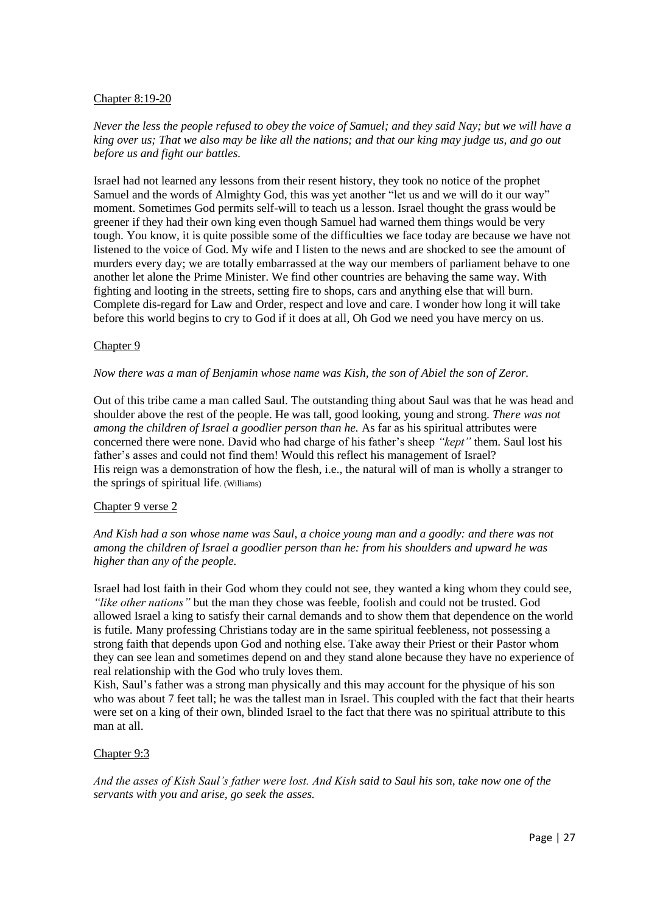Chapter 8:19-20

*Never the less the people refused to obey the voice of Samuel; and they said Nay; but we will have a king over us; That we also may be like all the nations; and that our king may judge us, and go out before us and fight our battles.*

Israel had not learned any lessons from their resent history, they took no notice of the prophet Samuel and the words of Almighty God, this was yet another "let us and we will do it our way" moment. Sometimes God permits self-will to teach us a lesson. Israel thought the grass would be greener if they had their own king even though Samuel had warned them things would be very tough. You know, it is quite possible some of the difficulties we face today are because we have not listened to the voice of God. My wife and I listen to the news and are shocked to see the amount of murders every day; we are totally embarrassed at the way our members of parliament behave to one another let alone the Prime Minister. We find other countries are behaving the same way. With fighting and looting in the streets, setting fire to shops, cars and anything else that will burn. Complete dis-regard for Law and Order, respect and love and care. I wonder how long it will take before this world begins to cry to God if it does at all, Oh God we need you have mercy on us.

Chapter 9

*Now there was a man of Benjamin whose name was Kish, the son of Abiel the son of Zeror.*

Out of this tribe came a man called Saul. The outstanding thing about Saul was that he was head and shoulder above the rest of the people. He was tall, good looking, young and strong. *There was not among the children of Israel a goodlier person than he.* As far as his spiritual attributes were concerned there were none. David who had charge of his father's sheep *"kept"* them. Saul lost his father's asses and could not find them! Would this reflect his management of Israel?
His reign was a demonstration of how the flesh, i.e., the natural will of man is wholly a stranger to the springs of spiritual life. (Williams)

Chapter 9 verse 2

*And Kish had a son whose name was Saul, a choice young man and a goodly: and there was not among the children of Israel a goodlier person than he: from his shoulders and upward he was higher than any of the people.*

Israel had lost faith in their God whom they could not see, they wanted a king whom they could see, *"like other nations"* but the man they chose was feeble, foolish and could not be trusted. God allowed Israel a king to satisfy their carnal demands and to show them that dependence on the world is futile. Many professing Christians today are in the same spiritual feebleness, not possessing a strong faith that depends upon God and nothing else. Take away their Priest or their Pastor whom they can see lean and sometimes depend on and they stand alone because they have no experience of real relationship with the God who truly loves them.
Kish, Saul's father was a strong man physically and this may account for the physique of his son who was about 7 feet tall; he was the tallest man in Israel. This coupled with the fact that their hearts were set on a king of their own, blinded Israel to the fact that there was no spiritual attribute to this man at all.

Chapter 9:3

*And the asses of Kish Saul's father were lost. And Kish said to Saul his son, take now one of the servants with you and arise, go seek the asses.*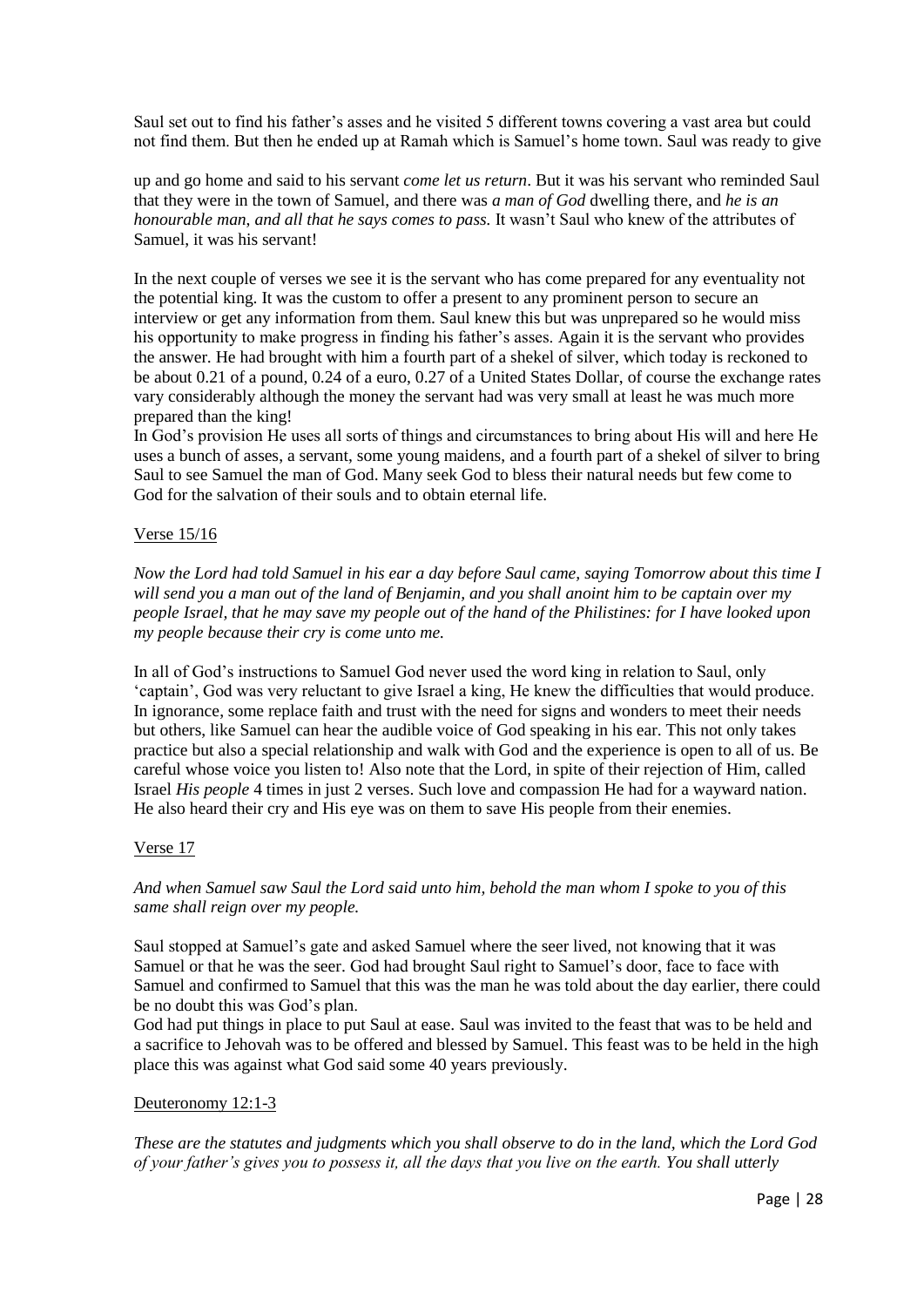Saul set out to find his father's asses and he visited 5 different towns covering a vast area but could not find them. But then he ended up at Ramah which is Samuel's home town. Saul was ready to give

up and go home and said to his servant *come let us return*. But it was his servant who reminded Saul that they were in the town of Samuel, and there was *a man of God* dwelling there, and *he is an honourable man, and all that he says comes to pass.* It wasn't Saul who knew of the attributes of Samuel, it was his servant!

In the next couple of verses we see it is the servant who has come prepared for any eventuality not the potential king. It was the custom to offer a present to any prominent person to secure an interview or get any information from them. Saul knew this but was unprepared so he would miss his opportunity to make progress in finding his father's asses. Again it is the servant who provides the answer. He had brought with him a fourth part of a shekel of silver, which today is reckoned to be about 0.21 of a pound, 0.24 of a euro, 0.27 of a United States Dollar, of course the exchange rates vary considerably although the money the servant had was very small at least he was much more prepared than the king!

In God's provision He uses all sorts of things and circumstances to bring about His will and here He uses a bunch of asses, a servant, some young maidens, and a fourth part of a shekel of silver to bring Saul to see Samuel the man of God. Many seek God to bless their natural needs but few come to God for the salvation of their souls and to obtain eternal life.

Verse 15/16

*Now the Lord had told Samuel in his ear a day before Saul came, saying Tomorrow about this time I will send you a man out of the land of Benjamin, and you shall anoint him to be captain over my people Israel, that he may save my people out of the hand of the Philistines: for I have looked upon my people because their cry is come unto me.*

In all of God's instructions to Samuel God never used the word king in relation to Saul, only 'captain', God was very reluctant to give Israel a king, He knew the difficulties that would produce. In ignorance, some replace faith and trust with the need for signs and wonders to meet their needs but others, like Samuel can hear the audible voice of God speaking in his ear. This not only takes practice but also a special relationship and walk with God and the experience is open to all of us. Be careful whose voice you listen to! Also note that the Lord, in spite of their rejection of Him, called Israel *His people* 4 times in just 2 verses. Such love and compassion He had for a wayward nation. He also heard their cry and His eye was on them to save His people from their enemies.

Verse 17

*And when Samuel saw Saul the Lord said unto him, behold the man whom I spoke to you of this same shall reign over my people.*

Saul stopped at Samuel's gate and asked Samuel where the seer lived, not knowing that it was Samuel or that he was the seer. God had brought Saul right to Samuel's door, face to face with Samuel and confirmed to Samuel that this was the man he was told about the day earlier, there could be no doubt this was God's plan.

God had put things in place to put Saul at ease. Saul was invited to the feast that was to be held and a sacrifice to Jehovah was to be offered and blessed by Samuel. This feast was to be held in the high place this was against what God said some 40 years previously.

Deuteronomy 12:1-3

*These are the statutes and judgments which you shall observe to do in the land, which the Lord God of your father's gives you to possess it, all the days that you live on the earth. You shall utterly*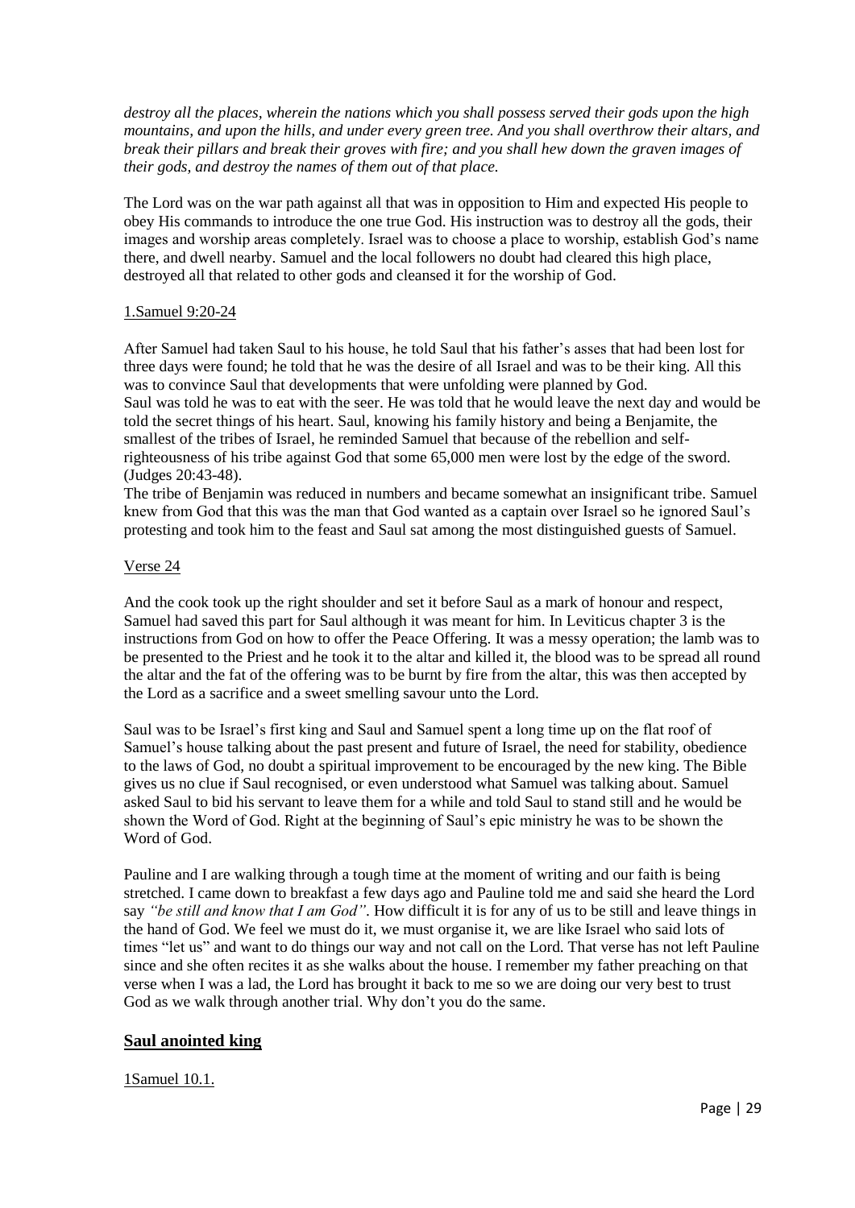*destroy all the places, wherein the nations which you shall possess served their gods upon the high mountains, and upon the hills, and under every green tree. And you shall overthrow their altars, and break their pillars and break their groves with fire; and you shall hew down the graven images of their gods, and destroy the names of them out of that place.*

The Lord was on the war path against all that was in opposition to Him and expected His people to obey His commands to introduce the one true God. His instruction was to destroy all the gods, their images and worship areas completely. Israel was to choose a place to worship, establish God's name there, and dwell nearby. Samuel and the local followers no doubt had cleared this high place, destroyed all that related to other gods and cleansed it for the worship of God.

1.Samuel 9:20-24

After Samuel had taken Saul to his house, he told Saul that his father's asses that had been lost for three days were found; he told that he was the desire of all Israel and was to be their king. All this was to convince Saul that developments that were unfolding were planned by God.
Saul was told he was to eat with the seer. He was told that he would leave the next day and would be told the secret things of his heart. Saul, knowing his family history and being a Benjamite, the smallest of the tribes of Israel, he reminded Samuel that because of the rebellion and self-righteousness of his tribe against God that some 65,000 men were lost by the edge of the sword. (Judges 20:43-48).
The tribe of Benjamin was reduced in numbers and became somewhat an insignificant tribe. Samuel knew from God that this was the man that God wanted as a captain over Israel so he ignored Saul's protesting and took him to the feast and Saul sat among the most distinguished guests of Samuel.

Verse 24

And the cook took up the right shoulder and set it before Saul as a mark of honour and respect, Samuel had saved this part for Saul although it was meant for him. In Leviticus chapter 3 is the instructions from God on how to offer the Peace Offering. It was a messy operation; the lamb was to be presented to the Priest and he took it to the altar and killed it, the blood was to be spread all round the altar and the fat of the offering was to be burnt by fire from the altar, this was then accepted by the Lord as a sacrifice and a sweet smelling savour unto the Lord.

Saul was to be Israel's first king and Saul and Samuel spent a long time up on the flat roof of Samuel's house talking about the past present and future of Israel, the need for stability, obedience to the laws of God, no doubt a spiritual improvement to be encouraged by the new king. The Bible gives us no clue if Saul recognised, or even understood what Samuel was talking about. Samuel asked Saul to bid his servant to leave them for a while and told Saul to stand still and he would be shown the Word of God. Right at the beginning of Saul's epic ministry he was to be shown the Word of God.

Pauline and I are walking through a tough time at the moment of writing and our faith is being stretched. I came down to breakfast a few days ago and Pauline told me and said she heard the Lord say *"be still and know that I am God"*. How difficult it is for any of us to be still and leave things in the hand of God. We feel we must do it, we must organise it, we are like Israel who said lots of times "let us" and want to do things our way and not call on the Lord. That verse has not left Pauline since and she often recites it as she walks about the house. I remember my father preaching on that verse when I was a lad, the Lord has brought it back to me so we are doing our very best to trust God as we walk through another trial. Why don't you do the same.

## Saul anointed king

1Samuel 10.1.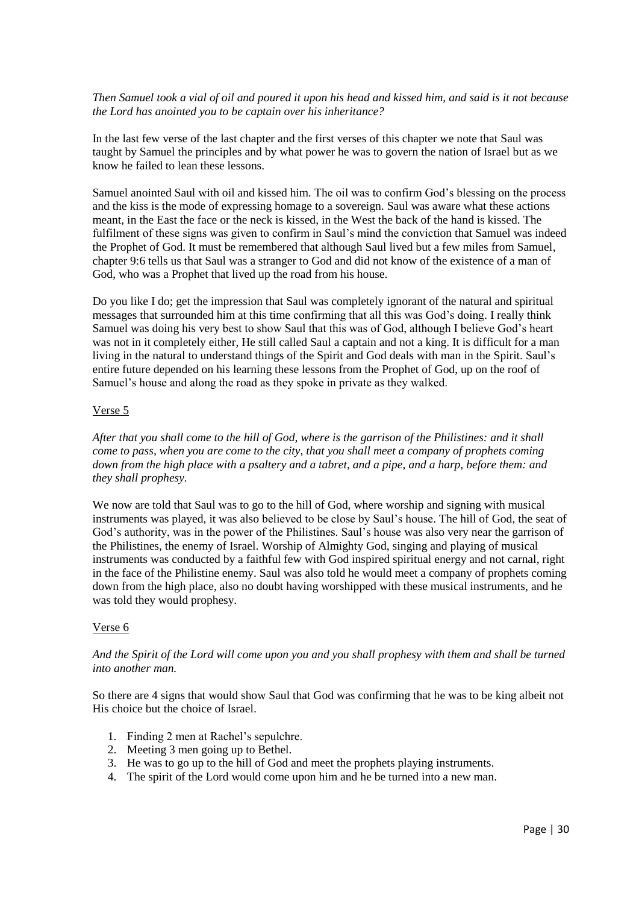*Then Samuel took a vial of oil and poured it upon his head and kissed him, and said is it not because the Lord has anointed you to be captain over his inheritance?*

In the last few verse of the last chapter and the first verses of this chapter we note that Saul was taught by Samuel the principles and by what power he was to govern the nation of Israel but as we know he failed to lean these lessons.

Samuel anointed Saul with oil and kissed him. The oil was to confirm God's blessing on the process and the kiss is the mode of expressing homage to a sovereign. Saul was aware what these actions meant, in the East the face or the neck is kissed, in the West the back of the hand is kissed. The fulfilment of these signs was given to confirm in Saul's mind the conviction that Samuel was indeed the Prophet of God. It must be remembered that although Saul lived but a few miles from Samuel, chapter 9:6 tells us that Saul was a stranger to God and did not know of the existence of a man of God, who was a Prophet that lived up the road from his house.

Do you like I do; get the impression that Saul was completely ignorant of the natural and spiritual messages that surrounded him at this time confirming that all this was God's doing. I really think Samuel was doing his very best to show Saul that this was of God, although I believe God's heart was not in it completely either, He still called Saul a captain and not a king. It is difficult for a man living in the natural to understand things of the Spirit and God deals with man in the Spirit. Saul's entire future depended on his learning these lessons from the Prophet of God, up on the roof of Samuel's house and along the road as they spoke in private as they walked.

Verse 5

*After that you shall come to the hill of God, where is the garrison of the Philistines: and it shall come to pass, when you are come to the city, that you shall meet a company of prophets coming down from the high place with a psaltery and a tabret, and a pipe, and a harp, before them: and they shall prophesy.*

We now are told that Saul was to go to the hill of God, where worship and signing with musical instruments was played, it was also believed to be close by Saul's house. The hill of God, the seat of God's authority, was in the power of the Philistines. Saul's house was also very near the garrison of the Philistines, the enemy of Israel. Worship of Almighty God, singing and playing of musical instruments was conducted by a faithful few with God inspired spiritual energy and not carnal, right in the face of the Philistine enemy. Saul was also told he would meet a company of prophets coming down from the high place, also no doubt having worshipped with these musical instruments, and he was told they would prophesy.

Verse 6

*And the Spirit of the Lord will come upon you and you shall prophesy with them and shall be turned into another man.*

So there are 4 signs that would show Saul that God was confirming that he was to be king albeit not His choice but the choice of Israel.

1. Finding 2 men at Rachel's sepulchre.
2. Meeting 3 men going up to Bethel.
3. He was to go up to the hill of God and meet the prophets playing instruments.
4. The spirit of the Lord would come upon him and he be turned into a new man.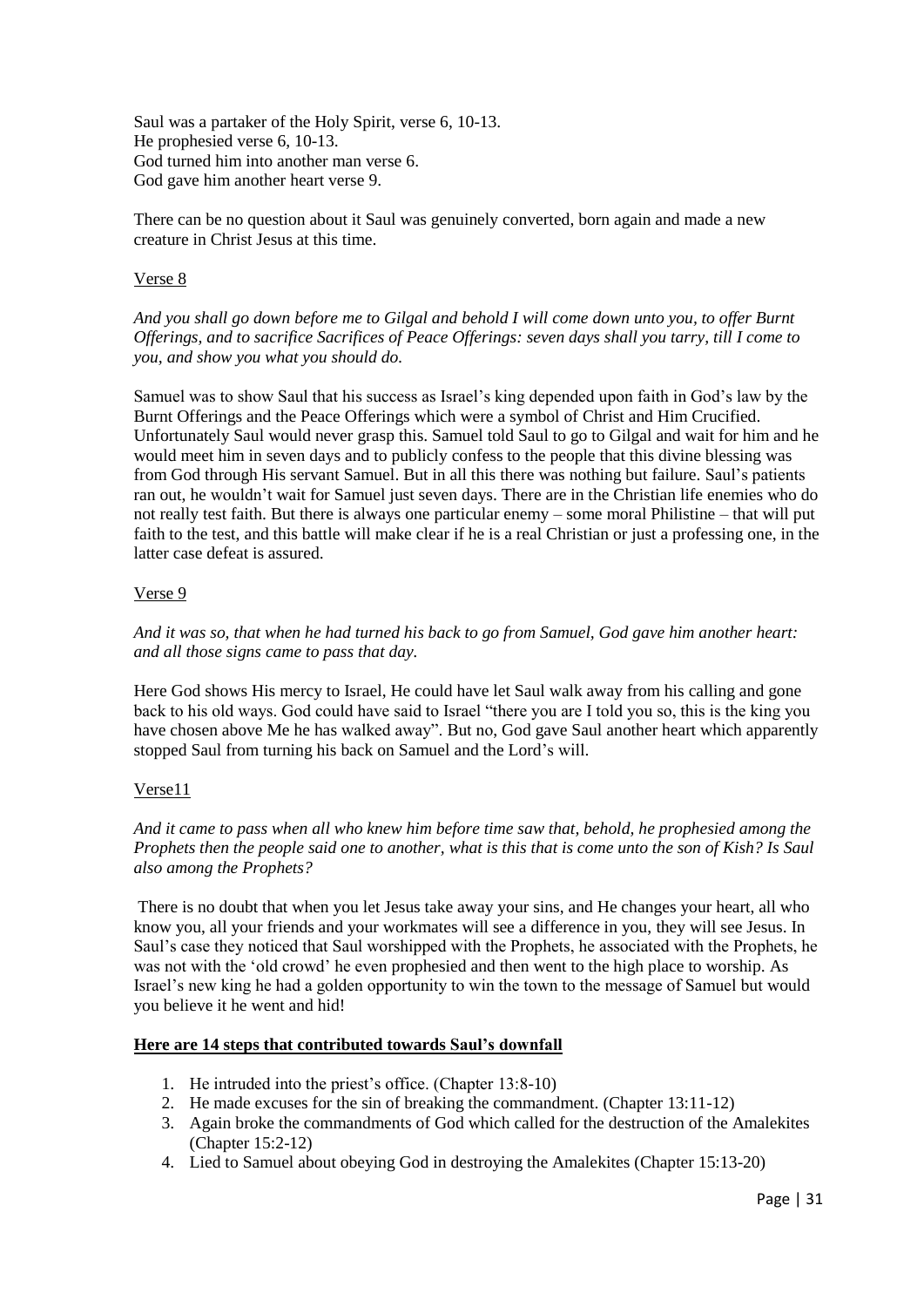Saul was a partaker of the Holy Spirit, verse 6, 10-13.
He prophesied verse 6, 10-13.
God turned him into another man verse 6.
God gave him another heart verse 9.

There can be no question about it Saul was genuinely converted, born again and made a new creature in Christ Jesus at this time.

Verse 8

*And you shall go down before me to Gilgal and behold I will come down unto you, to offer Burnt Offerings, and to sacrifice Sacrifices of Peace Offerings: seven days shall you tarry, till I come to you, and show you what you should do.*

Samuel was to show Saul that his success as Israel's king depended upon faith in God's law by the Burnt Offerings and the Peace Offerings which were a symbol of Christ and Him Crucified. Unfortunately Saul would never grasp this. Samuel told Saul to go to Gilgal and wait for him and he would meet him in seven days and to publicly confess to the people that this divine blessing was from God through His servant Samuel. But in all this there was nothing but failure. Saul's patients ran out, he wouldn't wait for Samuel just seven days. There are in the Christian life enemies who do not really test faith. But there is always one particular enemy – some moral Philistine – that will put faith to the test, and this battle will make clear if he is a real Christian or just a professing one, in the latter case defeat is assured.

Verse 9

*And it was so, that when he had turned his back to go from Samuel, God gave him another heart: and all those signs came to pass that day.*

Here God shows His mercy to Israel, He could have let Saul walk away from his calling and gone back to his old ways. God could have said to Israel "there you are I told you so, this is the king you have chosen above Me he has walked away". But no, God gave Saul another heart which apparently stopped Saul from turning his back on Samuel and the Lord's will.

Verse11

*And it came to pass when all who knew him before time saw that, behold, he prophesied among the Prophets then the people said one to another, what is this that is come unto the son of Kish? Is Saul also among the Prophets?*

There is no doubt that when you let Jesus take away your sins, and He changes your heart, all who know you, all your friends and your workmates will see a difference in you, they will see Jesus. In Saul's case they noticed that Saul worshipped with the Prophets, he associated with the Prophets, he was not with the 'old crowd' he even prophesied and then went to the high place to worship. As Israel's new king he had a golden opportunity to win the town to the message of Samuel but would you believe it he went and hid!

**Here are 14 steps that contributed towards Saul's downfall**

1. He intruded into the priest's office. (Chapter 13:8-10)
2. He made excuses for the sin of breaking the commandment. (Chapter 13:11-12)
3. Again broke the commandments of God which called for the destruction of the Amalekites (Chapter 15:2-12)
4. Lied to Samuel about obeying God in destroying the Amalekites (Chapter 15:13-20)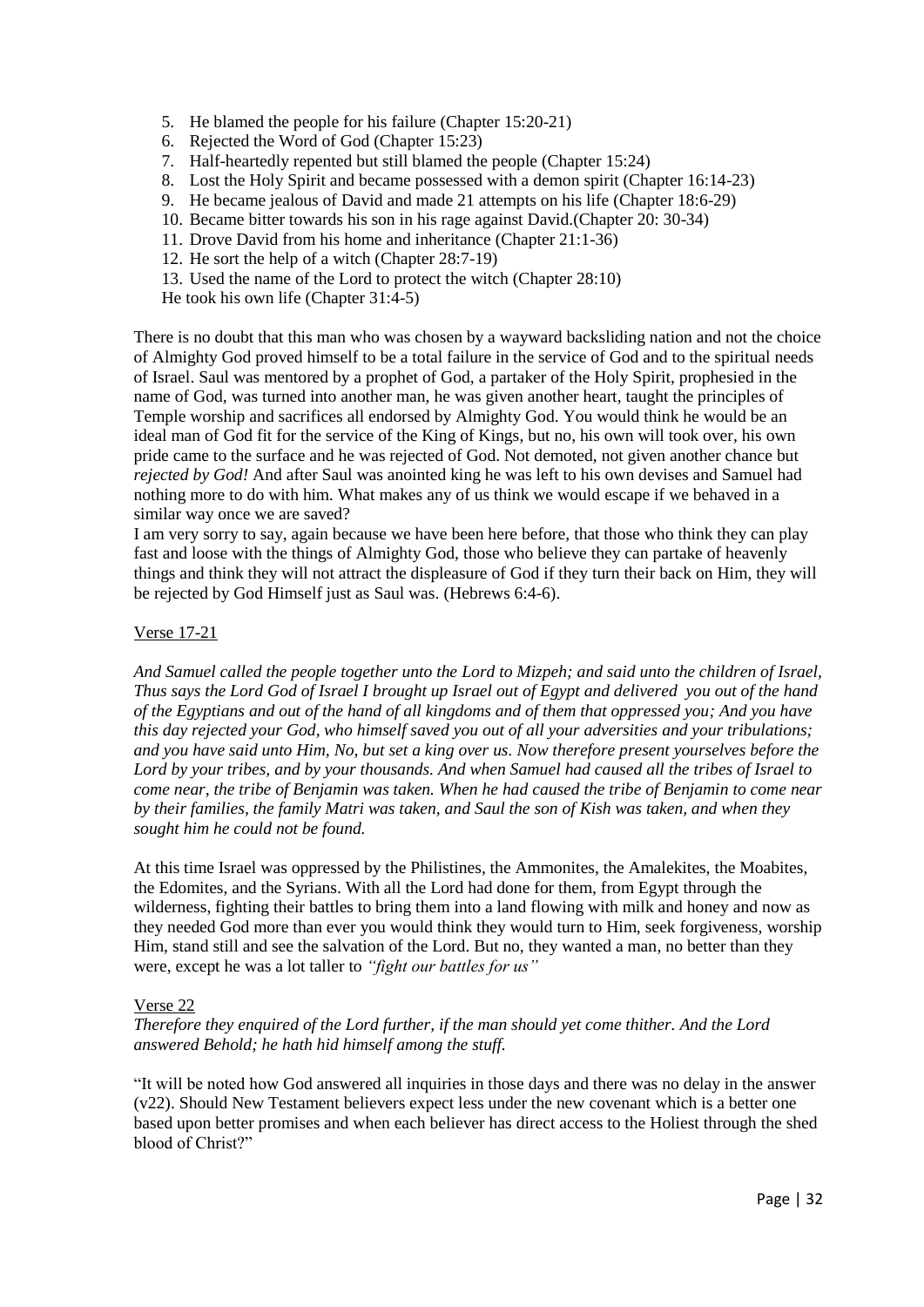5. He blamed the people for his failure (Chapter 15:20-21)
6. Rejected the Word of God (Chapter 15:23)
7. Half-heartedly repented but still blamed the people (Chapter 15:24)
8. Lost the Holy Spirit and became possessed with a demon spirit (Chapter 16:14-23)
9. He became jealous of David and made 21 attempts on his life (Chapter 18:6-29)
10. Became bitter towards his son in his rage against David.(Chapter 20: 30-34)
11. Drove David from his home and inheritance (Chapter 21:1-36)
12. He sort the help of a witch (Chapter 28:7-19)
13. Used the name of the Lord to protect the witch (Chapter 28:10)

He took his own life (Chapter 31:4-5)

There is no doubt that this man who was chosen by a wayward backsliding nation and not the choice of Almighty God proved himself to be a total failure in the service of God and to the spiritual needs of Israel. Saul was mentored by a prophet of God, a partaker of the Holy Spirit, prophesied in the name of God, was turned into another man, he was given another heart, taught the principles of Temple worship and sacrifices all endorsed by Almighty God. You would think he would be an ideal man of God fit for the service of the King of Kings, but no, his own will took over, his own pride came to the surface and he was rejected of God. Not demoted, not given another chance but *rejected by God!* And after Saul was anointed king he was left to his own devises and Samuel had nothing more to do with him. What makes any of us think we would escape if we behaved in a similar way once we are saved?

I am very sorry to say, again because we have been here before, that those who think they can play fast and loose with the things of Almighty God, those who believe they can partake of heavenly things and think they will not attract the displeasure of God if they turn their back on Him, they will be rejected by God Himself just as Saul was. (Hebrews 6:4-6).

<u>Verse 17-21</u>

*And Samuel called the people together unto the Lord to Mizpeh; and said unto the children of Israel, Thus says the Lord God of Israel I brought up Israel out of Egypt and delivered you out of the hand of the Egyptians and out of the hand of all kingdoms and of them that oppressed you; And you have this day rejected your God, who himself saved you out of all your adversities and your tribulations; and you have said unto Him, No, but set a king over us. Now therefore present yourselves before the Lord by your tribes, and by your thousands. And when Samuel had caused all the tribes of Israel to come near, the tribe of Benjamin was taken. When he had caused the tribe of Benjamin to come near by their families, the family Matri was taken, and Saul the son of Kish was taken, and when they sought him he could not be found.*

At this time Israel was oppressed by the Philistines, the Ammonites, the Amalekites, the Moabites, the Edomites, and the Syrians. With all the Lord had done for them, from Egypt through the wilderness, fighting their battles to bring them into a land flowing with milk and honey and now as they needed God more than ever you would think they would turn to Him, seek forgiveness, worship Him, stand still and see the salvation of the Lord. But no, they wanted a man, no better than they were, except he was a lot taller to *"fight our battles for us"*

<u>Verse 22</u>

*Therefore they enquired of the Lord further, if the man should yet come thither. And the Lord answered Behold; he hath hid himself among the stuff.*

"It will be noted how God answered all inquiries in those days and there was no delay in the answer (v22). Should New Testament believers expect less under the new covenant which is a better one based upon better promises and when each believer has direct access to the Holiest through the shed blood of Christ?"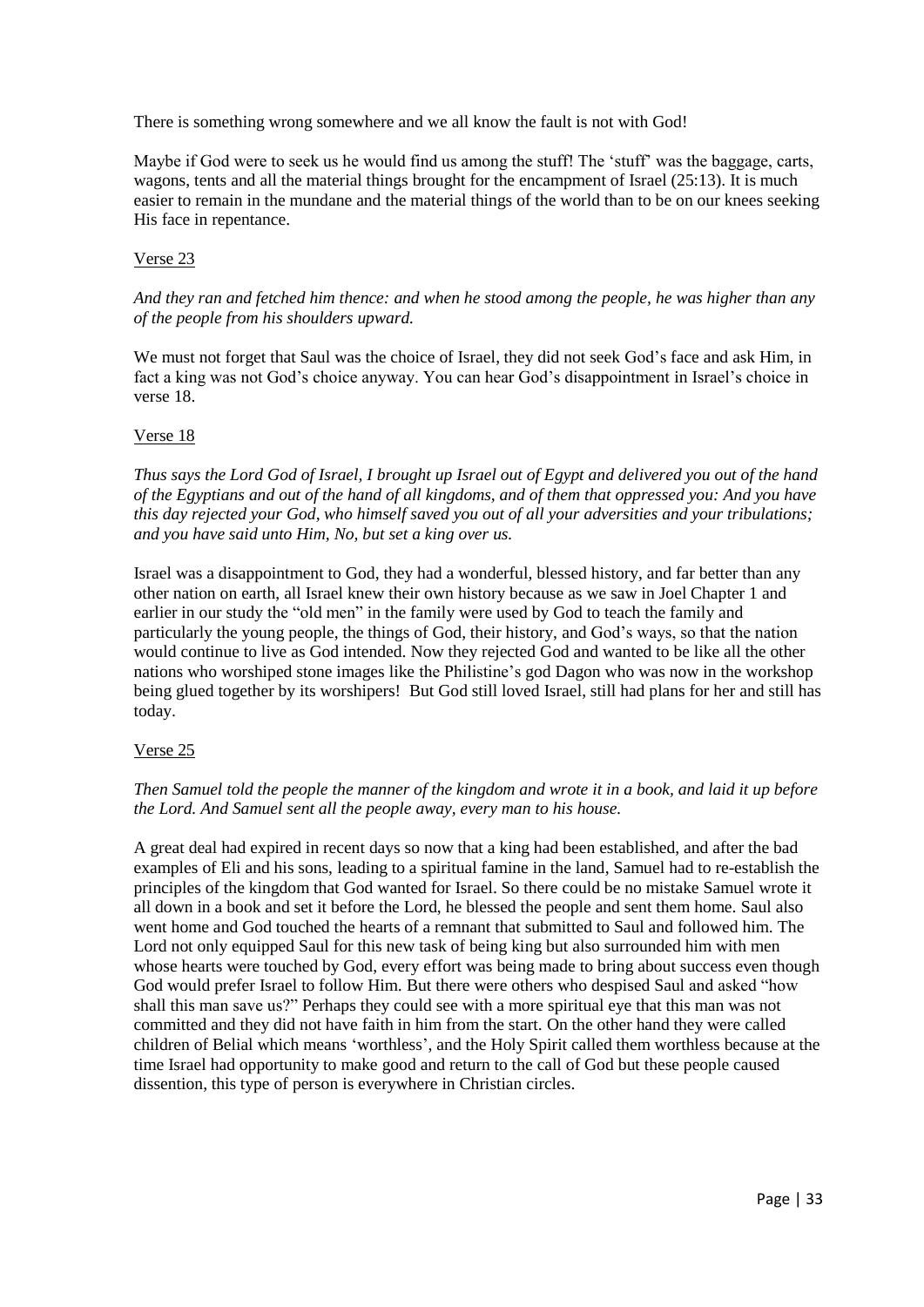There is something wrong somewhere and we all know the fault is not with God!

Maybe if God were to seek us he would find us among the stuff! The 'stuff' was the baggage, carts, wagons, tents and all the material things brought for the encampment of Israel (25:13). It is much easier to remain in the mundane and the material things of the world than to be on our knees seeking His face in repentance.

Verse 23

*And they ran and fetched him thence: and when he stood among the people, he was higher than any of the people from his shoulders upward.*

We must not forget that Saul was the choice of Israel, they did not seek God's face and ask Him, in fact a king was not God's choice anyway. You can hear God's disappointment in Israel's choice in verse 18.

Verse 18

*Thus says the Lord God of Israel, I brought up Israel out of Egypt and delivered you out of the hand of the Egyptians and out of the hand of all kingdoms, and of them that oppressed you: And you have this day rejected your God, who himself saved you out of all your adversities and your tribulations; and you have said unto Him, No, but set a king over us.*

Israel was a disappointment to God, they had a wonderful, blessed history, and far better than any other nation on earth, all Israel knew their own history because as we saw in Joel Chapter 1 and earlier in our study the "old men" in the family were used by God to teach the family and particularly the young people, the things of God, their history, and God's ways, so that the nation would continue to live as God intended. Now they rejected God and wanted to be like all the other nations who worshiped stone images like the Philistine's god Dagon who was now in the workshop being glued together by its worshipers! But God still loved Israel, still had plans for her and still has today.

Verse 25

*Then Samuel told the people the manner of the kingdom and wrote it in a book, and laid it up before the Lord. And Samuel sent all the people away, every man to his house.*

A great deal had expired in recent days so now that a king had been established, and after the bad examples of Eli and his sons, leading to a spiritual famine in the land, Samuel had to re-establish the principles of the kingdom that God wanted for Israel. So there could be no mistake Samuel wrote it all down in a book and set it before the Lord, he blessed the people and sent them home. Saul also went home and God touched the hearts of a remnant that submitted to Saul and followed him. The Lord not only equipped Saul for this new task of being king but also surrounded him with men whose hearts were touched by God, every effort was being made to bring about success even though God would prefer Israel to follow Him. But there were others who despised Saul and asked "how shall this man save us?" Perhaps they could see with a more spiritual eye that this man was not committed and they did not have faith in him from the start. On the other hand they were called children of Belial which means 'worthless', and the Holy Spirit called them worthless because at the time Israel had opportunity to make good and return to the call of God but these people caused dissention, this type of person is everywhere in Christian circles.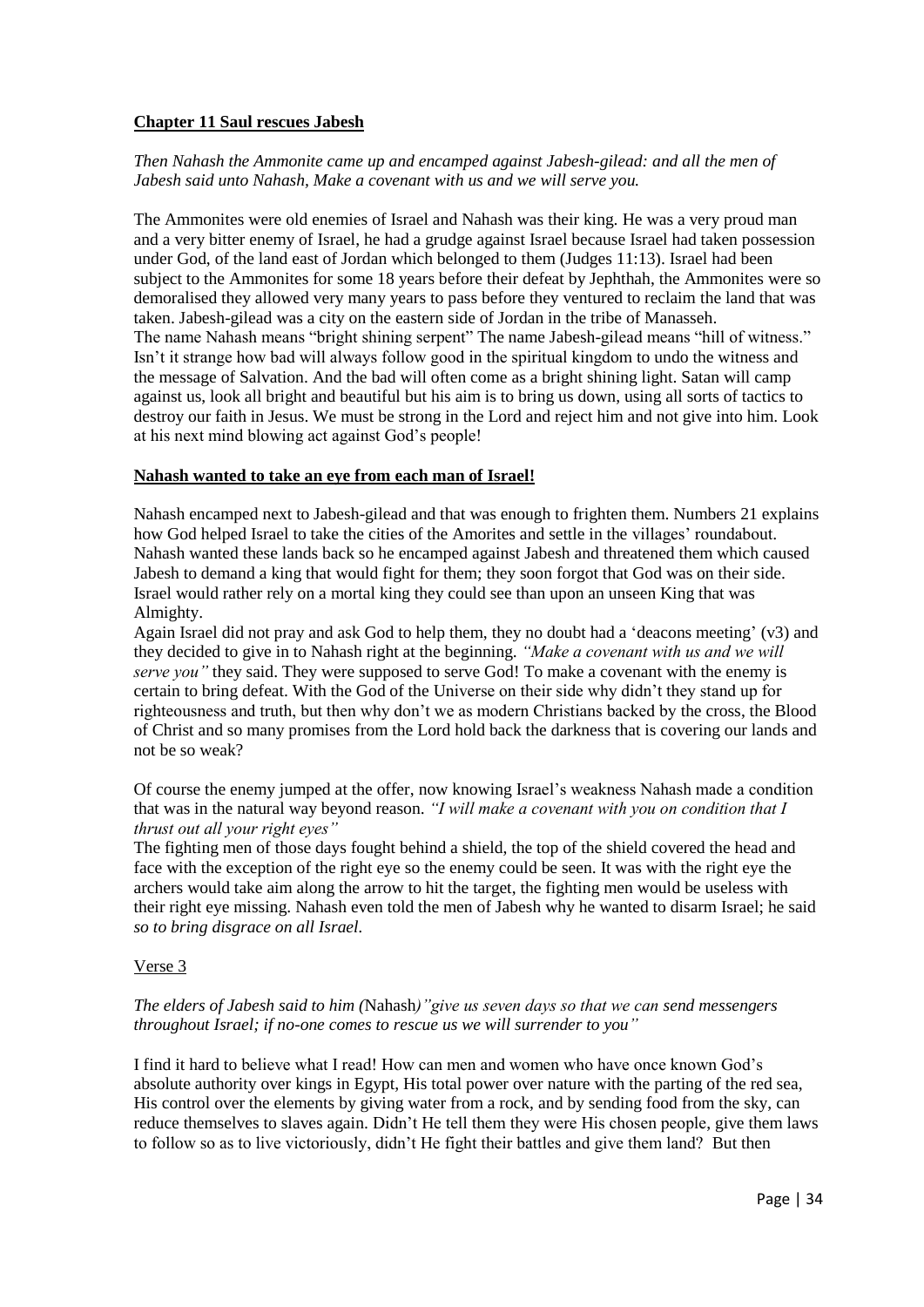## **Chapter 11 Saul rescues Jabesh**

*Then Nahash the Ammonite came up and encamped against Jabesh-gilead: and all the men of Jabesh said unto Nahash, Make a covenant with us and we will serve you.*

The Ammonites were old enemies of Israel and Nahash was their king. He was a very proud man and a very bitter enemy of Israel, he had a grudge against Israel because Israel had taken possession under God, of the land east of Jordan which belonged to them (Judges 11:13). Israel had been subject to the Ammonites for some 18 years before their defeat by Jephthah, the Ammonites were so demoralised they allowed very many years to pass before they ventured to reclaim the land that was taken. Jabesh-gilead was a city on the eastern side of Jordan in the tribe of Manasseh.
The name Nahash means "bright shining serpent" The name Jabesh-gilead means "hill of witness." Isn't it strange how bad will always follow good in the spiritual kingdom to undo the witness and the message of Salvation. And the bad will often come as a bright shining light. Satan will camp against us, look all bright and beautiful but his aim is to bring us down, using all sorts of tactics to destroy our faith in Jesus. We must be strong in the Lord and reject him and not give into him. Look at his next mind blowing act against God's people!

### **Nahash wanted to take an eye from each man of Israel!**

Nahash encamped next to Jabesh-gilead and that was enough to frighten them. Numbers 21 explains how God helped Israel to take the cities of the Amorites and settle in the villages' roundabout. Nahash wanted these lands back so he encamped against Jabesh and threatened them which caused Jabesh to demand a king that would fight for them; they soon forgot that God was on their side. Israel would rather rely on a mortal king they could see than upon an unseen King that was Almighty.
Again Israel did not pray and ask God to help them, they no doubt had a 'deacons meeting' (v3) and they decided to give in to Nahash right at the beginning. *"Make a covenant with us and we will serve you"* they said. They were supposed to serve God! To make a covenant with the enemy is certain to bring defeat. With the God of the Universe on their side why didn't they stand up for righteousness and truth, but then why don't we as modern Christians backed by the cross, the Blood of Christ and so many promises from the Lord hold back the darkness that is covering our lands and not be so weak?

Of course the enemy jumped at the offer, now knowing Israel's weakness Nahash made a condition that was in the natural way beyond reason. *"I will make a covenant with you on condition that I thrust out all your right eyes"*
The fighting men of those days fought behind a shield, the top of the shield covered the head and face with the exception of the right eye so the enemy could be seen. It was with the right eye the archers would take aim along the arrow to hit the target, the fighting men would be useless with their right eye missing. Nahash even told the men of Jabesh why he wanted to disarm Israel; he said *so to bring disgrace on all Israel.*

Verse 3

*The elders of Jabesh said to him (*Nahash*)"give us seven days so that we can send messengers throughout Israel; if no-one comes to rescue us we will surrender to you"*

I find it hard to believe what I read! How can men and women who have once known God's absolute authority over kings in Egypt, His total power over nature with the parting of the red sea, His control over the elements by giving water from a rock, and by sending food from the sky, can reduce themselves to slaves again. Didn't He tell them they were His chosen people, give them laws to follow so as to live victoriously, didn't He fight their battles and give them land? But then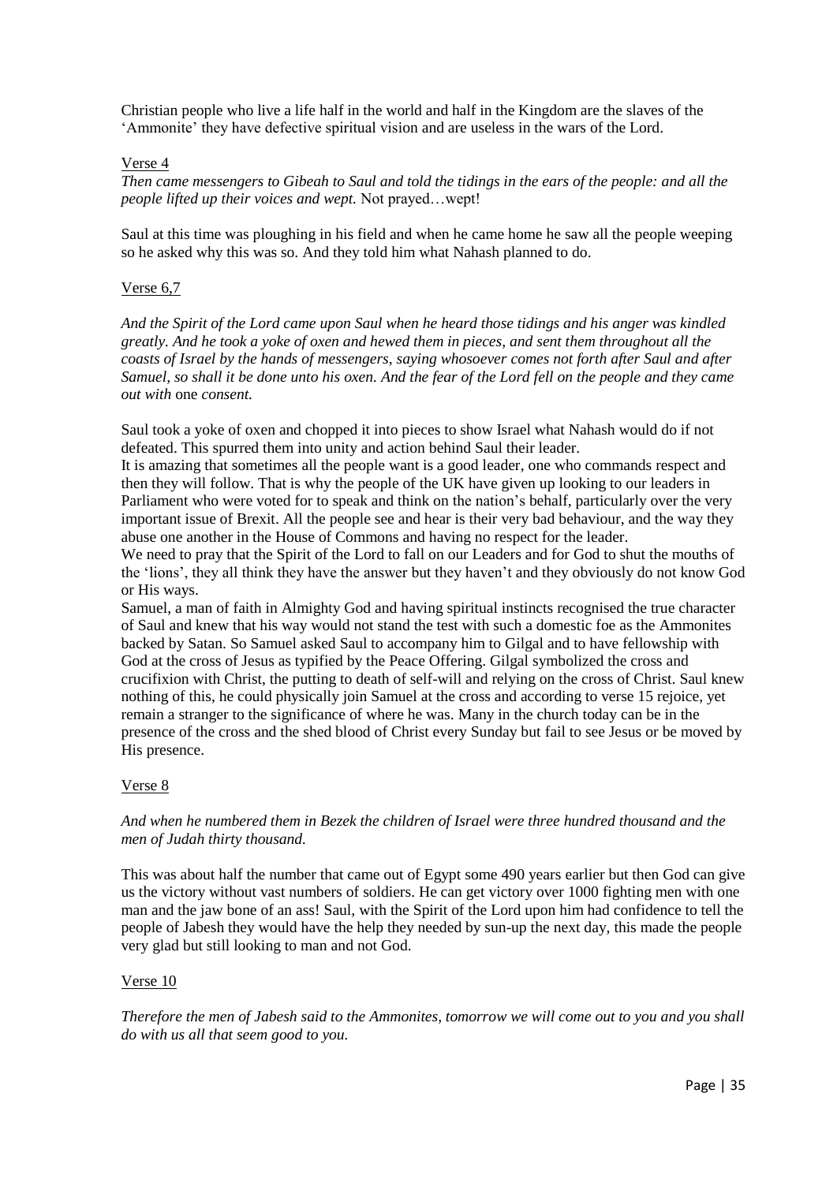Christian people who live a life half in the world and half in the Kingdom are the slaves of the 'Ammonite' they have defective spiritual vision and are useless in the wars of the Lord.

Verse 4

*Then came messengers to Gibeah to Saul and told the tidings in the ears of the people: and all the people lifted up their voices and wept.* Not prayed…wept!

Saul at this time was ploughing in his field and when he came home he saw all the people weeping so he asked why this was so. And they told him what Nahash planned to do.

Verse 6,7

*And the Spirit of the Lord came upon Saul when he heard those tidings and his anger was kindled greatly. And he took a yoke of oxen and hewed them in pieces, and sent them throughout all the coasts of Israel by the hands of messengers, saying whosoever comes not forth after Saul and after Samuel, so shall it be done unto his oxen. And the fear of the Lord fell on the people and they came out with* one *consent.*

Saul took a yoke of oxen and chopped it into pieces to show Israel what Nahash would do if not defeated. This spurred them into unity and action behind Saul their leader.

It is amazing that sometimes all the people want is a good leader, one who commands respect and then they will follow. That is why the people of the UK have given up looking to our leaders in Parliament who were voted for to speak and think on the nation's behalf, particularly over the very important issue of Brexit. All the people see and hear is their very bad behaviour, and the way they abuse one another in the House of Commons and having no respect for the leader.

We need to pray that the Spirit of the Lord to fall on our Leaders and for God to shut the mouths of the 'lions', they all think they have the answer but they haven't and they obviously do not know God or His ways.

Samuel, a man of faith in Almighty God and having spiritual instincts recognised the true character of Saul and knew that his way would not stand the test with such a domestic foe as the Ammonites backed by Satan. So Samuel asked Saul to accompany him to Gilgal and to have fellowship with God at the cross of Jesus as typified by the Peace Offering. Gilgal symbolized the cross and crucifixion with Christ, the putting to death of self-will and relying on the cross of Christ. Saul knew nothing of this, he could physically join Samuel at the cross and according to verse 15 rejoice, yet remain a stranger to the significance of where he was. Many in the church today can be in the presence of the cross and the shed blood of Christ every Sunday but fail to see Jesus or be moved by His presence.

Verse 8

*And when he numbered them in Bezek the children of Israel were three hundred thousand and the men of Judah thirty thousand.*

This was about half the number that came out of Egypt some 490 years earlier but then God can give us the victory without vast numbers of soldiers. He can get victory over 1000 fighting men with one man and the jaw bone of an ass! Saul, with the Spirit of the Lord upon him had confidence to tell the people of Jabesh they would have the help they needed by sun-up the next day, this made the people very glad but still looking to man and not God.

Verse 10

*Therefore the men of Jabesh said to the Ammonites, tomorrow we will come out to you and you shall do with us all that seem good to you.*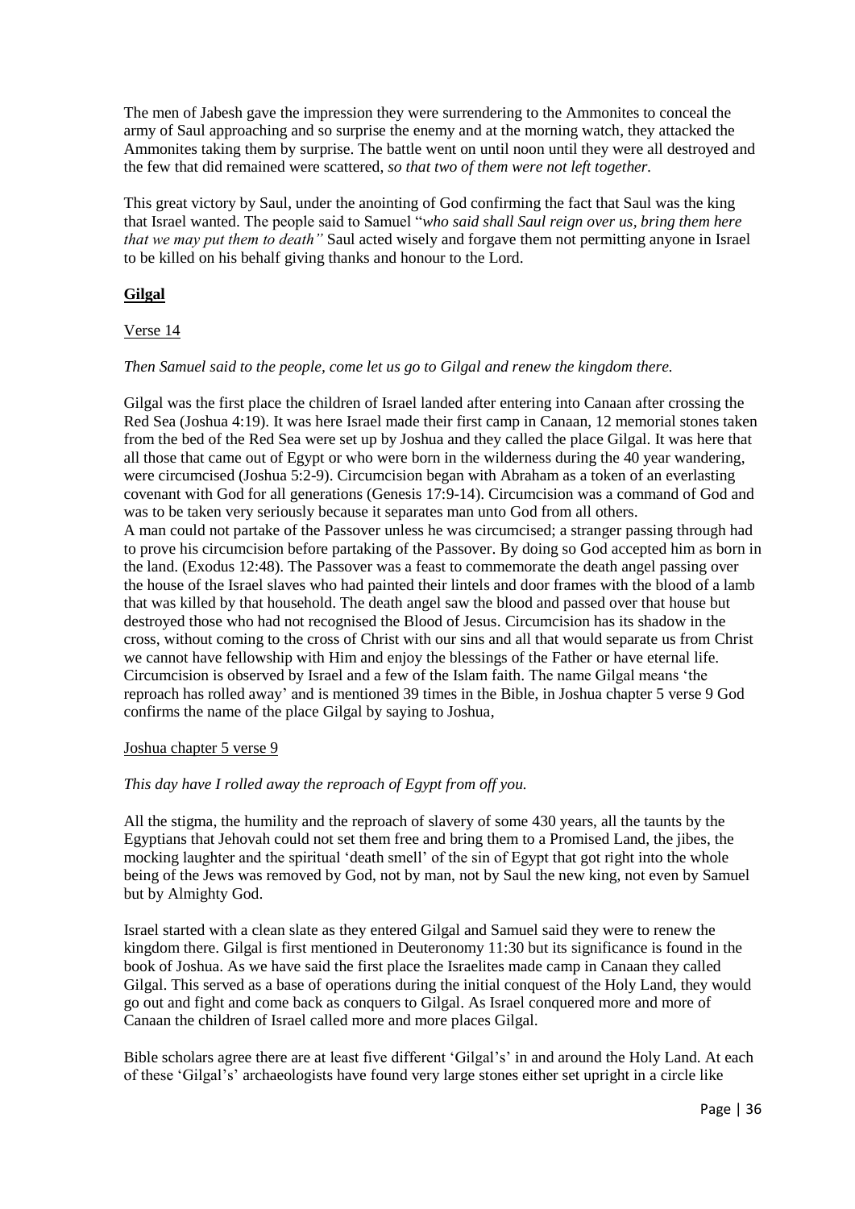The men of Jabesh gave the impression they were surrendering to the Ammonites to conceal the army of Saul approaching and so surprise the enemy and at the morning watch, they attacked the Ammonites taking them by surprise. The battle went on until noon until they were all destroyed and the few that did remained were scattered, *so that two of them were not left together.*

This great victory by Saul, under the anointing of God confirming the fact that Saul was the king that Israel wanted. The people said to Samuel "*who said shall Saul reign over us, bring them here that we may put them to death"* Saul acted wisely and forgave them not permitting anyone in Israel to be killed on his behalf giving thanks and honour to the Lord.

## **Gilgal**

Verse 14

*Then Samuel said to the people, come let us go to Gilgal and renew the kingdom there.*

Gilgal was the first place the children of Israel landed after entering into Canaan after crossing the Red Sea (Joshua 4:19). It was here Israel made their first camp in Canaan, 12 memorial stones taken from the bed of the Red Sea were set up by Joshua and they called the place Gilgal. It was here that all those that came out of Egypt or who were born in the wilderness during the 40 year wandering, were circumcised (Joshua 5:2-9). Circumcision began with Abraham as a token of an everlasting covenant with God for all generations (Genesis 17:9-14). Circumcision was a command of God and was to be taken very seriously because it separates man unto God from all others.
A man could not partake of the Passover unless he was circumcised; a stranger passing through had to prove his circumcision before partaking of the Passover. By doing so God accepted him as born in the land. (Exodus 12:48). The Passover was a feast to commemorate the death angel passing over the house of the Israel slaves who had painted their lintels and door frames with the blood of a lamb that was killed by that household. The death angel saw the blood and passed over that house but destroyed those who had not recognised the Blood of Jesus. Circumcision has its shadow in the cross, without coming to the cross of Christ with our sins and all that would separate us from Christ we cannot have fellowship with Him and enjoy the blessings of the Father or have eternal life. Circumcision is observed by Israel and a few of the Islam faith. The name Gilgal means 'the reproach has rolled away' and is mentioned 39 times in the Bible, in Joshua chapter 5 verse 9 God confirms the name of the place Gilgal by saying to Joshua,

Joshua chapter 5 verse 9

*This day have I rolled away the reproach of Egypt from off you.*

All the stigma, the humility and the reproach of slavery of some 430 years, all the taunts by the Egyptians that Jehovah could not set them free and bring them to a Promised Land, the jibes, the mocking laughter and the spiritual 'death smell' of the sin of Egypt that got right into the whole being of the Jews was removed by God, not by man, not by Saul the new king, not even by Samuel but by Almighty God.

Israel started with a clean slate as they entered Gilgal and Samuel said they were to renew the kingdom there. Gilgal is first mentioned in Deuteronomy 11:30 but its significance is found in the book of Joshua. As we have said the first place the Israelites made camp in Canaan they called Gilgal. This served as a base of operations during the initial conquest of the Holy Land, they would go out and fight and come back as conquers to Gilgal. As Israel conquered more and more of Canaan the children of Israel called more and more places Gilgal.

Bible scholars agree there are at least five different 'Gilgal's' in and around the Holy Land. At each of these 'Gilgal's' archaeologists have found very large stones either set upright in a circle like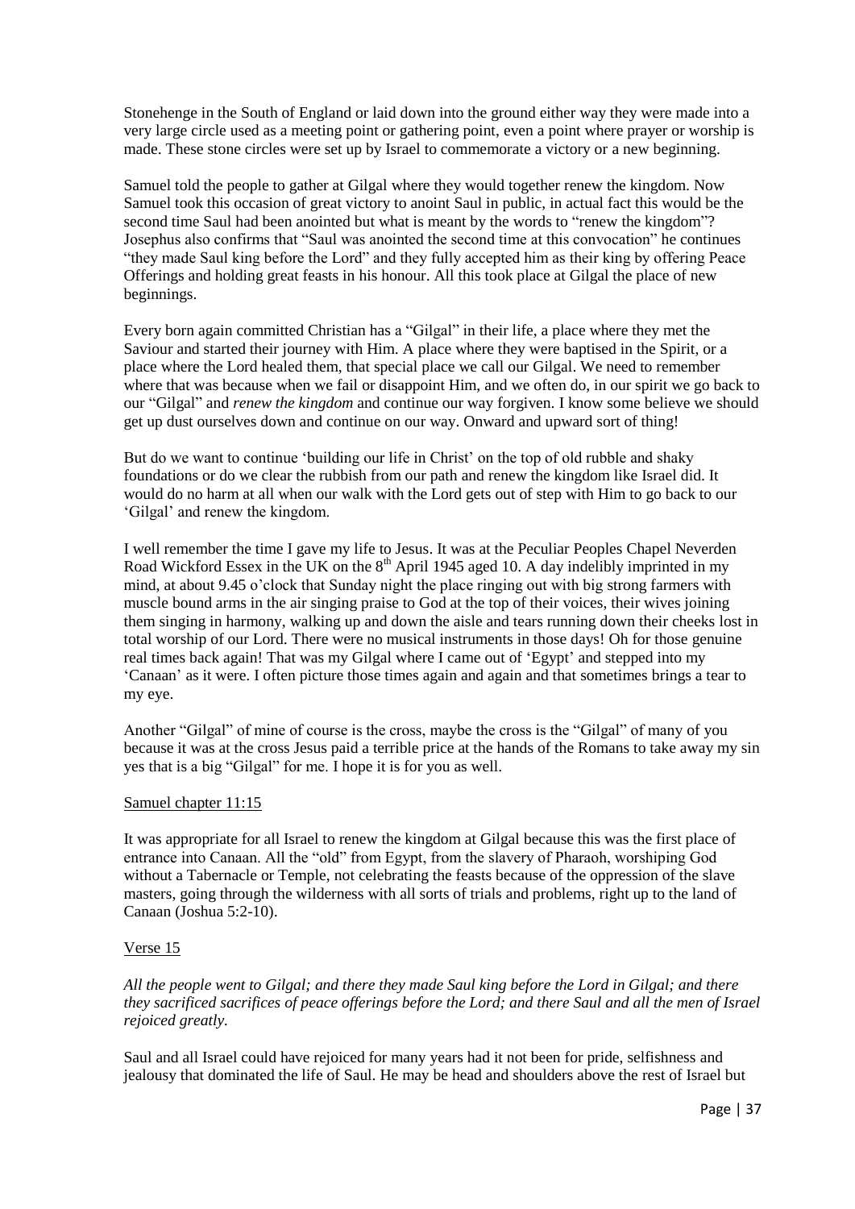Stonehenge in the South of England or laid down into the ground either way they were made into a very large circle used as a meeting point or gathering point, even a point where prayer or worship is made. These stone circles were set up by Israel to commemorate a victory or a new beginning.

Samuel told the people to gather at Gilgal where they would together renew the kingdom. Now Samuel took this occasion of great victory to anoint Saul in public, in actual fact this would be the second time Saul had been anointed but what is meant by the words to "renew the kingdom"? Josephus also confirms that "Saul was anointed the second time at this convocation" he continues "they made Saul king before the Lord" and they fully accepted him as their king by offering Peace Offerings and holding great feasts in his honour. All this took place at Gilgal the place of new beginnings.

Every born again committed Christian has a "Gilgal" in their life, a place where they met the Saviour and started their journey with Him. A place where they were baptised in the Spirit, or a place where the Lord healed them, that special place we call our Gilgal. We need to remember where that was because when we fail or disappoint Him, and we often do, in our spirit we go back to our "Gilgal" and *renew the kingdom* and continue our way forgiven. I know some believe we should get up dust ourselves down and continue on our way. Onward and upward sort of thing!

But do we want to continue 'building our life in Christ' on the top of old rubble and shaky foundations or do we clear the rubbish from our path and renew the kingdom like Israel did. It would do no harm at all when our walk with the Lord gets out of step with Him to go back to our 'Gilgal' and renew the kingdom.

I well remember the time I gave my life to Jesus. It was at the Peculiar Peoples Chapel Neverden Road Wickford Essex in the UK on the 8th April 1945 aged 10. A day indelibly imprinted in my mind, at about 9.45 o'clock that Sunday night the place ringing out with big strong farmers with muscle bound arms in the air singing praise to God at the top of their voices, their wives joining them singing in harmony, walking up and down the aisle and tears running down their cheeks lost in total worship of our Lord. There were no musical instruments in those days! Oh for those genuine real times back again! That was my Gilgal where I came out of 'Egypt' and stepped into my 'Canaan' as it were. I often picture those times again and again and that sometimes brings a tear to my eye.

Another "Gilgal" of mine of course is the cross, maybe the cross is the "Gilgal" of many of you because it was at the cross Jesus paid a terrible price at the hands of the Romans to take away my sin yes that is a big "Gilgal" for me. I hope it is for you as well.

Samuel chapter 11:15

It was appropriate for all Israel to renew the kingdom at Gilgal because this was the first place of entrance into Canaan. All the "old" from Egypt, from the slavery of Pharaoh, worshiping God without a Tabernacle or Temple, not celebrating the feasts because of the oppression of the slave masters, going through the wilderness with all sorts of trials and problems, right up to the land of Canaan (Joshua 5:2-10).

Verse 15

*All the people went to Gilgal; and there they made Saul king before the Lord in Gilgal; and there they sacrificed sacrifices of peace offerings before the Lord; and there Saul and all the men of Israel rejoiced greatly.*

Saul and all Israel could have rejoiced for many years had it not been for pride, selfishness and jealousy that dominated the life of Saul. He may be head and shoulders above the rest of Israel but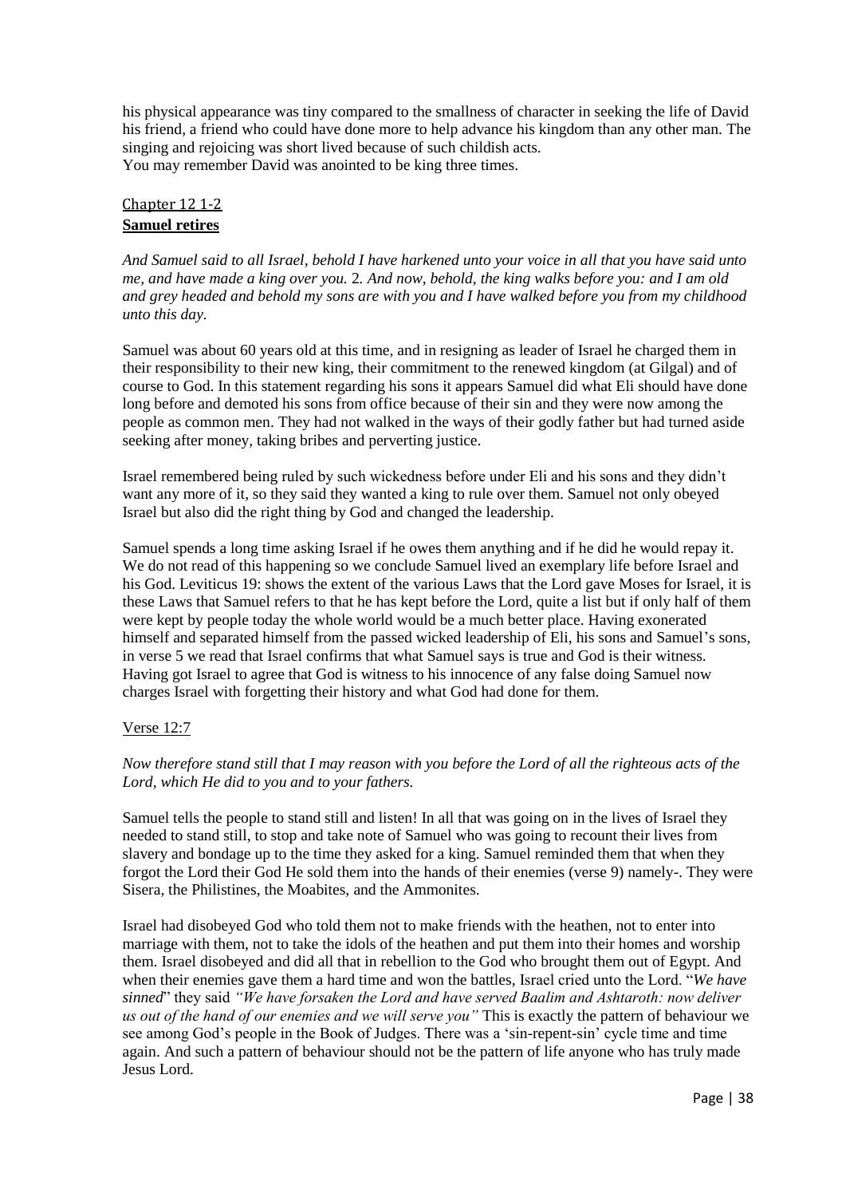his physical appearance was tiny compared to the smallness of character in seeking the life of David his friend, a friend who could have done more to help advance his kingdom than any other man. The singing and rejoicing was short lived because of such childish acts.
You may remember David was anointed to be king three times.

## Chapter 12 1-2

**Samuel retires**

*And Samuel said to all Israel, behold I have harkened unto your voice in all that you have said unto me, and have made a king over you.* 2*. And now, behold, the king walks before you: and I am old and grey headed and behold my sons are with you and I have walked before you from my childhood unto this day.*

Samuel was about 60 years old at this time, and in resigning as leader of Israel he charged them in their responsibility to their new king, their commitment to the renewed kingdom (at Gilgal) and of course to God. In this statement regarding his sons it appears Samuel did what Eli should have done long before and demoted his sons from office because of their sin and they were now among the people as common men. They had not walked in the ways of their godly father but had turned aside seeking after money, taking bribes and perverting justice.

Israel remembered being ruled by such wickedness before under Eli and his sons and they didn't want any more of it, so they said they wanted a king to rule over them. Samuel not only obeyed Israel but also did the right thing by God and changed the leadership.

Samuel spends a long time asking Israel if he owes them anything and if he did he would repay it. We do not read of this happening so we conclude Samuel lived an exemplary life before Israel and his God. Leviticus 19: shows the extent of the various Laws that the Lord gave Moses for Israel, it is these Laws that Samuel refers to that he has kept before the Lord, quite a list but if only half of them were kept by people today the whole world would be a much better place. Having exonerated himself and separated himself from the passed wicked leadership of Eli, his sons and Samuel's sons, in verse 5 we read that Israel confirms that what Samuel says is true and God is their witness. Having got Israel to agree that God is witness to his innocence of any false doing Samuel now charges Israel with forgetting their history and what God had done for them.

Verse 12:7

*Now therefore stand still that I may reason with you before the Lord of all the righteous acts of the Lord, which He did to you and to your fathers.*

Samuel tells the people to stand still and listen! In all that was going on in the lives of Israel they needed to stand still, to stop and take note of Samuel who was going to recount their lives from slavery and bondage up to the time they asked for a king. Samuel reminded them that when they forgot the Lord their God He sold them into the hands of their enemies (verse 9) namely-. They were Sisera, the Philistines, the Moabites, and the Ammonites.

Israel had disobeyed God who told them not to make friends with the heathen, not to enter into marriage with them, not to take the idols of the heathen and put them into their homes and worship them. Israel disobeyed and did all that in rebellion to the God who brought them out of Egypt. And when their enemies gave them a hard time and won the battles, Israel cried unto the Lord. "*We have sinned*" they said *"We have forsaken the Lord and have served Baalim and Ashtaroth: now deliver us out of the hand of our enemies and we will serve you"* This is exactly the pattern of behaviour we see among God's people in the Book of Judges. There was a 'sin-repent-sin' cycle time and time again. And such a pattern of behaviour should not be the pattern of life anyone who has truly made Jesus Lord.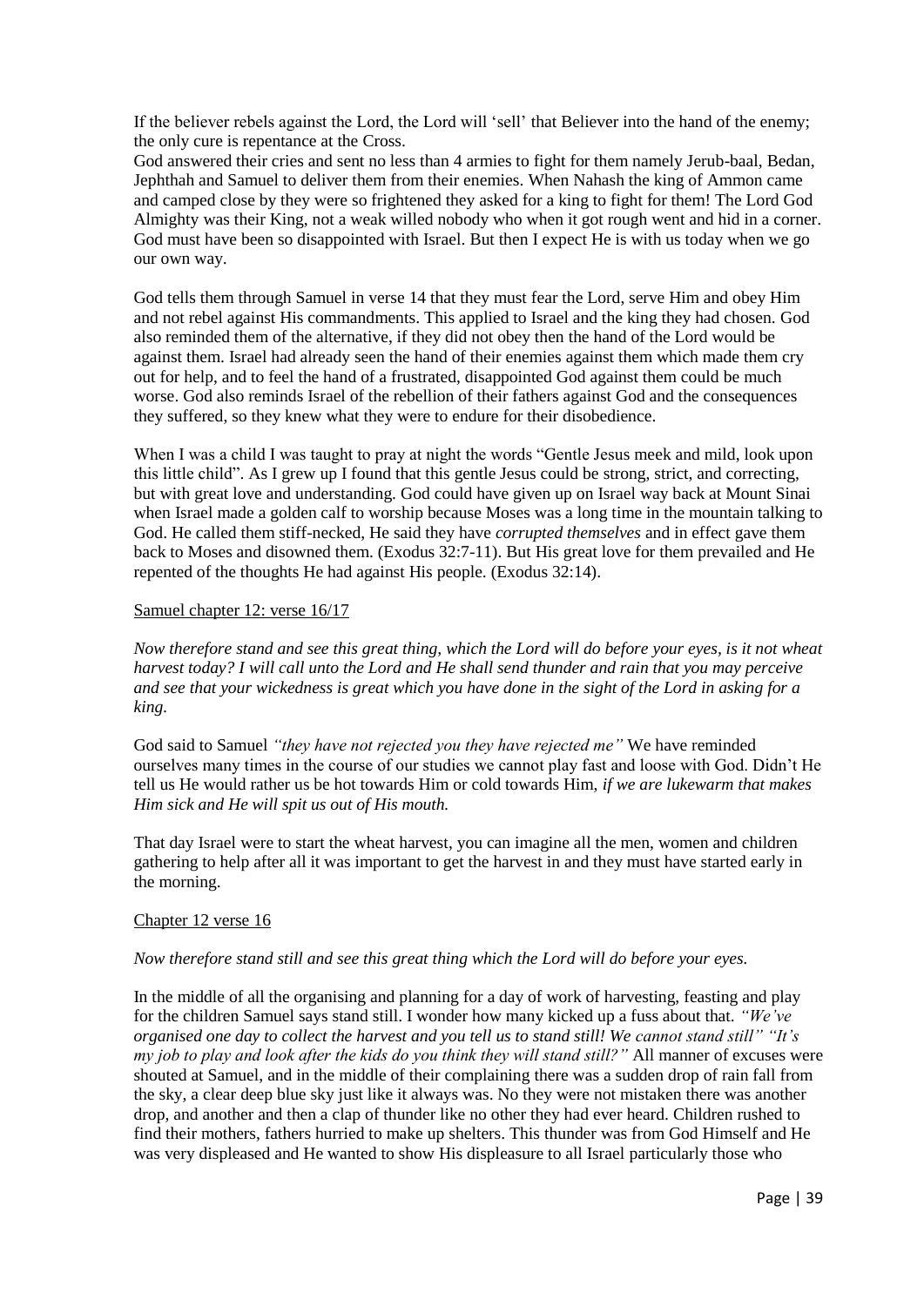If the believer rebels against the Lord, the Lord will 'sell' that Believer into the hand of the enemy; the only cure is repentance at the Cross.

God answered their cries and sent no less than 4 armies to fight for them namely Jerub-baal, Bedan, Jephthah and Samuel to deliver them from their enemies. When Nahash the king of Ammon came and camped close by they were so frightened they asked for a king to fight for them! The Lord God Almighty was their King, not a weak willed nobody who when it got rough went and hid in a corner. God must have been so disappointed with Israel. But then I expect He is with us today when we go our own way.

God tells them through Samuel in verse 14 that they must fear the Lord, serve Him and obey Him and not rebel against His commandments. This applied to Israel and the king they had chosen. God also reminded them of the alternative, if they did not obey then the hand of the Lord would be against them. Israel had already seen the hand of their enemies against them which made them cry out for help, and to feel the hand of a frustrated, disappointed God against them could be much worse. God also reminds Israel of the rebellion of their fathers against God and the consequences they suffered, so they knew what they were to endure for their disobedience.

When I was a child I was taught to pray at night the words "Gentle Jesus meek and mild, look upon this little child". As I grew up I found that this gentle Jesus could be strong, strict, and correcting, but with great love and understanding. God could have given up on Israel way back at Mount Sinai when Israel made a golden calf to worship because Moses was a long time in the mountain talking to God. He called them stiff-necked, He said they have *corrupted themselves* and in effect gave them back to Moses and disowned them. (Exodus 32:7-11). But His great love for them prevailed and He repented of the thoughts He had against His people. (Exodus 32:14).

<u>Samuel chapter 12: verse 16/17</u>

*Now therefore stand and see this great thing, which the Lord will do before your eyes, is it not wheat harvest today? I will call unto the Lord and He shall send thunder and rain that you may perceive and see that your wickedness is great which you have done in the sight of the Lord in asking for a king.*

God said to Samuel *"they have not rejected you they have rejected me"* We have reminded ourselves many times in the course of our studies we cannot play fast and loose with God. Didn't He tell us He would rather us be hot towards Him or cold towards Him, *if we are lukewarm that makes Him sick and He will spit us out of His mouth.*

That day Israel were to start the wheat harvest, you can imagine all the men, women and children gathering to help after all it was important to get the harvest in and they must have started early in the morning.

<u>Chapter 12 verse 16</u>

*Now therefore stand still and see this great thing which the Lord will do before your eyes.*

In the middle of all the organising and planning for a day of work of harvesting, feasting and play for the children Samuel says stand still. I wonder how many kicked up a fuss about that. *"We've organised one day to collect the harvest and you tell us to stand still! We cannot stand still" "It's my job to play and look after the kids do you think they will stand still?"* All manner of excuses were shouted at Samuel, and in the middle of their complaining there was a sudden drop of rain fall from the sky, a clear deep blue sky just like it always was. No they were not mistaken there was another drop, and another and then a clap of thunder like no other they had ever heard. Children rushed to find their mothers, fathers hurried to make up shelters. This thunder was from God Himself and He was very displeased and He wanted to show His displeasure to all Israel particularly those who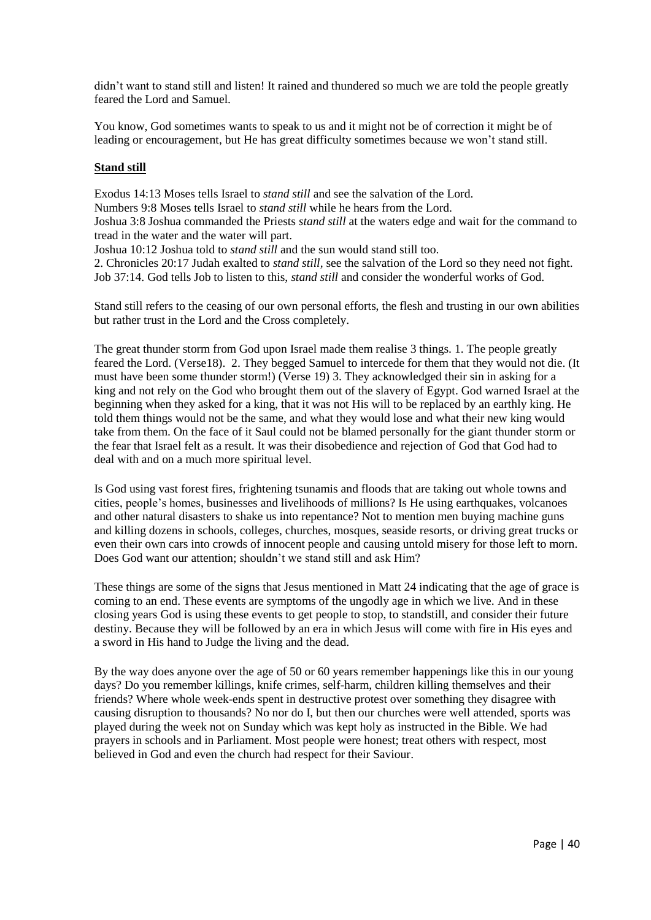didn't want to stand still and listen! It rained and thundered so much we are told the people greatly feared the Lord and Samuel.

You know, God sometimes wants to speak to us and it might not be of correction it might be of leading or encouragement, but He has great difficulty sometimes because we won't stand still.

**Stand still**

Exodus 14:13 Moses tells Israel to *stand still* and see the salvation of the Lord.
Numbers 9:8 Moses tells Israel to *stand still* while he hears from the Lord.
Joshua 3:8 Joshua commanded the Priests *stand still* at the waters edge and wait for the command to tread in the water and the water will part.
Joshua 10:12 Joshua told to *stand still* and the sun would stand still too.
2. Chronicles 20:17 Judah exalted to *stand still*, see the salvation of the Lord so they need not fight.
Job 37:14. God tells Job to listen to this, *stand still* and consider the wonderful works of God.

Stand still refers to the ceasing of our own personal efforts, the flesh and trusting in our own abilities but rather trust in the Lord and the Cross completely.

The great thunder storm from God upon Israel made them realise 3 things. 1. The people greatly feared the Lord. (Verse18). 2. They begged Samuel to intercede for them that they would not die. (It must have been some thunder storm!) (Verse 19) 3. They acknowledged their sin in asking for a king and not rely on the God who brought them out of the slavery of Egypt. God warned Israel at the beginning when they asked for a king, that it was not His will to be replaced by an earthly king. He told them things would not be the same, and what they would lose and what their new king would take from them. On the face of it Saul could not be blamed personally for the giant thunder storm or the fear that Israel felt as a result. It was their disobedience and rejection of God that God had to deal with and on a much more spiritual level.

Is God using vast forest fires, frightening tsunamis and floods that are taking out whole towns and cities, people's homes, businesses and livelihoods of millions? Is He using earthquakes, volcanoes and other natural disasters to shake us into repentance? Not to mention men buying machine guns and killing dozens in schools, colleges, churches, mosques, seaside resorts, or driving great trucks or even their own cars into crowds of innocent people and causing untold misery for those left to morn. Does God want our attention; shouldn't we stand still and ask Him?

These things are some of the signs that Jesus mentioned in Matt 24 indicating that the age of grace is coming to an end. These events are symptoms of the ungodly age in which we live. And in these closing years God is using these events to get people to stop, to standstill, and consider their future destiny. Because they will be followed by an era in which Jesus will come with fire in His eyes and a sword in His hand to Judge the living and the dead.

By the way does anyone over the age of 50 or 60 years remember happenings like this in our young days? Do you remember killings, knife crimes, self-harm, children killing themselves and their friends? Where whole week-ends spent in destructive protest over something they disagree with causing disruption to thousands? No nor do I, but then our churches were well attended, sports was played during the week not on Sunday which was kept holy as instructed in the Bible. We had prayers in schools and in Parliament. Most people were honest; treat others with respect, most believed in God and even the church had respect for their Saviour.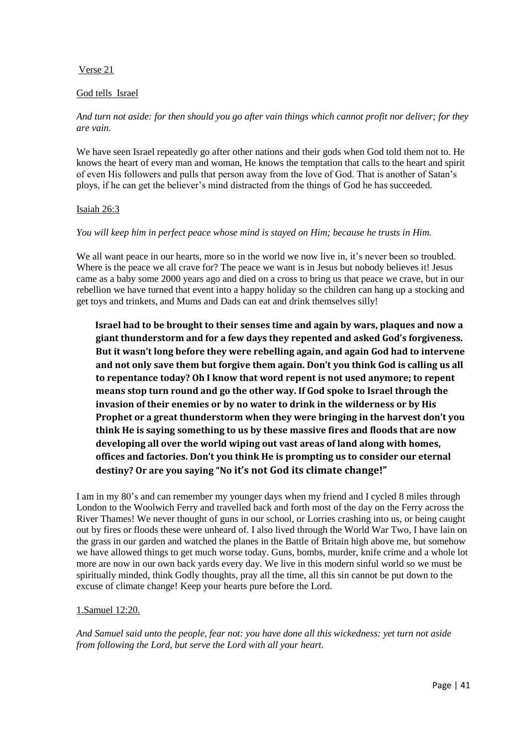Verse 21

God tells  Israel

*And turn not aside: for then should you go after vain things which cannot profit nor deliver; for they are vain.*

We have seen Israel repeatedly go after other nations and their gods when God told them not to. He knows the heart of every man and woman, He knows the temptation that calls to the heart and spirit of even His followers and pulls that person away from the love of God. That is another of Satan's ploys, if he can get the believer's mind distracted from the things of God he has succeeded.

Isaiah 26:3

*You will keep him in perfect peace whose mind is stayed on Him; because he trusts in Him.*

We all want peace in our hearts, more so in the world we now live in, it's never been so troubled. Where is the peace we all crave for? The peace we want is in Jesus but nobody believes it! Jesus came as a baby some 2000 years ago and died on a cross to bring us that peace we crave, but in our rebellion we have turned that event into a happy holiday so the children can hang up a stocking and get toys and trinkets, and Mums and Dads can eat and drink themselves silly!

**Israel had to be brought to their senses time and again by wars, plaques and now a giant thunderstorm and for a few days they repented and asked God's forgiveness. But it wasn't long before they were rebelling again, and again God had to intervene and not only save them but forgive them again. Don't you think God is calling us all to repentance today? Oh I know that word repent is not used anymore; to repent means stop turn round and go the other way. If God spoke to Israel through the invasion of their enemies or by no water to drink in the wilderness or by His Prophet or a great thunderstorm when they were bringing in the harvest don't you think He is saying something to us by these massive fires and floods that are now developing all over the world wiping out vast areas of land along with homes, offices and factories. Don't you think He is prompting us to consider our eternal destiny? Or are you saying "No it's not God its climate change!"**

I am in my 80's and can remember my younger days when my friend and I cycled 8 miles through London to the Woolwich Ferry and travelled back and forth most of the day on the Ferry across the River Thames! We never thought of guns in our school, or Lorries crashing into us, or being caught out by fires or floods these were unheard of. I also lived through the World War Two, I have lain on the grass in our garden and watched the planes in the Battle of Britain high above me, but somehow we have allowed things to get much worse today. Guns, bombs, murder, knife crime and a whole lot more are now in our own back yards every day. We live in this modern sinful world so we must be spiritually minded, think Godly thoughts, pray all the time, all this sin cannot be put down to the excuse of climate change! Keep your hearts pure before the Lord.

1.Samuel 12:20.

*And Samuel said unto the people, fear not: you have done all this wickedness: yet turn not aside from following the Lord, but serve the Lord with all your heart.*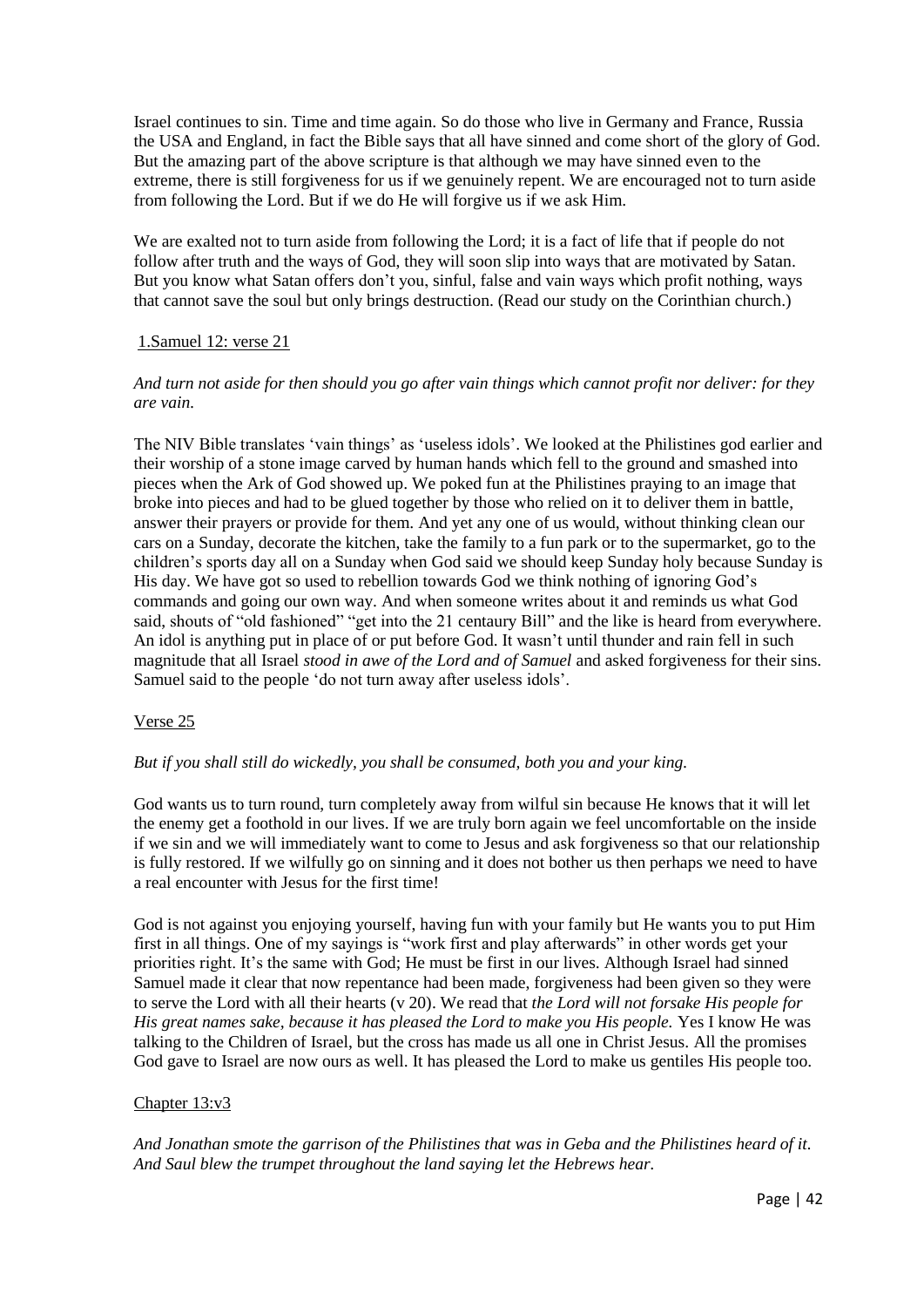Israel continues to sin. Time and time again. So do those who live in Germany and France, Russia the USA and England, in fact the Bible says that all have sinned and come short of the glory of God. But the amazing part of the above scripture is that although we may have sinned even to the extreme, there is still forgiveness for us if we genuinely repent. We are encouraged not to turn aside from following the Lord. But if we do He will forgive us if we ask Him.

We are exalted not to turn aside from following the Lord; it is a fact of life that if people do not follow after truth and the ways of God, they will soon slip into ways that are motivated by Satan. But you know what Satan offers don't you, sinful, false and vain ways which profit nothing, ways that cannot save the soul but only brings destruction. (Read our study on the Corinthian church.)

1.Samuel 12: verse 21

*And turn not aside for then should you go after vain things which cannot profit nor deliver: for they are vain.*

The NIV Bible translates 'vain things' as 'useless idols'. We looked at the Philistines god earlier and their worship of a stone image carved by human hands which fell to the ground and smashed into pieces when the Ark of God showed up. We poked fun at the Philistines praying to an image that broke into pieces and had to be glued together by those who relied on it to deliver them in battle, answer their prayers or provide for them. And yet any one of us would, without thinking clean our cars on a Sunday, decorate the kitchen, take the family to a fun park or to the supermarket, go to the children's sports day all on a Sunday when God said we should keep Sunday holy because Sunday is His day. We have got so used to rebellion towards God we think nothing of ignoring God's commands and going our own way. And when someone writes about it and reminds us what God said, shouts of "old fashioned" "get into the 21 centaury Bill" and the like is heard from everywhere. An idol is anything put in place of or put before God. It wasn't until thunder and rain fell in such magnitude that all Israel *stood in awe of the Lord and of Samuel* and asked forgiveness for their sins. Samuel said to the people 'do not turn away after useless idols'.

Verse 25

*But if you shall still do wickedly, you shall be consumed, both you and your king.*

God wants us to turn round, turn completely away from wilful sin because He knows that it will let the enemy get a foothold in our lives. If we are truly born again we feel uncomfortable on the inside if we sin and we will immediately want to come to Jesus and ask forgiveness so that our relationship is fully restored. If we wilfully go on sinning and it does not bother us then perhaps we need to have a real encounter with Jesus for the first time!

God is not against you enjoying yourself, having fun with your family but He wants you to put Him first in all things. One of my sayings is "work first and play afterwards" in other words get your priorities right. It's the same with God; He must be first in our lives. Although Israel had sinned Samuel made it clear that now repentance had been made, forgiveness had been given so they were to serve the Lord with all their hearts (v 20). We read that *the Lord will not forsake His people for His great names sake, because it has pleased the Lord to make you His people.* Yes I know He was talking to the Children of Israel, but the cross has made us all one in Christ Jesus. All the promises God gave to Israel are now ours as well. It has pleased the Lord to make us gentiles His people too.

Chapter 13:v3

*And Jonathan smote the garrison of the Philistines that was in Geba and the Philistines heard of it. And Saul blew the trumpet throughout the land saying let the Hebrews hear.*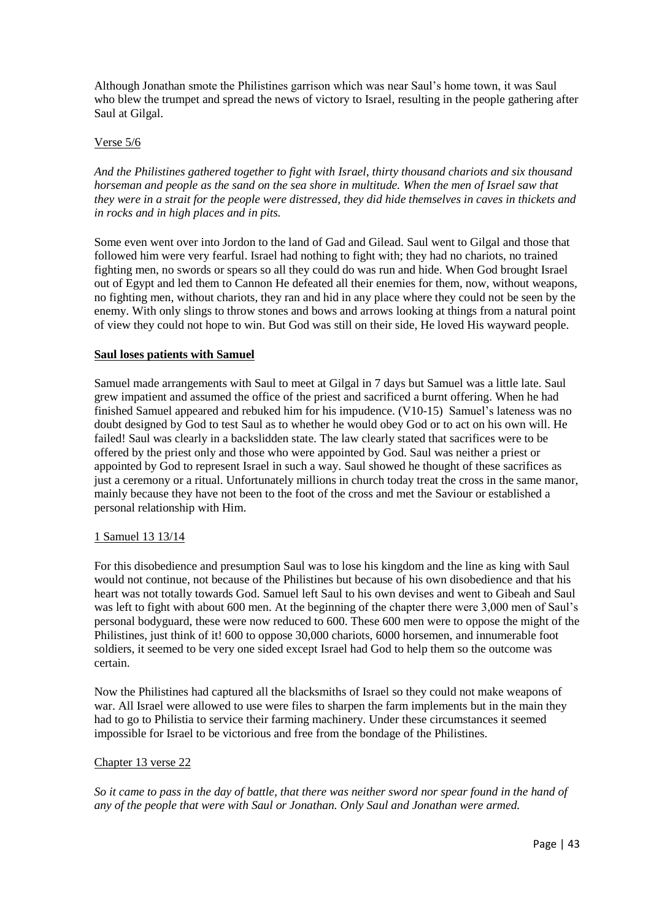Although Jonathan smote the Philistines garrison which was near Saul's home town, it was Saul who blew the trumpet and spread the news of victory to Israel, resulting in the people gathering after Saul at Gilgal.

Verse 5/6

*And the Philistines gathered together to fight with Israel, thirty thousand chariots and six thousand horseman and people as the sand on the sea shore in multitude. When the men of Israel saw that they were in a strait for the people were distressed, they did hide themselves in caves in thickets and in rocks and in high places and in pits.*

Some even went over into Jordon to the land of Gad and Gilead. Saul went to Gilgal and those that followed him were very fearful. Israel had nothing to fight with; they had no chariots, no trained fighting men, no swords or spears so all they could do was run and hide. When God brought Israel out of Egypt and led them to Cannon He defeated all their enemies for them, now, without weapons, no fighting men, without chariots, they ran and hid in any place where they could not be seen by the enemy. With only slings to throw stones and bows and arrows looking at things from a natural point of view they could not hope to win. But God was still on their side, He loved His wayward people.

**Saul loses patients with Samuel**

Samuel made arrangements with Saul to meet at Gilgal in 7 days but Samuel was a little late. Saul grew impatient and assumed the office of the priest and sacrificed a burnt offering. When he had finished Samuel appeared and rebuked him for his impudence. (V10-15) Samuel's lateness was no doubt designed by God to test Saul as to whether he would obey God or to act on his own will. He failed! Saul was clearly in a backslidden state. The law clearly stated that sacrifices were to be offered by the priest only and those who were appointed by God. Saul was neither a priest or appointed by God to represent Israel in such a way. Saul showed he thought of these sacrifices as just a ceremony or a ritual. Unfortunately millions in church today treat the cross in the same manor, mainly because they have not been to the foot of the cross and met the Saviour or established a personal relationship with Him.

1 Samuel 13 13/14

For this disobedience and presumption Saul was to lose his kingdom and the line as king with Saul would not continue, not because of the Philistines but because of his own disobedience and that his heart was not totally towards God. Samuel left Saul to his own devises and went to Gibeah and Saul was left to fight with about 600 men. At the beginning of the chapter there were 3,000 men of Saul's personal bodyguard, these were now reduced to 600. These 600 men were to oppose the might of the Philistines, just think of it! 600 to oppose 30,000 chariots, 6000 horsemen, and innumerable foot soldiers, it seemed to be very one sided except Israel had God to help them so the outcome was certain.

Now the Philistines had captured all the blacksmiths of Israel so they could not make weapons of war. All Israel were allowed to use were files to sharpen the farm implements but in the main they had to go to Philistia to service their farming machinery. Under these circumstances it seemed impossible for Israel to be victorious and free from the bondage of the Philistines.

Chapter 13 verse 22

*So it came to pass in the day of battle, that there was neither sword nor spear found in the hand of any of the people that were with Saul or Jonathan. Only Saul and Jonathan were armed.*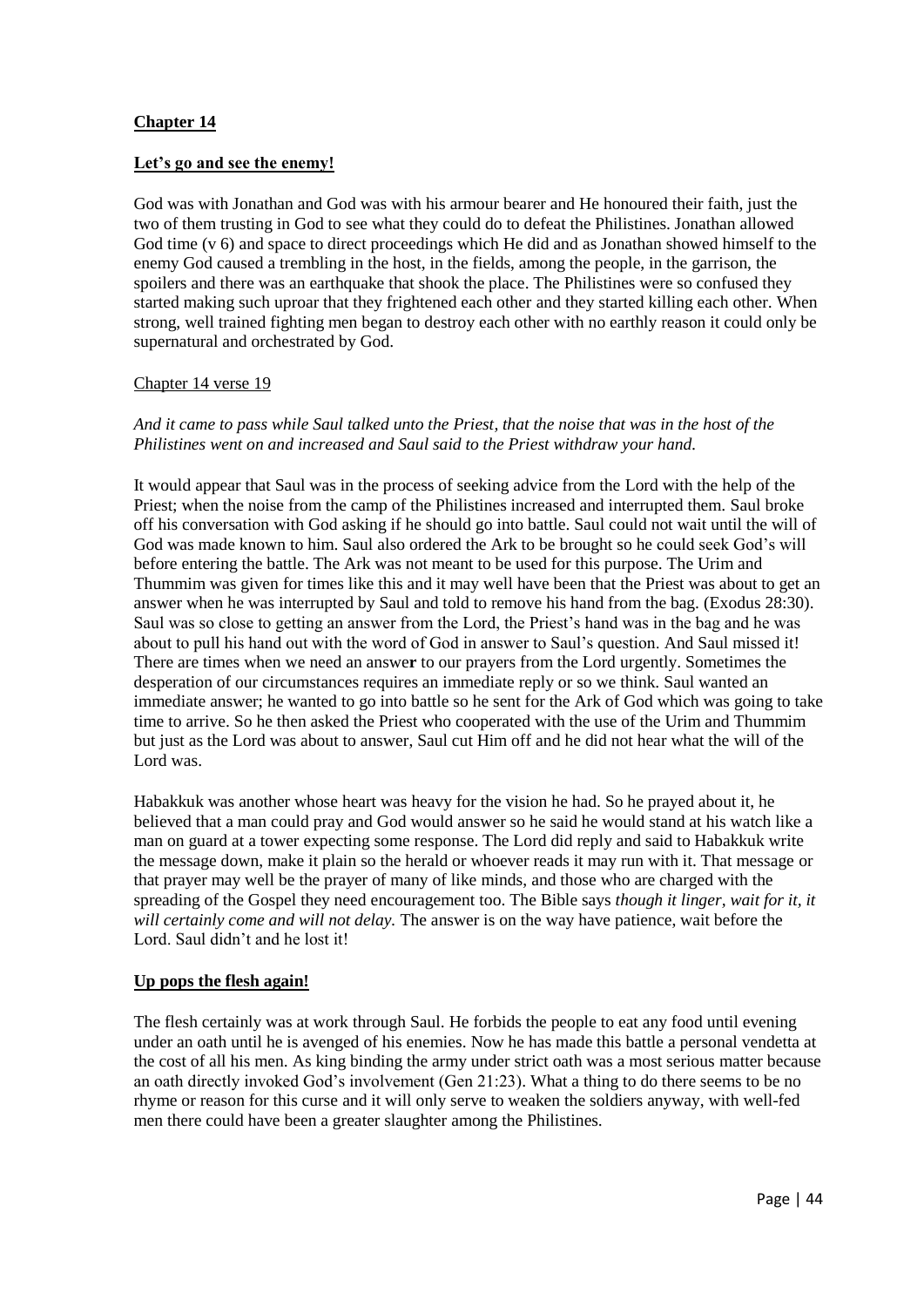## Chapter 14

**Let's go and see the enemy!**

God was with Jonathan and God was with his armour bearer and He honoured their faith, just the two of them trusting in God to see what they could do to defeat the Philistines. Jonathan allowed God time (v 6) and space to direct proceedings which He did and as Jonathan showed himself to the enemy God caused a trembling in the host, in the fields, among the people, in the garrison, the spoilers and there was an earthquake that shook the place. The Philistines were so confused they started making such uproar that they frightened each other and they started killing each other. When strong, well trained fighting men began to destroy each other with no earthly reason it could only be supernatural and orchestrated by God.

Chapter 14 verse 19

*And it came to pass while Saul talked unto the Priest, that the noise that was in the host of the Philistines went on and increased and Saul said to the Priest withdraw your hand.*

It would appear that Saul was in the process of seeking advice from the Lord with the help of the Priest; when the noise from the camp of the Philistines increased and interrupted them. Saul broke off his conversation with God asking if he should go into battle. Saul could not wait until the will of God was made known to him. Saul also ordered the Ark to be brought so he could seek God's will before entering the battle. The Ark was not meant to be used for this purpose. The Urim and Thummim was given for times like this and it may well have been that the Priest was about to get an answer when he was interrupted by Saul and told to remove his hand from the bag. (Exodus 28:30). Saul was so close to getting an answer from the Lord, the Priest's hand was in the bag and he was about to pull his hand out with the word of God in answer to Saul's question. And Saul missed it! There are times when we need an answer to our prayers from the Lord urgently. Sometimes the desperation of our circumstances requires an immediate reply or so we think. Saul wanted an immediate answer; he wanted to go into battle so he sent for the Ark of God which was going to take time to arrive. So he then asked the Priest who cooperated with the use of the Urim and Thummim but just as the Lord was about to answer, Saul cut Him off and he did not hear what the will of the Lord was.

Habakkuk was another whose heart was heavy for the vision he had. So he prayed about it, he believed that a man could pray and God would answer so he said he would stand at his watch like a man on guard at a tower expecting some response. The Lord did reply and said to Habakkuk write the message down, make it plain so the herald or whoever reads it may run with it. That message or that prayer may well be the prayer of many of like minds, and those who are charged with the spreading of the Gospel they need encouragement too. The Bible says *though it linger, wait for it, it will certainly come and will not delay.* The answer is on the way have patience, wait before the Lord. Saul didn't and he lost it!

**Up pops the flesh again!**

The flesh certainly was at work through Saul. He forbids the people to eat any food until evening under an oath until he is avenged of his enemies. Now he has made this battle a personal vendetta at the cost of all his men. As king binding the army under strict oath was a most serious matter because an oath directly invoked God's involvement (Gen 21:23). What a thing to do there seems to be no rhyme or reason for this curse and it will only serve to weaken the soldiers anyway, with well-fed men there could have been a greater slaughter among the Philistines.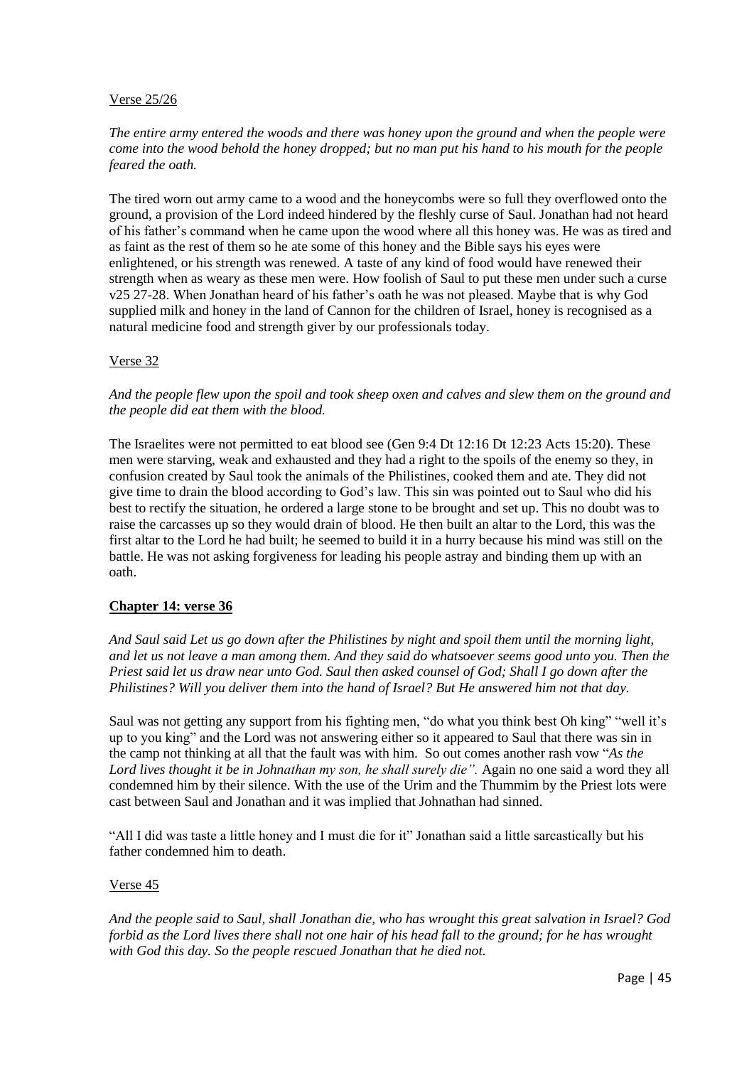Verse 25/26

*The entire army entered the woods and there was honey upon the ground and when the people were come into the wood behold the honey dropped; but no man put his hand to his mouth for the people feared the oath.*

The tired worn out army came to a wood and the honeycombs were so full they overflowed onto the ground, a provision of the Lord indeed hindered by the fleshly curse of Saul. Jonathan had not heard of his father's command when he came upon the wood where all this honey was. He was as tired and as faint as the rest of them so he ate some of this honey and the Bible says his eyes were enlightened, or his strength was renewed. A taste of any kind of food would have renewed their strength when as weary as these men were. How foolish of Saul to put these men under such a curse v25 27-28. When Jonathan heard of his father's oath he was not pleased. Maybe that is why God supplied milk and honey in the land of Cannon for the children of Israel, honey is recognised as a natural medicine food and strength giver by our professionals today.

Verse 32

*And the people flew upon the spoil and took sheep oxen and calves and slew them on the ground and the people did eat them with the blood.*

The Israelites were not permitted to eat blood see (Gen 9:4 Dt 12:16 Dt 12:23 Acts 15:20). These men were starving, weak and exhausted and they had a right to the spoils of the enemy so they, in confusion created by Saul took the animals of the Philistines, cooked them and ate. They did not give time to drain the blood according to God's law. This sin was pointed out to Saul who did his best to rectify the situation, he ordered a large stone to be brought and set up. This no doubt was to raise the carcasses up so they would drain of blood. He then built an altar to the Lord, this was the first altar to the Lord he had built; he seemed to build it in a hurry because his mind was still on the battle. He was not asking forgiveness for leading his people astray and binding them up with an oath.

**Chapter 14: verse 36**

*And Saul said Let us go down after the Philistines by night and spoil them until the morning light, and let us not leave a man among them. And they said do whatsoever seems good unto you. Then the Priest said let us draw near unto God. Saul then asked counsel of God; Shall I go down after the Philistines? Will you deliver them into the hand of Israel? But He answered him not that day.*

Saul was not getting any support from his fighting men, "do what you think best Oh king" "well it's up to you king" and the Lord was not answering either so it appeared to Saul that there was sin in the camp not thinking at all that the fault was with him. So out comes another rash vow "*As the Lord lives thought it be in Johnathan my son, he shall surely die".* Again no one said a word they all condemned him by their silence. With the use of the Urim and the Thummim by the Priest lots were cast between Saul and Jonathan and it was implied that Johnathan had sinned.

"All I did was taste a little honey and I must die for it" Jonathan said a little sarcastically but his father condemned him to death.

Verse 45

*And the people said to Saul, shall Jonathan die, who has wrought this great salvation in Israel? God forbid as the Lord lives there shall not one hair of his head fall to the ground; for he has wrought with God this day. So the people rescued Jonathan that he died not.*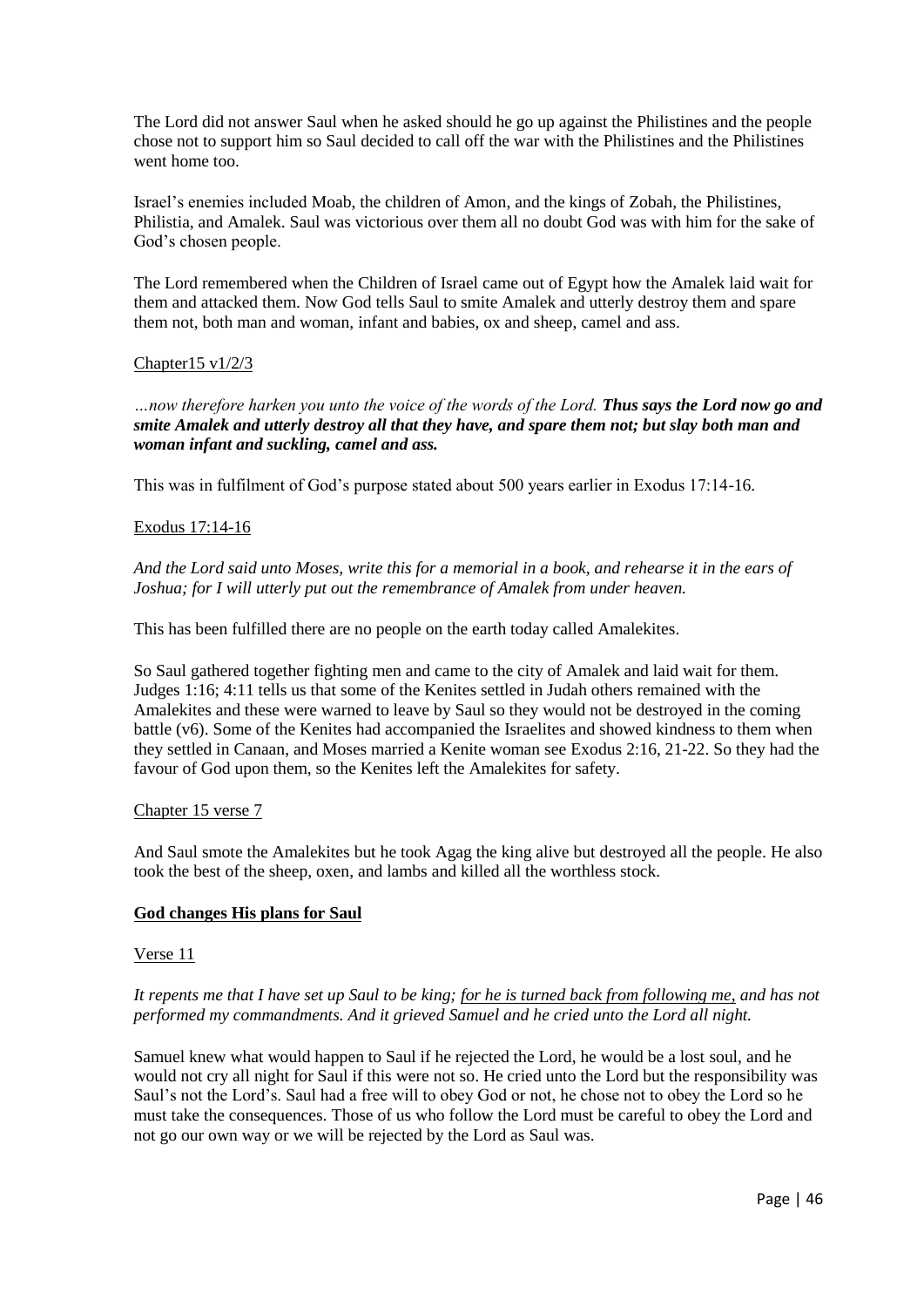The Lord did not answer Saul when he asked should he go up against the Philistines and the people chose not to support him so Saul decided to call off the war with the Philistines and the Philistines went home too.

Israel's enemies included Moab, the children of Amon, and the kings of Zobah, the Philistines, Philistia, and Amalek. Saul was victorious over them all no doubt God was with him for the sake of God's chosen people.

The Lord remembered when the Children of Israel came out of Egypt how the Amalek laid wait for them and attacked them. Now God tells Saul to smite Amalek and utterly destroy them and spare them not, both man and woman, infant and babies, ox and sheep, camel and ass.

<u>Chapter15 v1/2/3</u>

*…now therefore harken you unto the voice of the words of the Lord.* ***Thus says the Lord now go and smite Amalek and utterly destroy all that they have, and spare them not; but slay both man and woman infant and suckling, camel and ass.***

This was in fulfilment of God's purpose stated about 500 years earlier in Exodus 17:14-16.

<u>Exodus 17:14-16</u>

*And the Lord said unto Moses, write this for a memorial in a book, and rehearse it in the ears of Joshua; for I will utterly put out the remembrance of Amalek from under heaven.*

This has been fulfilled there are no people on the earth today called Amalekites.

So Saul gathered together fighting men and came to the city of Amalek and laid wait for them. Judges 1:16; 4:11 tells us that some of the Kenites settled in Judah others remained with the Amalekites and these were warned to leave by Saul so they would not be destroyed in the coming battle (v6). Some of the Kenites had accompanied the Israelites and showed kindness to them when they settled in Canaan, and Moses married a Kenite woman see Exodus 2:16, 21-22. So they had the favour of God upon them, so the Kenites left the Amalekites for safety.

<u>Chapter 15 verse 7</u>

And Saul smote the Amalekites but he took Agag the king alive but destroyed all the people. He also took the best of the sheep, oxen, and lambs and killed all the worthless stock.

**<u>God changes His plans for Saul</u>**

<u>Verse 11</u>

*It repents me that I have set up Saul to be king; <u>for he is turned back from following me,</u> and has not performed my commandments. And it grieved Samuel and he cried unto the Lord all night.*

Samuel knew what would happen to Saul if he rejected the Lord, he would be a lost soul, and he would not cry all night for Saul if this were not so. He cried unto the Lord but the responsibility was Saul's not the Lord's. Saul had a free will to obey God or not, he chose not to obey the Lord so he must take the consequences. Those of us who follow the Lord must be careful to obey the Lord and not go our own way or we will be rejected by the Lord as Saul was.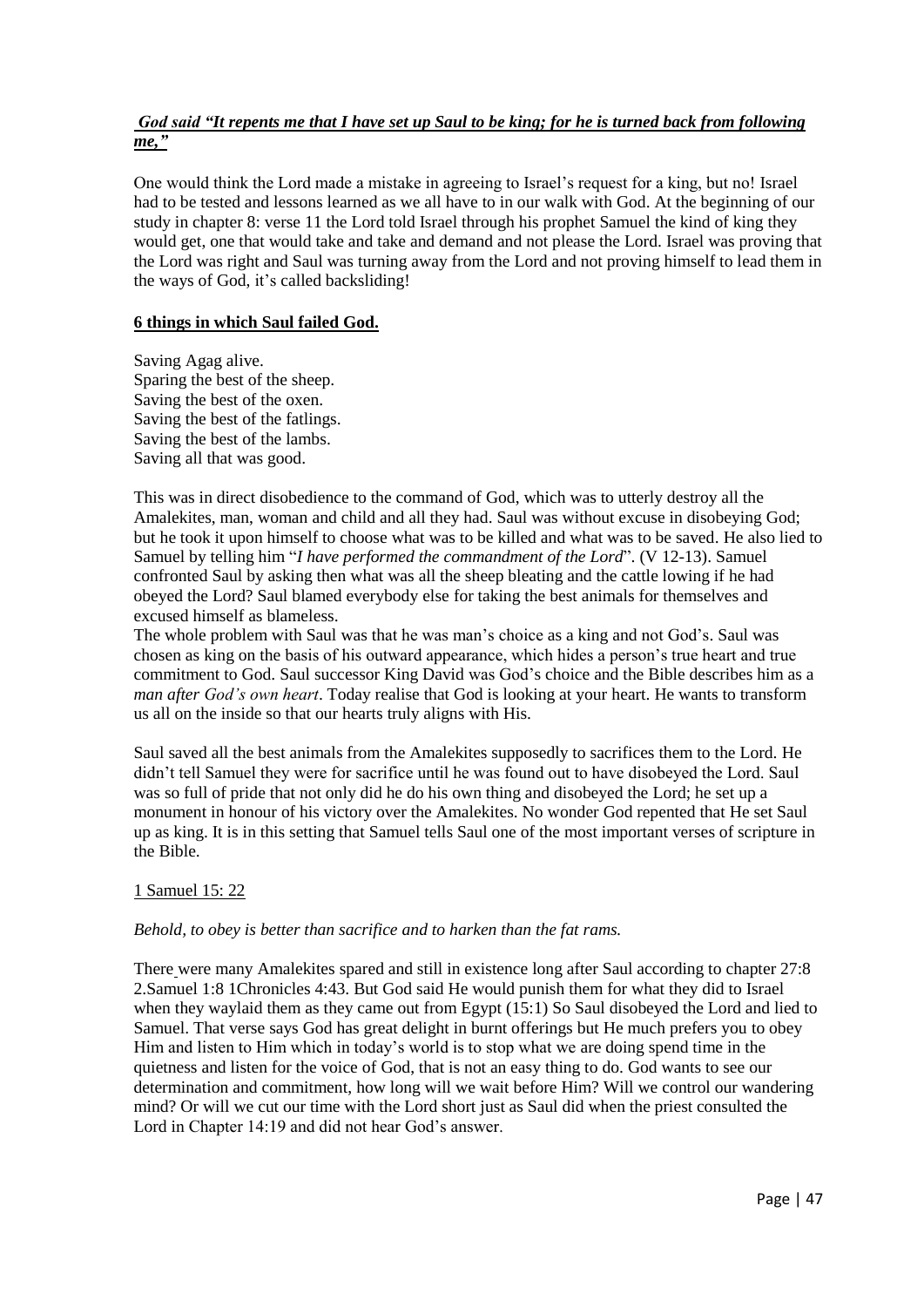***God said "It repents me that I have set up Saul to be king; for he is turned back from following me,"***

One would think the Lord made a mistake in agreeing to Israel's request for a king, but no! Israel had to be tested and lessons learned as we all have to in our walk with God. At the beginning of our study in chapter 8: verse 11 the Lord told Israel through his prophet Samuel the kind of king they would get, one that would take and take and demand and not please the Lord. Israel was proving that the Lord was right and Saul was turning away from the Lord and not proving himself to lead them in the ways of God, it's called backsliding!

**6 things in which Saul failed God.**

Saving Agag alive.
Sparing the best of the sheep.
Saving the best of the oxen.
Saving the best of the fatlings.
Saving the best of the lambs.
Saving all that was good.

This was in direct disobedience to the command of God, which was to utterly destroy all the Amalekites, man, woman and child and all they had. Saul was without excuse in disobeying God; but he took it upon himself to choose what was to be killed and what was to be saved. He also lied to Samuel by telling him "*I have performed the commandment of the Lord*". (V 12-13). Samuel confronted Saul by asking then what was all the sheep bleating and the cattle lowing if he had obeyed the Lord? Saul blamed everybody else for taking the best animals for themselves and excused himself as blameless.
The whole problem with Saul was that he was man's choice as a king and not God's. Saul was chosen as king on the basis of his outward appearance, which hides a person's true heart and true commitment to God. Saul successor King David was God's choice and the Bible describes him as a *man after God's own heart*. Today realise that God is looking at your heart. He wants to transform us all on the inside so that our hearts truly aligns with His.

Saul saved all the best animals from the Amalekites supposedly to sacrifices them to the Lord. He didn't tell Samuel they were for sacrifice until he was found out to have disobeyed the Lord. Saul was so full of pride that not only did he do his own thing and disobeyed the Lord; he set up a monument in honour of his victory over the Amalekites. No wonder God repented that He set Saul up as king. It is in this setting that Samuel tells Saul one of the most important verses of scripture in the Bible.

1 Samuel 15: 22

*Behold, to obey is better than sacrifice and to harken than the fat rams.*

There were many Amalekites spared and still in existence long after Saul according to chapter 27:8 2.Samuel 1:8 1Chronicles 4:43. But God said He would punish them for what they did to Israel when they waylaid them as they came out from Egypt (15:1) So Saul disobeyed the Lord and lied to Samuel. That verse says God has great delight in burnt offerings but He much prefers you to obey Him and listen to Him which in today's world is to stop what we are doing spend time in the quietness and listen for the voice of God, that is not an easy thing to do. God wants to see our determination and commitment, how long will we wait before Him? Will we control our wandering mind? Or will we cut our time with the Lord short just as Saul did when the priest consulted the Lord in Chapter 14:19 and did not hear God's answer.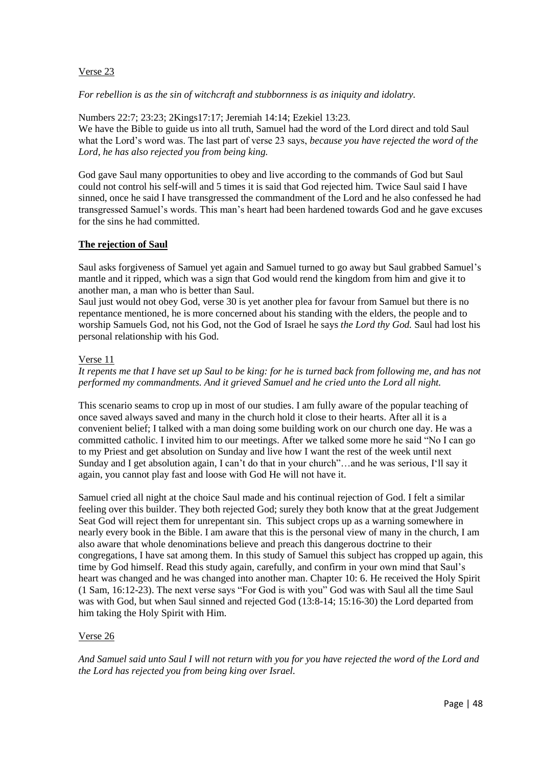Verse 23

*For rebellion is as the sin of witchcraft and stubbornness is as iniquity and idolatry.*

Numbers 22:7; 23:23; 2Kings17:17; Jeremiah 14:14; Ezekiel 13:23.
We have the Bible to guide us into all truth, Samuel had the word of the Lord direct and told Saul what the Lord's word was. The last part of verse 23 says, *because you have rejected the word of the Lord, he has also rejected you from being king.*

God gave Saul many opportunities to obey and live according to the commands of God but Saul could not control his self-will and 5 times it is said that God rejected him. Twice Saul said I have sinned, once he said I have transgressed the commandment of the Lord and he also confessed he had transgressed Samuel's words. This man's heart had been hardened towards God and he gave excuses for the sins he had committed.

**The rejection of Saul**

Saul asks forgiveness of Samuel yet again and Samuel turned to go away but Saul grabbed Samuel's mantle and it ripped, which was a sign that God would rend the kingdom from him and give it to another man, a man who is better than Saul.
Saul just would not obey God, verse 30 is yet another plea for favour from Samuel but there is no repentance mentioned, he is more concerned about his standing with the elders, the people and to worship Samuels God, not his God, not the God of Israel he says *the Lord thy God.* Saul had lost his personal relationship with his God.

Verse 11

*It repents me that I have set up Saul to be king: for he is turned back from following me, and has not performed my commandments. And it grieved Samuel and he cried unto the Lord all night.*

This scenario seams to crop up in most of our studies. I am fully aware of the popular teaching of once saved always saved and many in the church hold it close to their hearts. After all it is a convenient belief; I talked with a man doing some building work on our church one day. He was a committed catholic. I invited him to our meetings. After we talked some more he said "No I can go to my Priest and get absolution on Sunday and live how I want the rest of the week until next Sunday and I get absolution again, I can't do that in your church"…and he was serious, I'll say it again, you cannot play fast and loose with God He will not have it.

Samuel cried all night at the choice Saul made and his continual rejection of God. I felt a similar feeling over this builder. They both rejected God; surely they both know that at the great Judgement Seat God will reject them for unrepentant sin. This subject crops up as a warning somewhere in nearly every book in the Bible. I am aware that this is the personal view of many in the church, I am also aware that whole denominations believe and preach this dangerous doctrine to their congregations, I have sat among them. In this study of Samuel this subject has cropped up again, this time by God himself. Read this study again, carefully, and confirm in your own mind that Saul's heart was changed and he was changed into another man. Chapter 10: 6. He received the Holy Spirit (1 Sam, 16:12-23). The next verse says "For God is with you" God was with Saul all the time Saul was with God, but when Saul sinned and rejected God (13:8-14; 15:16-30) the Lord departed from him taking the Holy Spirit with Him.

Verse 26

*And Samuel said unto Saul I will not return with you for you have rejected the word of the Lord and the Lord has rejected you from being king over Israel.*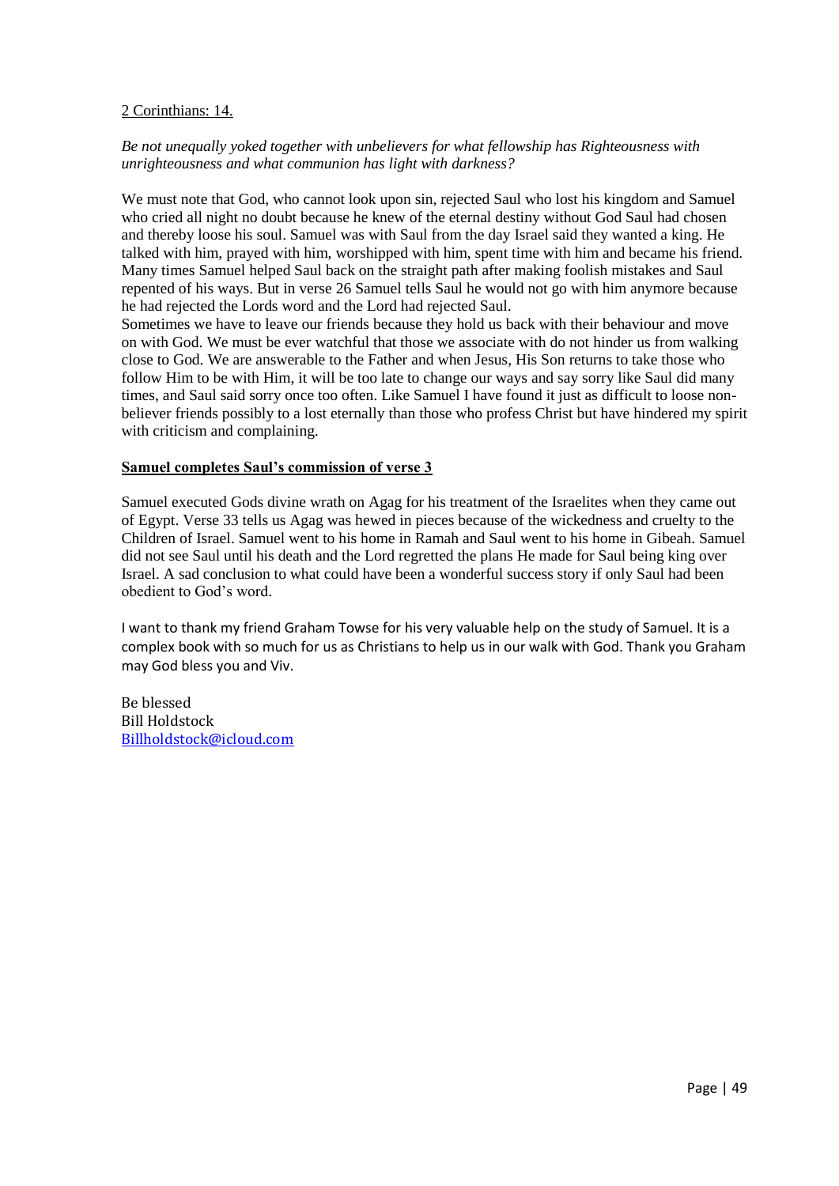2 Corinthians: 14.

*Be not unequally yoked together with unbelievers for what fellowship has Righteousness with unrighteousness and what communion has light with darkness?*

We must note that God, who cannot look upon sin, rejected Saul who lost his kingdom and Samuel who cried all night no doubt because he knew of the eternal destiny without God Saul had chosen and thereby loose his soul. Samuel was with Saul from the day Israel said they wanted a king. He talked with him, prayed with him, worshipped with him, spent time with him and became his friend. Many times Samuel helped Saul back on the straight path after making foolish mistakes and Saul repented of his ways. But in verse 26 Samuel tells Saul he would not go with him anymore because he had rejected the Lords word and the Lord had rejected Saul.
Sometimes we have to leave our friends because they hold us back with their behaviour and move on with God. We must be ever watchful that those we associate with do not hinder us from walking close to God. We are answerable to the Father and when Jesus, His Son returns to take those who follow Him to be with Him, it will be too late to change our ways and say sorry like Saul did many times, and Saul said sorry once too often. Like Samuel I have found it just as difficult to loose non-believer friends possibly to a lost eternally than those who profess Christ but have hindered my spirit with criticism and complaining.

**Samuel completes Saul's commission of verse 3**

Samuel executed Gods divine wrath on Agag for his treatment of the Israelites when they came out of Egypt. Verse 33 tells us Agag was hewed in pieces because of the wickedness and cruelty to the Children of Israel. Samuel went to his home in Ramah and Saul went to his home in Gibeah. Samuel did not see Saul until his death and the Lord regretted the plans He made for Saul being king over Israel. A sad conclusion to what could have been a wonderful success story if only Saul had been obedient to God's word.

I want to thank my friend Graham Towse for his very valuable help on the study of Samuel. It is a complex book with so much for us as Christians to help us in our walk with God. Thank you Graham may God bless you and Viv.

Be blessed
Bill Holdstock
Billholdstock@icloud.com